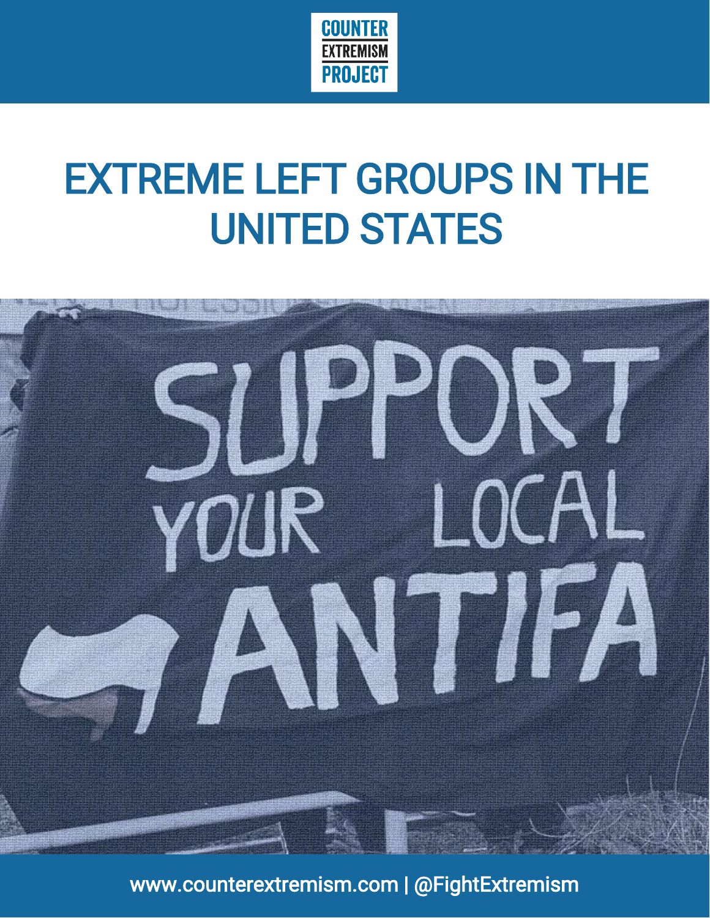COUNTER EXTREMISM PROJECT

# EXTREME LEFT GROUPS IN THE UNITED STATES

www.counterextremism.com | @FightExtremism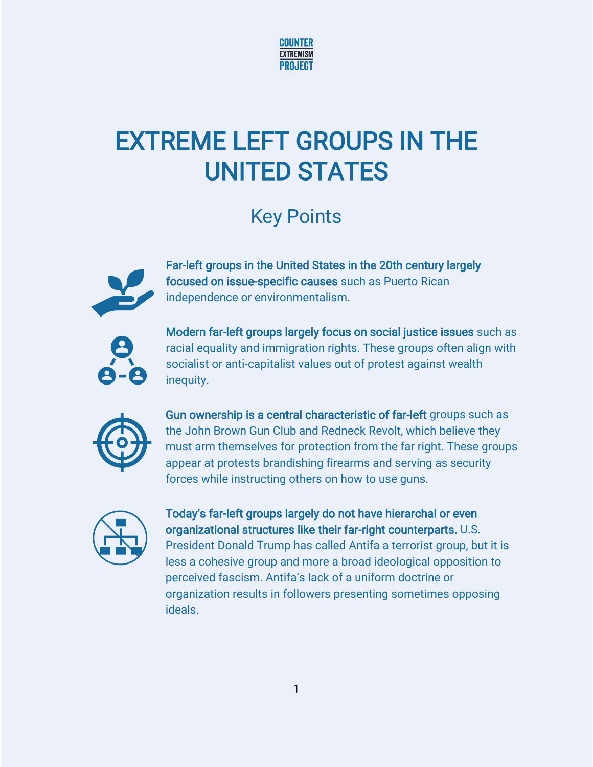COUNTER EXTREMISM PROJECT

# EXTREME LEFT GROUPS IN THE UNITED STATES

## Key Points

**Far-left groups in the United States in the 20th century largely focused on issue-specific causes** such as Puerto Rican independence or environmentalism.

**Modern far-left groups largely focus on social justice issues** such as racial equality and immigration rights. These groups often align with socialist or anti-capitalist values out of protest against wealth inequity.

**Gun ownership is a central characteristic of far-left** groups such as the John Brown Gun Club and Redneck Revolt, which believe they must arm themselves for protection from the far right. These groups appear at protests brandishing firearms and serving as security forces while instructing others on how to use guns.

**Today's far-left groups largely do not have hierarchal or even organizational structures like their far-right counterparts.** U.S. President Donald Trump has called Antifa a terrorist group, but it is less a cohesive group and more a broad ideological opposition to perceived fascism. Antifa's lack of a uniform doctrine or organization results in followers presenting sometimes opposing ideals.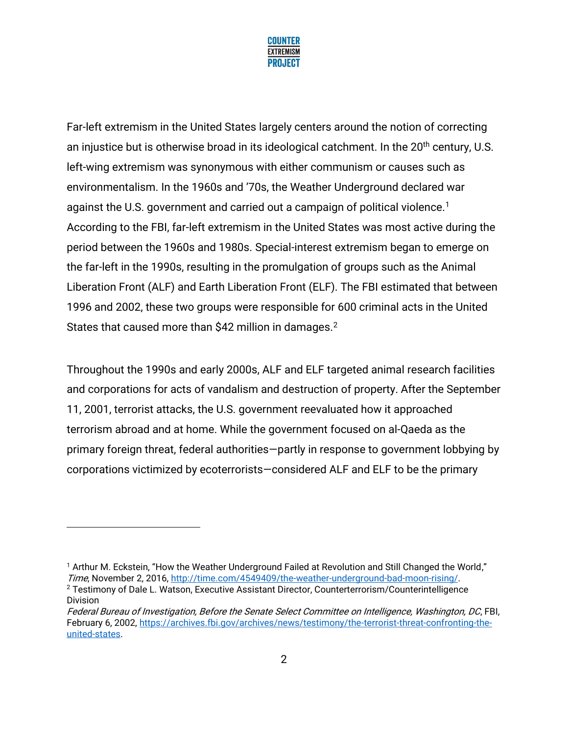Far-left extremism in the United States largely centers around the notion of correcting an injustice but is otherwise broad in its ideological catchment. In the 20th century, U.S. left-wing extremism was synonymous with either communism or causes such as environmentalism. In the 1960s and '70s, the Weather Underground declared war against the U.S. government and carried out a campaign of political violence.[1] According to the FBI, far-left extremism in the United States was most active during the period between the 1960s and 1980s. Special-interest extremism began to emerge on the far-left in the 1990s, resulting in the promulgation of groups such as the Animal Liberation Front (ALF) and Earth Liberation Front (ELF). The FBI estimated that between 1996 and 2002, these two groups were responsible for 600 criminal acts in the United States that caused more than $42 million in damages.[2]

Throughout the 1990s and early 2000s, ALF and ELF targeted animal research facilities and corporations for acts of vandalism and destruction of property. After the September 11, 2001, terrorist attacks, the U.S. government reevaluated how it approached terrorism abroad and at home. While the government focused on al-Qaeda as the primary foreign threat, federal authorities—partly in response to government lobbying by corporations victimized by ecoterrorists—considered ALF and ELF to be the primary

---

[1] Arthur M. Eckstein, "How the Weather Underground Failed at Revolution and Still Changed the World," *Time*, November 2, 2016, http://time.com/4549409/the-weather-underground-bad-moon-rising/.

[2] Testimony of Dale L. Watson, Executive Assistant Director, Counterterrorism/Counterintelligence Division *Federal Bureau of Investigation, Before the Senate Select Committee on Intelligence, Washington, DC*, FBI, February 6, 2002, https://archives.fbi.gov/archives/news/testimony/the-terrorist-threat-confronting-the-united-states.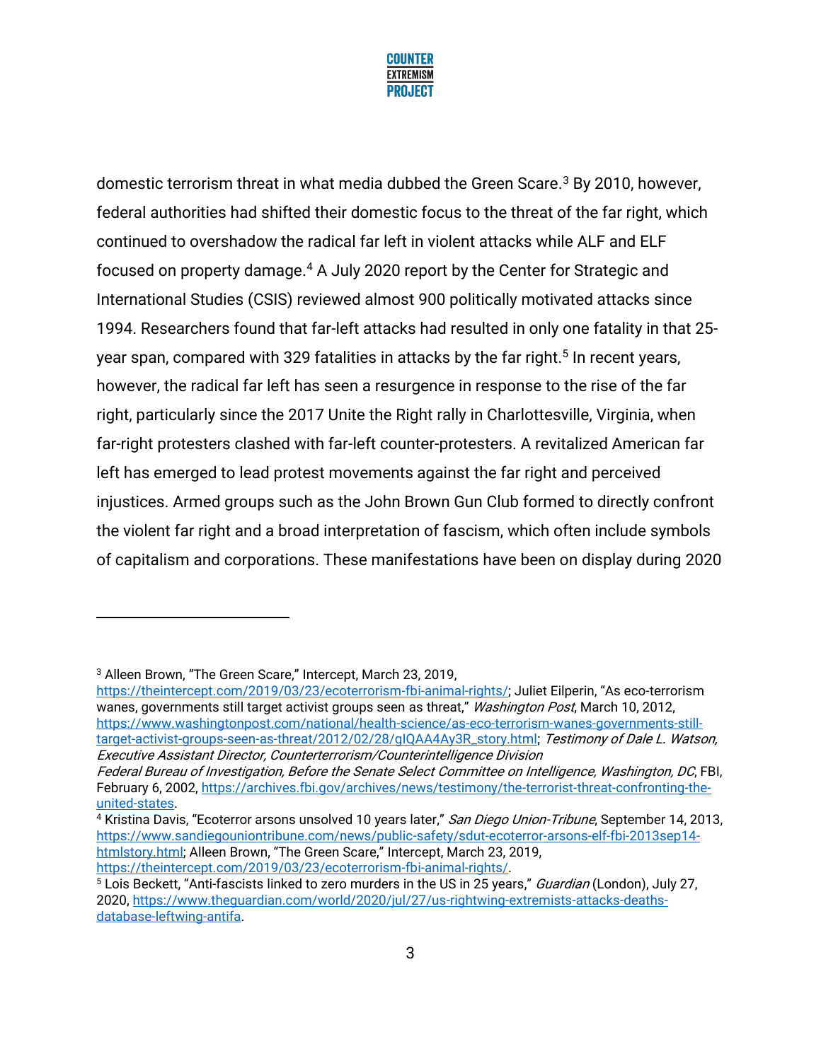domestic terrorism threat in what media dubbed the Green Scare.[3] By 2010, however, federal authorities had shifted their domestic focus to the threat of the far right, which continued to overshadow the radical far left in violent attacks while ALF and ELF focused on property damage.[4] A July 2020 report by the Center for Strategic and International Studies (CSIS) reviewed almost 900 politically motivated attacks since 1994. Researchers found that far-left attacks had resulted in only one fatality in that 25-year span, compared with 329 fatalities in attacks by the far right.[5] In recent years, however, the radical far left has seen a resurgence in response to the rise of the far right, particularly since the 2017 Unite the Right rally in Charlottesville, Virginia, when far-right protesters clashed with far-left counter-protesters. A revitalized American far left has emerged to lead protest movements against the far right and perceived injustices. Armed groups such as the John Brown Gun Club formed to directly confront the violent far right and a broad interpretation of fascism, which often include symbols of capitalism and corporations. These manifestations have been on display during 2020

---

[3] Alleen Brown, "The Green Scare," Intercept, March 23, 2019, https://theintercept.com/2019/03/23/ecoterrorism-fbi-animal-rights/; Juliet Eilperin, "As eco-terrorism wanes, governments still target activist groups seen as threat," *Washington Post*, March 10, 2012, https://www.washingtonpost.com/national/health-science/as-eco-terrorism-wanes-governments-still-target-activist-groups-seen-as-threat/2012/02/28/gIQAA4Ay3R_story.html; *Testimony of Dale L. Watson, Executive Assistant Director, Counterterrorism/Counterintelligence Division Federal Bureau of Investigation, Before the Senate Select Committee on Intelligence, Washington, DC*, FBI, February 6, 2002, https://archives.fbi.gov/archives/news/testimony/the-terrorist-threat-confronting-the-united-states.

[4] Kristina Davis, "Ecoterror arsons unsolved 10 years later," *San Diego Union-Tribune*, September 14, 2013, https://www.sandiegouniontribune.com/news/public-safety/sdut-ecoterror-arsons-elf-fbi-2013sep14-htmlstory.html; Alleen Brown, "The Green Scare," Intercept, March 23, 2019, https://theintercept.com/2019/03/23/ecoterrorism-fbi-animal-rights/.

[5] Lois Beckett, "Anti-fascists linked to zero murders in the US in 25 years," *Guardian* (London), July 27, 2020, https://www.theguardian.com/world/2020/jul/27/us-rightwing-extremists-attacks-deaths-database-leftwing-antifa.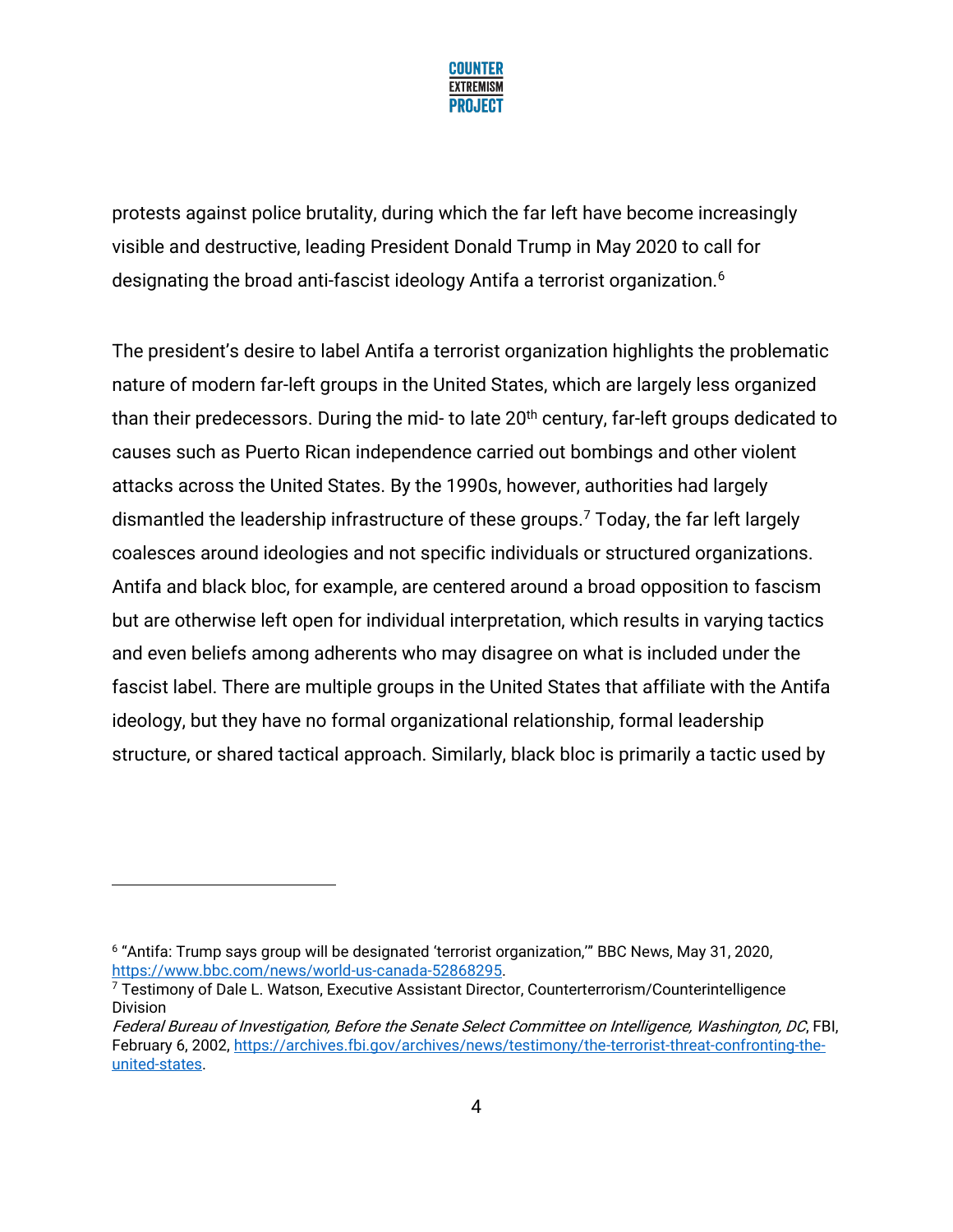protests against police brutality, during which the far left have become increasingly visible and destructive, leading President Donald Trump in May 2020 to call for designating the broad anti-fascist ideology Antifa a terrorist organization.[6]

The president's desire to label Antifa a terrorist organization highlights the problematic nature of modern far-left groups in the United States, which are largely less organized than their predecessors. During the mid- to late 20th century, far-left groups dedicated to causes such as Puerto Rican independence carried out bombings and other violent attacks across the United States. By the 1990s, however, authorities had largely dismantled the leadership infrastructure of these groups.[7] Today, the far left largely coalesces around ideologies and not specific individuals or structured organizations. Antifa and black bloc, for example, are centered around a broad opposition to fascism but are otherwise left open for individual interpretation, which results in varying tactics and even beliefs among adherents who may disagree on what is included under the fascist label. There are multiple groups in the United States that affiliate with the Antifa ideology, but they have no formal organizational relationship, formal leadership structure, or shared tactical approach. Similarly, black bloc is primarily a tactic used by

---

[6] "Antifa: Trump says group will be designated 'terrorist organization,'" BBC News, May 31, 2020, https://www.bbc.com/news/world-us-canada-52868295.

[7] Testimony of Dale L. Watson, Executive Assistant Director, Counterterrorism/Counterintelligence Division *Federal Bureau of Investigation, Before the Senate Select Committee on Intelligence, Washington, DC*, FBI, February 6, 2002, https://archives.fbi.gov/archives/news/testimony/the-terrorist-threat-confronting-the-united-states.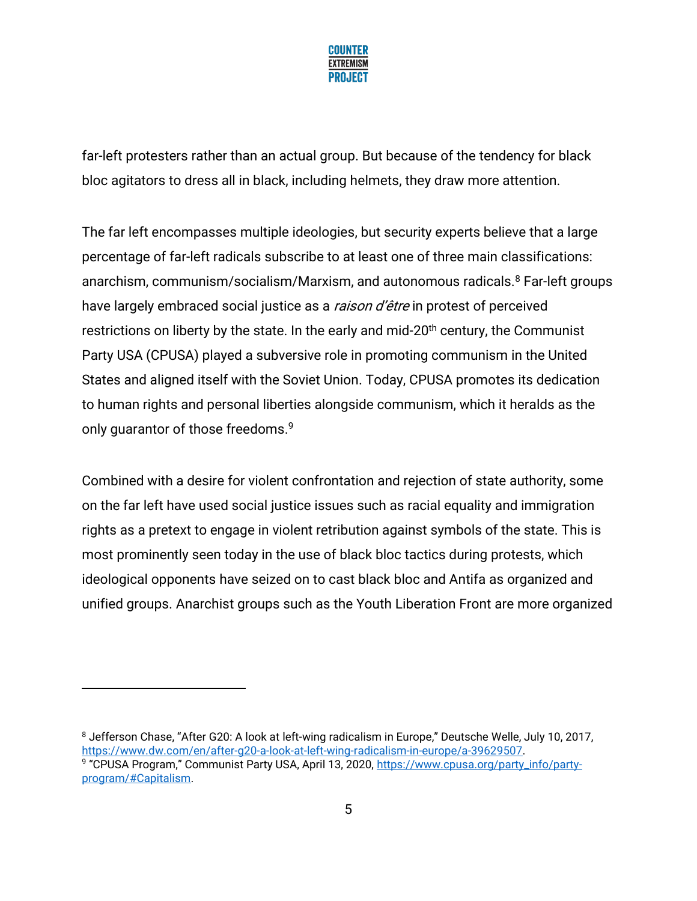far-left protesters rather than an actual group. But because of the tendency for black bloc agitators to dress all in black, including helmets, they draw more attention.

The far left encompasses multiple ideologies, but security experts believe that a large percentage of far-left radicals subscribe to at least one of three main classifications: anarchism, communism/socialism/Marxism, and autonomous radicals.[8] Far-left groups have largely embraced social justice as a *raison d'être* in protest of perceived restrictions on liberty by the state. In the early and mid-20th century, the Communist Party USA (CPUSA) played a subversive role in promoting communism in the United States and aligned itself with the Soviet Union. Today, CPUSA promotes its dedication to human rights and personal liberties alongside communism, which it heralds as the only guarantor of those freedoms.[9]

Combined with a desire for violent confrontation and rejection of state authority, some on the far left have used social justice issues such as racial equality and immigration rights as a pretext to engage in violent retribution against symbols of the state. This is most prominently seen today in the use of black bloc tactics during protests, which ideological opponents have seized on to cast black bloc and Antifa as organized and unified groups. Anarchist groups such as the Youth Liberation Front are more organized

---

[8] Jefferson Chase, "After G20: A look at left-wing radicalism in Europe," Deutsche Welle, July 10, 2017, https://www.dw.com/en/after-g20-a-look-at-left-wing-radicalism-in-europe/a-39629507.

[9] "CPUSA Program," Communist Party USA, April 13, 2020, https://www.cpusa.org/party_info/party-program/#Capitalism.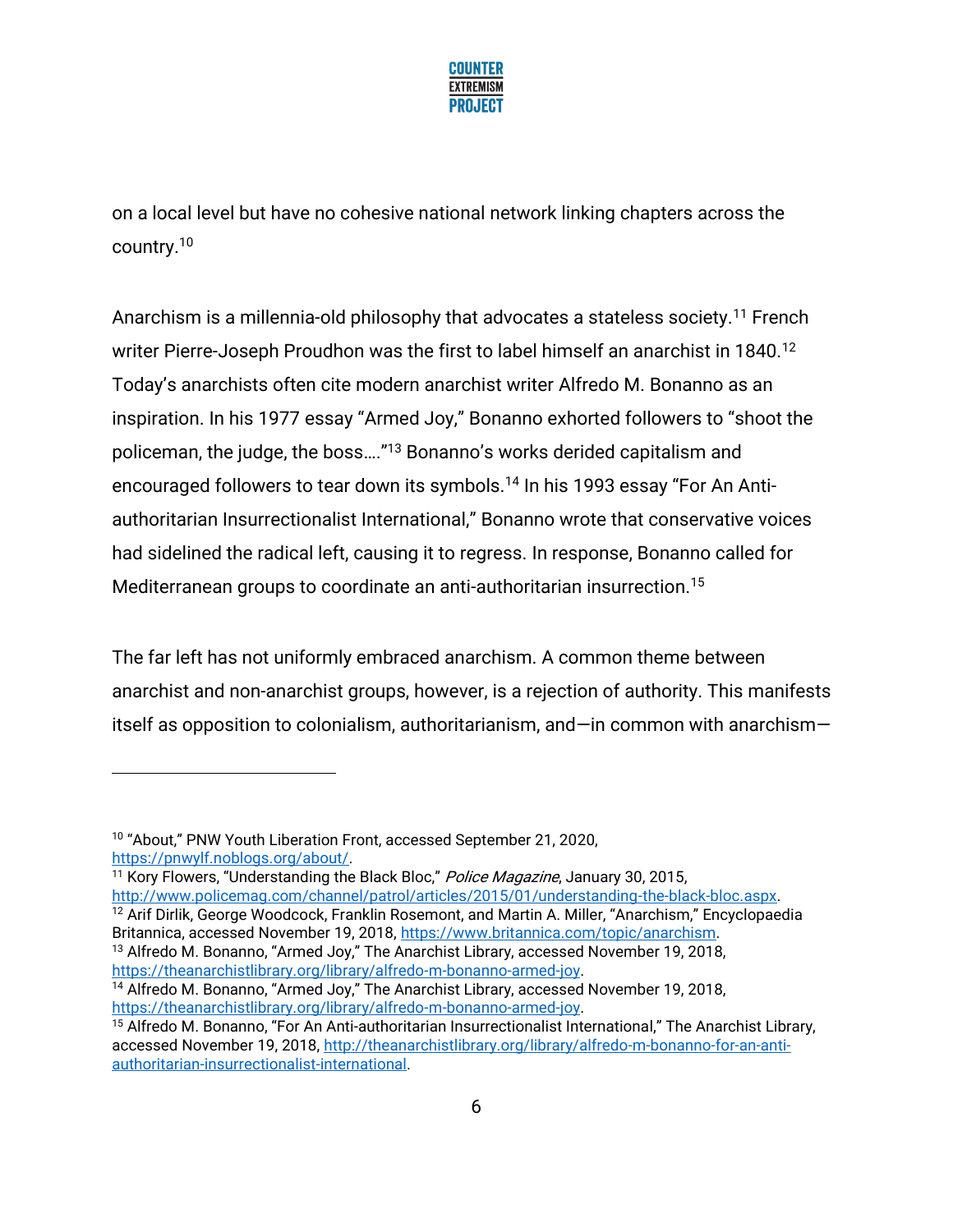on a local level but have no cohesive national network linking chapters across the country.[10]

Anarchism is a millennia-old philosophy that advocates a stateless society.[11] French writer Pierre-Joseph Proudhon was the first to label himself an anarchist in 1840.[12] Today's anarchists often cite modern anarchist writer Alfredo M. Bonanno as an inspiration. In his 1977 essay "Armed Joy," Bonanno exhorted followers to "shoot the policeman, the judge, the boss…."[13] Bonanno's works derided capitalism and encouraged followers to tear down its symbols.[14] In his 1993 essay "For An Anti-authoritarian Insurrectionalist International," Bonanno wrote that conservative voices had sidelined the radical left, causing it to regress. In response, Bonanno called for Mediterranean groups to coordinate an anti-authoritarian insurrection.[15]

The far left has not uniformly embraced anarchism. A common theme between anarchist and non-anarchist groups, however, is a rejection of authority. This manifests itself as opposition to colonialism, authoritarianism, and—in common with anarchism—

---

[10] "About," PNW Youth Liberation Front, accessed September 21, 2020, https://pnwylf.noblogs.org/about/.

[11] Kory Flowers, "Understanding the Black Bloc," *Police Magazine*, January 30, 2015, http://www.policemag.com/channel/patrol/articles/2015/01/understanding-the-black-bloc.aspx.

[12] Arif Dirlik, George Woodcock, Franklin Rosemont, and Martin A. Miller, "Anarchism," Encyclopaedia Britannica, accessed November 19, 2018, https://www.britannica.com/topic/anarchism.

[13] Alfredo M. Bonanno, "Armed Joy," The Anarchist Library, accessed November 19, 2018, https://theanarchistlibrary.org/library/alfredo-m-bonanno-armed-joy.

[14] Alfredo M. Bonanno, "Armed Joy," The Anarchist Library, accessed November 19, 2018, https://theanarchistlibrary.org/library/alfredo-m-bonanno-armed-joy.

[15] Alfredo M. Bonanno, "For An Anti-authoritarian Insurrectionalist International," The Anarchist Library, accessed November 19, 2018, http://theanarchistlibrary.org/library/alfredo-m-bonanno-for-an-anti-authoritarian-insurrectionalist-international.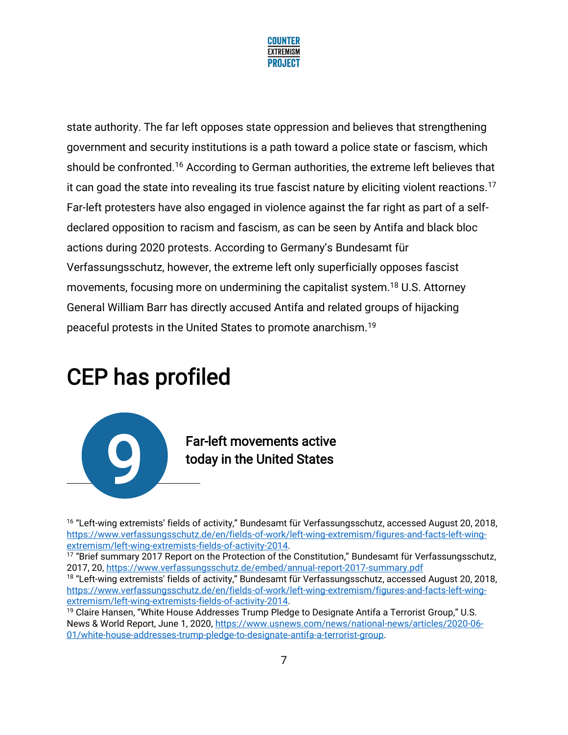state authority. The far left opposes state oppression and believes that strengthening government and security institutions is a path toward a police state or fascism, which should be confronted.[16] According to German authorities, the extreme left believes that it can goad the state into revealing its true fascist nature by eliciting violent reactions.[17] Far-left protesters have also engaged in violence against the far right as part of a self-declared opposition to racism and fascism, as can be seen by Antifa and black bloc actions during 2020 protests. According to Germany's Bundesamt für Verfassungsschutz, however, the extreme left only superficially opposes fascist movements, focusing more on undermining the capitalist system.[18] U.S. Attorney General William Barr has directly accused Antifa and related groups of hijacking peaceful protests in the United States to promote anarchism.[19]

# CEP has profiled

**9**

**Far-left movements active today in the United States**

---

[16] "Left-wing extremists' fields of activity," Bundesamt für Verfassungsschutz, accessed August 20, 2018, https://www.verfassungsschutz.de/en/fields-of-work/left-wing-extremism/figures-and-facts-left-wing-extremism/left-wing-extremists-fields-of-activity-2014.

[17] "Brief summary 2017 Report on the Protection of the Constitution," Bundesamt für Verfassungsschutz, 2017, 20, https://www.verfassungsschutz.de/embed/annual-report-2017-summary.pdf

[18] "Left-wing extremists' fields of activity," Bundesamt für Verfassungsschutz, accessed August 20, 2018, https://www.verfassungsschutz.de/en/fields-of-work/left-wing-extremism/figures-and-facts-left-wing-extremism/left-wing-extremists-fields-of-activity-2014.

[19] Claire Hansen, "White House Addresses Trump Pledge to Designate Antifa a Terrorist Group," U.S. News & World Report, June 1, 2020, https://www.usnews.com/news/national-news/articles/2020-06-01/white-house-addresses-trump-pledge-to-designate-antifa-a-terrorist-group.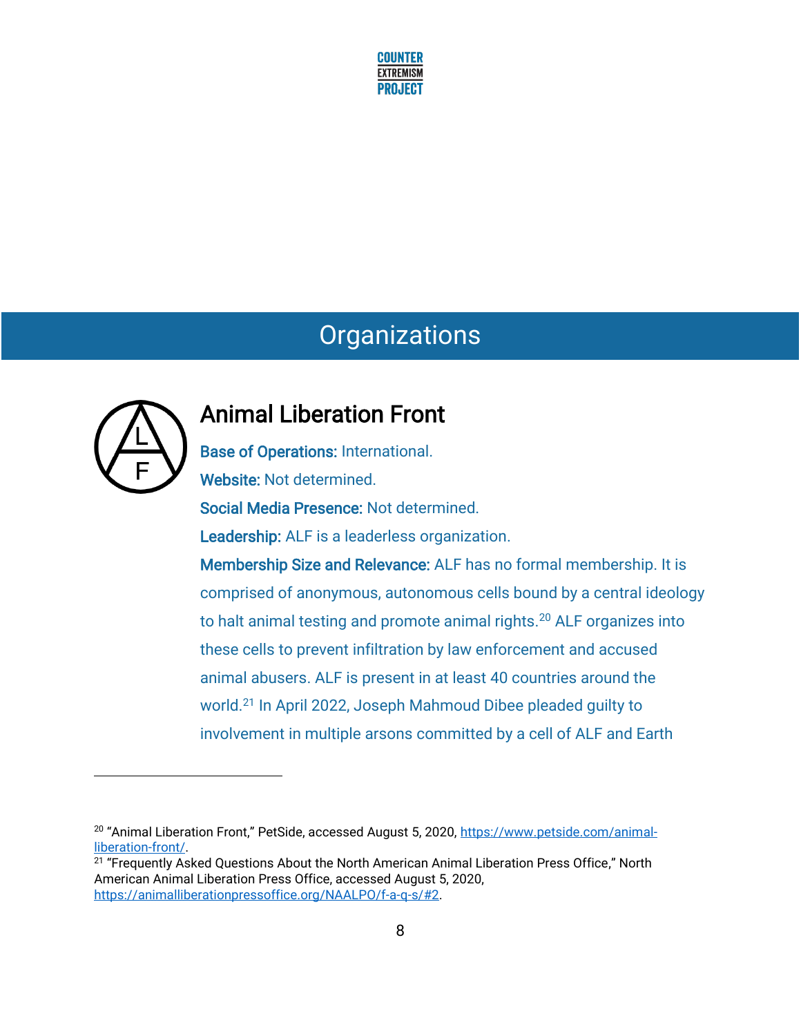# Organizations

## Animal Liberation Front

**Base of Operations:** International.

**Website:** Not determined.

**Social Media Presence:** Not determined.

**Leadership:** ALF is a leaderless organization.

**Membership Size and Relevance:** ALF has no formal membership. It is comprised of anonymous, autonomous cells bound by a central ideology to halt animal testing and promote animal rights.[20] ALF organizes into these cells to prevent infiltration by law enforcement and accused animal abusers. ALF is present in at least 40 countries around the world.[21] In April 2022, Joseph Mahmoud Dibee pleaded guilty to involvement in multiple arsons committed by a cell of ALF and Earth

---

[20] "Animal Liberation Front," PetSide, accessed August 5, 2020, https://www.petside.com/animal-liberation-front/.

[21] "Frequently Asked Questions About the North American Animal Liberation Press Office," North American Animal Liberation Press Office, accessed August 5, 2020, https://animalliberationpressoffice.org/NAALPO/f-a-q-s/#2.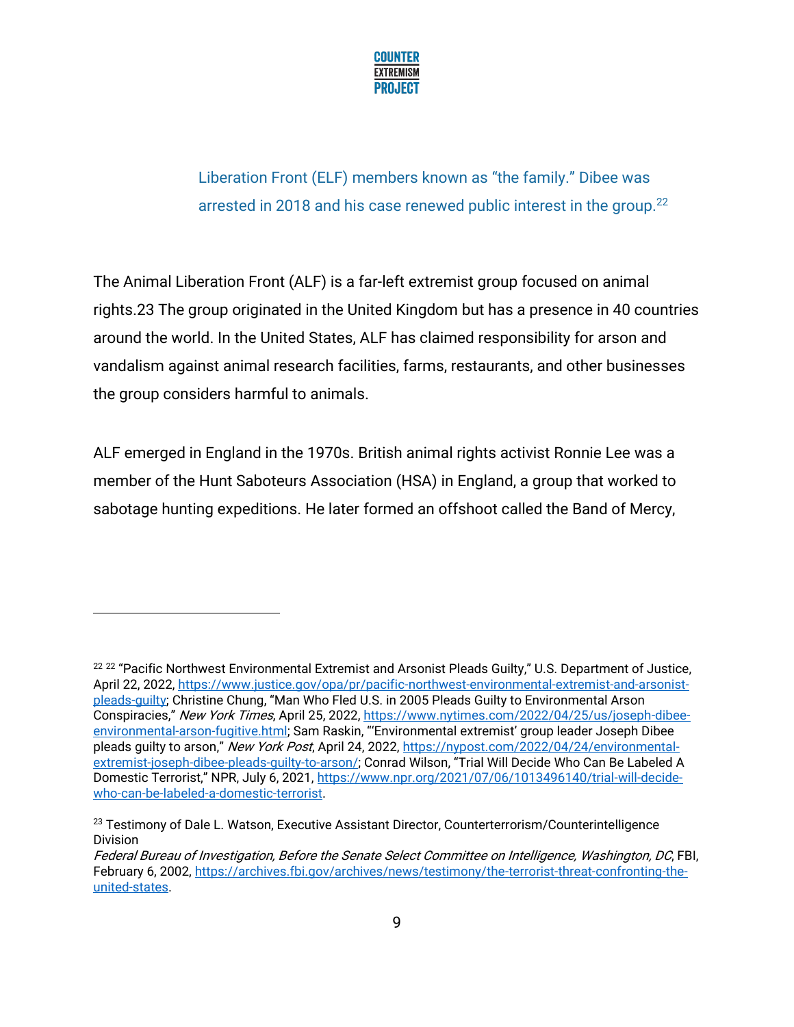Liberation Front (ELF) members known as "the family." Dibee was arrested in 2018 and his case renewed public interest in the group.[22]

The Animal Liberation Front (ALF) is a far-left extremist group focused on animal rights.23 The group originated in the United Kingdom but has a presence in 40 countries around the world. In the United States, ALF has claimed responsibility for arson and vandalism against animal research facilities, farms, restaurants, and other businesses the group considers harmful to animals.

ALF emerged in England in the 1970s. British animal rights activist Ronnie Lee was a member of the Hunt Saboteurs Association (HSA) in England, a group that worked to sabotage hunting expeditions. He later formed an offshoot called the Band of Mercy,

---

[22] [22] "Pacific Northwest Environmental Extremist and Arsonist Pleads Guilty," U.S. Department of Justice, April 22, 2022, https://www.justice.gov/opa/pr/pacific-northwest-environmental-extremist-and-arsonist-pleads-guilty; Christine Chung, "Man Who Fled U.S. in 2005 Pleads Guilty to Environmental Arson Conspiracies," *New York Times*, April 25, 2022, https://www.nytimes.com/2022/04/25/us/joseph-dibee-environmental-arson-fugitive.html; Sam Raskin, "'Environmental extremist' group leader Joseph Dibee pleads guilty to arson," *New York Post*, April 24, 2022, https://nypost.com/2022/04/24/environmental-extremist-joseph-dibee-pleads-guilty-to-arson/; Conrad Wilson, "Trial Will Decide Who Can Be Labeled A Domestic Terrorist," NPR, July 6, 2021, https://www.npr.org/2021/07/06/1013496140/trial-will-decide-who-can-be-labeled-a-domestic-terrorist.

[23] Testimony of Dale L. Watson, Executive Assistant Director, Counterterrorism/Counterintelligence Division
*Federal Bureau of Investigation, Before the Senate Select Committee on Intelligence, Washington, DC*, FBI, February 6, 2002, https://archives.fbi.gov/archives/news/testimony/the-terrorist-threat-confronting-the-united-states.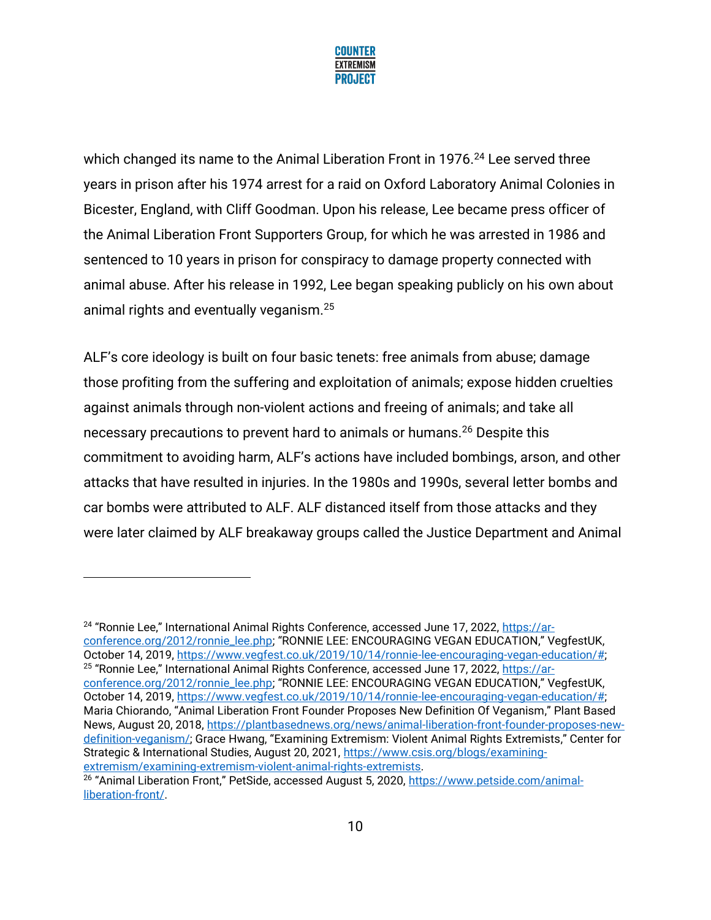which changed its name to the Animal Liberation Front in 1976.[24] Lee served three years in prison after his 1974 arrest for a raid on Oxford Laboratory Animal Colonies in Bicester, England, with Cliff Goodman. Upon his release, Lee became press officer of the Animal Liberation Front Supporters Group, for which he was arrested in 1986 and sentenced to 10 years in prison for conspiracy to damage property connected with animal abuse. After his release in 1992, Lee began speaking publicly on his own about animal rights and eventually veganism.[25]

ALF's core ideology is built on four basic tenets: free animals from abuse; damage those profiting from the suffering and exploitation of animals; expose hidden cruelties against animals through non-violent actions and freeing of animals; and take all necessary precautions to prevent hard to animals or humans.[26] Despite this commitment to avoiding harm, ALF's actions have included bombings, arson, and other attacks that have resulted in injuries. In the 1980s and 1990s, several letter bombs and car bombs were attributed to ALF. ALF distanced itself from those attacks and they were later claimed by ALF breakaway groups called the Justice Department and Animal

---

[24] "Ronnie Lee," International Animal Rights Conference, accessed June 17, 2022, https://ar-conference.org/2012/ronnie_lee.php; "RONNIE LEE: ENCOURAGING VEGAN EDUCATION," VegfestUK, October 14, 2019, https://www.vegfest.co.uk/2019/10/14/ronnie-lee-encouraging-vegan-education/#;

[25] "Ronnie Lee," International Animal Rights Conference, accessed June 17, 2022, https://ar-conference.org/2012/ronnie_lee.php; "RONNIE LEE: ENCOURAGING VEGAN EDUCATION," VegfestUK, October 14, 2019, https://www.vegfest.co.uk/2019/10/14/ronnie-lee-encouraging-vegan-education/#; Maria Chiorando, "Animal Liberation Front Founder Proposes New Definition Of Veganism," Plant Based News, August 20, 2018, https://plantbasednews.org/news/animal-liberation-front-founder-proposes-new-definition-veganism/; Grace Hwang, "Examining Extremism: Violent Animal Rights Extremists," Center for Strategic & International Studies, August 20, 2021, https://www.csis.org/blogs/examining-extremism/examining-extremism-violent-animal-rights-extremists.

[26] "Animal Liberation Front," PetSide, accessed August 5, 2020, https://www.petside.com/animal-liberation-front/.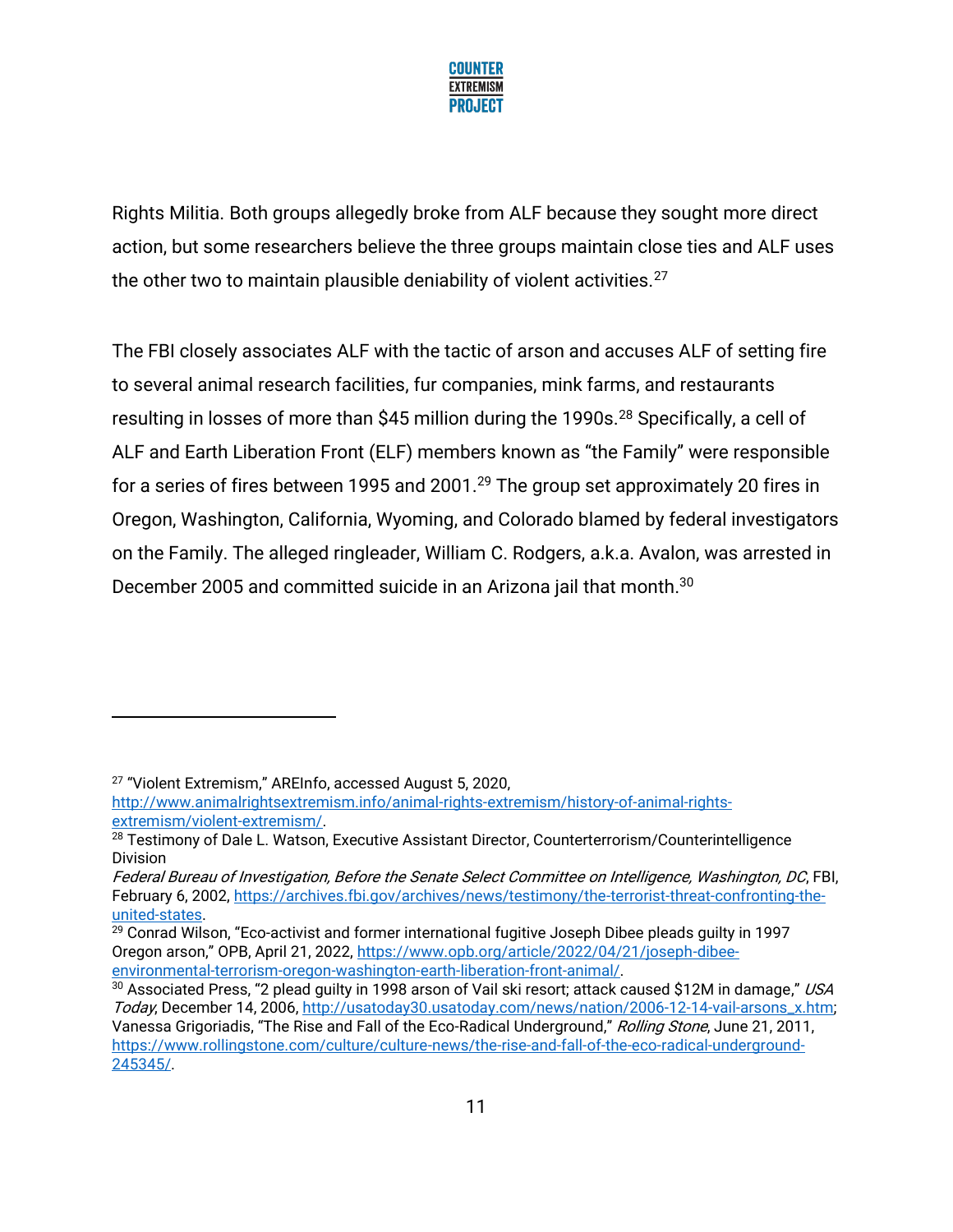Rights Militia. Both groups allegedly broke from ALF because they sought more direct action, but some researchers believe the three groups maintain close ties and ALF uses the other two to maintain plausible deniability of violent activities.[27]

The FBI closely associates ALF with the tactic of arson and accuses ALF of setting fire to several animal research facilities, fur companies, mink farms, and restaurants resulting in losses of more than $45 million during the 1990s.[28] Specifically, a cell of ALF and Earth Liberation Front (ELF) members known as "the Family" were responsible for a series of fires between 1995 and 2001.[29] The group set approximately 20 fires in Oregon, Washington, California, Wyoming, and Colorado blamed by federal investigators on the Family. The alleged ringleader, William C. Rodgers, a.k.a. Avalon, was arrested in December 2005 and committed suicide in an Arizona jail that month.[30]

---

[27] "Violent Extremism," AREInfo, accessed August 5, 2020, http://www.animalrightsextremism.info/animal-rights-extremism/history-of-animal-rights-extremism/violent-extremism/.

[28] Testimony of Dale L. Watson, Executive Assistant Director, Counterterrorism/Counterintelligence Division *Federal Bureau of Investigation, Before the Senate Select Committee on Intelligence, Washington, DC*, FBI, February 6, 2002, https://archives.fbi.gov/archives/news/testimony/the-terrorist-threat-confronting-the-united-states.

[29] Conrad Wilson, "Eco-activist and former international fugitive Joseph Dibee pleads guilty in 1997 Oregon arson," OPB, April 21, 2022, https://www.opb.org/article/2022/04/21/joseph-dibee-environmental-terrorism-oregon-washington-earth-liberation-front-animal/.

[30] Associated Press, "2 plead guilty in 1998 arson of Vail ski resort; attack caused $12M in damage," *USA Today*, December 14, 2006, http://usatoday30.usatoday.com/news/nation/2006-12-14-vail-arsons_x.htm; Vanessa Grigoriadis, "The Rise and Fall of the Eco-Radical Underground," *Rolling Stone*, June 21, 2011, https://www.rollingstone.com/culture/culture-news/the-rise-and-fall-of-the-eco-radical-underground-245345/.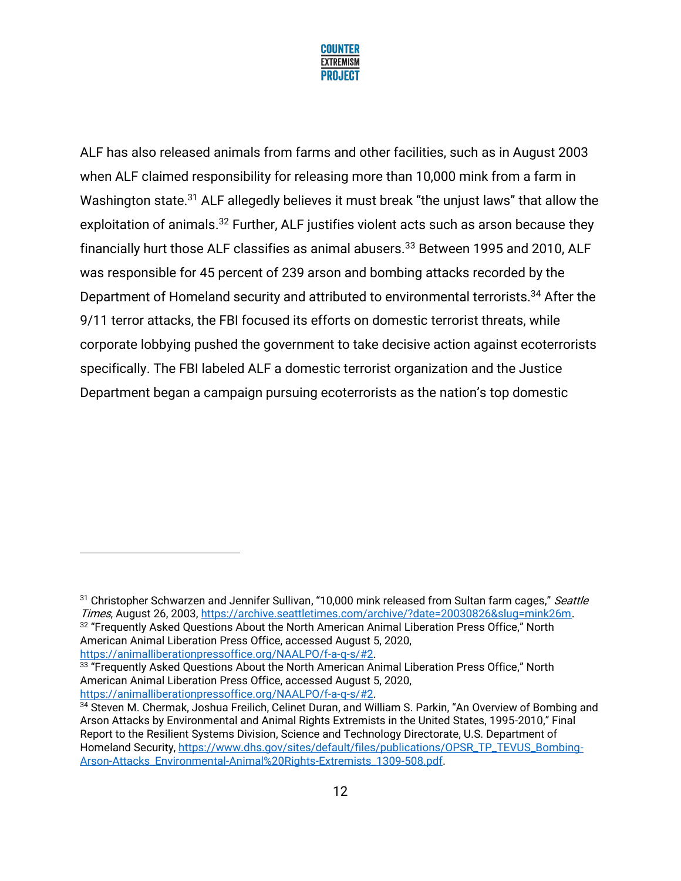ALF has also released animals from farms and other facilities, such as in August 2003 when ALF claimed responsibility for releasing more than 10,000 mink from a farm in Washington state.[31] ALF allegedly believes it must break "the unjust laws" that allow the exploitation of animals.[32] Further, ALF justifies violent acts such as arson because they financially hurt those ALF classifies as animal abusers.[33] Between 1995 and 2010, ALF was responsible for 45 percent of 239 arson and bombing attacks recorded by the Department of Homeland security and attributed to environmental terrorists.[34] After the 9/11 terror attacks, the FBI focused its efforts on domestic terrorist threats, while corporate lobbying pushed the government to take decisive action against ecoterrorists specifically. The FBI labeled ALF a domestic terrorist organization and the Justice Department began a campaign pursuing ecoterrorists as the nation's top domestic

---

[31] Christopher Schwarzen and Jennifer Sullivan, "10,000 mink released from Sultan farm cages," *Seattle Times*, August 26, 2003, https://archive.seattletimes.com/archive/?date=20030826&slug=mink26m.

[32] "Frequently Asked Questions About the North American Animal Liberation Press Office," North American Animal Liberation Press Office, accessed August 5, 2020, https://animalliberationpressoffice.org/NAALPO/f-a-q-s/#2.

[33] "Frequently Asked Questions About the North American Animal Liberation Press Office," North American Animal Liberation Press Office, accessed August 5, 2020, https://animalliberationpressoffice.org/NAALPO/f-a-q-s/#2.

[34] Steven M. Chermak, Joshua Freilich, Celinet Duran, and William S. Parkin, "An Overview of Bombing and Arson Attacks by Environmental and Animal Rights Extremists in the United States, 1995-2010," Final Report to the Resilient Systems Division, Science and Technology Directorate, U.S. Department of Homeland Security, https://www.dhs.gov/sites/default/files/publications/OPSR_TP_TEVUS_Bombing-Arson-Attacks_Environmental-Animal%20Rights-Extremists_1309-508.pdf.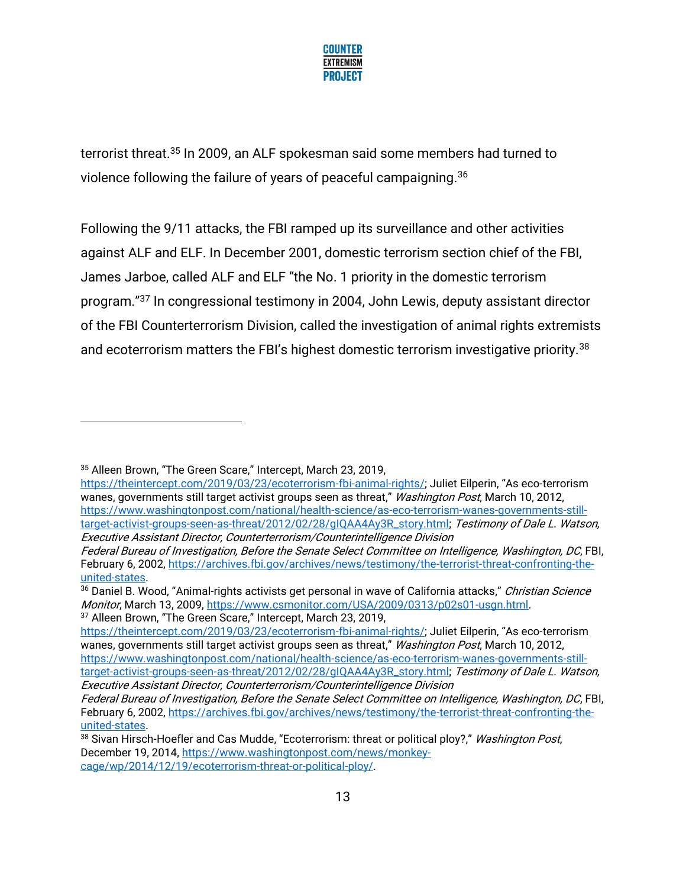terrorist threat.[35] In 2009, an ALF spokesman said some members had turned to violence following the failure of years of peaceful campaigning.[36]

Following the 9/11 attacks, the FBI ramped up its surveillance and other activities against ALF and ELF. In December 2001, domestic terrorism section chief of the FBI, James Jarboe, called ALF and ELF "the No. 1 priority in the domestic terrorism program."[37] In congressional testimony in 2004, John Lewis, deputy assistant director of the FBI Counterterrorism Division, called the investigation of animal rights extremists and ecoterrorism matters the FBI's highest domestic terrorism investigative priority.[38]

---

[35] Alleen Brown, "The Green Scare," Intercept, March 23, 2019, https://theintercept.com/2019/03/23/ecoterrorism-fbi-animal-rights/; Juliet Eilperin, "As eco-terrorism wanes, governments still target activist groups seen as threat," *Washington Post*, March 10, 2012, https://www.washingtonpost.com/national/health-science/as-eco-terrorism-wanes-governments-still-target-activist-groups-seen-as-threat/2012/02/28/gIQAA4Ay3R_story.html; *Testimony of Dale L. Watson, Executive Assistant Director, Counterterrorism/Counterintelligence Division Federal Bureau of Investigation, Before the Senate Select Committee on Intelligence, Washington, DC*, FBI, February 6, 2002, https://archives.fbi.gov/archives/news/testimony/the-terrorist-threat-confronting-the-united-states.

[36] Daniel B. Wood, "Animal-rights activists get personal in wave of California attacks," *Christian Science Monitor*, March 13, 2009, https://www.csmonitor.com/USA/2009/0313/p02s01-usgn.html.

[37] Alleen Brown, "The Green Scare," Intercept, March 23, 2019, https://theintercept.com/2019/03/23/ecoterrorism-fbi-animal-rights/; Juliet Eilperin, "As eco-terrorism wanes, governments still target activist groups seen as threat," *Washington Post*, March 10, 2012, https://www.washingtonpost.com/national/health-science/as-eco-terrorism-wanes-governments-still-target-activist-groups-seen-as-threat/2012/02/28/gIQAA4Ay3R_story.html; *Testimony of Dale L. Watson, Executive Assistant Director, Counterterrorism/Counterintelligence Division Federal Bureau of Investigation, Before the Senate Select Committee on Intelligence, Washington, DC*, FBI, February 6, 2002, https://archives.fbi.gov/archives/news/testimony/the-terrorist-threat-confronting-the-united-states.

[38] Sivan Hirsch-Hoefler and Cas Mudde, "Ecoterrorism: threat or political ploy?," *Washington Post*, December 19, 2014, https://www.washingtonpost.com/news/monkey-cage/wp/2014/12/19/ecoterrorism-threat-or-political-ploy/.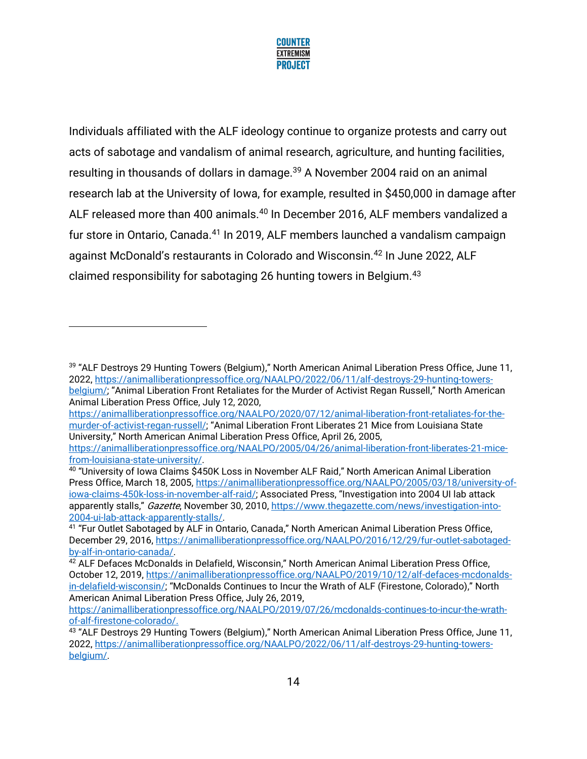Individuals affiliated with the ALF ideology continue to organize protests and carry out acts of sabotage and vandalism of animal research, agriculture, and hunting facilities, resulting in thousands of dollars in damage.[39] A November 2004 raid on an animal research lab at the University of Iowa, for example, resulted in $450,000 in damage after ALF released more than 400 animals.[40] In December 2016, ALF members vandalized a fur store in Ontario, Canada.[41] In 2019, ALF members launched a vandalism campaign against McDonald's restaurants in Colorado and Wisconsin.[42] In June 2022, ALF claimed responsibility for sabotaging 26 hunting towers in Belgium.[43]

---

[39] "ALF Destroys 29 Hunting Towers (Belgium)," North American Animal Liberation Press Office, June 11, 2022, https://animalliberationpressoffice.org/NAALPO/2022/06/11/alf-destroys-29-hunting-towers-belgium/; "Animal Liberation Front Retaliates for the Murder of Activist Regan Russell," North American Animal Liberation Press Office, July 12, 2020, https://animalliberationpressoffice.org/NAALPO/2020/07/12/animal-liberation-front-retaliates-for-the-murder-of-activist-regan-russell/; "Animal Liberation Front Liberates 21 Mice from Louisiana State University," North American Animal Liberation Press Office, April 26, 2005, https://animalliberationpressoffice.org/NAALPO/2005/04/26/animal-liberation-front-liberates-21-mice-from-louisiana-state-university/.

[40] "University of Iowa Claims $450K Loss in November ALF Raid," North American Animal Liberation Press Office, March 18, 2005, https://animalliberationpressoffice.org/NAALPO/2005/03/18/university-of-iowa-claims-450k-loss-in-november-alf-raid/; Associated Press, "Investigation into 2004 UI lab attack apparently stalls," *Gazette*, November 30, 2010, https://www.thegazette.com/news/investigation-into-2004-ui-lab-attack-apparently-stalls/.

[41] "Fur Outlet Sabotaged by ALF in Ontario, Canada," North American Animal Liberation Press Office, December 29, 2016, https://animalliberationpressoffice.org/NAALPO/2016/12/29/fur-outlet-sabotaged-by-alf-in-ontario-canada/.

[42] ALF Defaces McDonalds in Delafield, Wisconsin," North American Animal Liberation Press Office, October 12, 2019, https://animalliberationpressoffice.org/NAALPO/2019/10/12/alf-defaces-mcdonalds-in-delafield-wisconsin/; "McDonalds Continues to Incur the Wrath of ALF (Firestone, Colorado)," North American Animal Liberation Press Office, July 26, 2019, https://animalliberationpressoffice.org/NAALPO/2019/07/26/mcdonalds-continues-to-incur-the-wrath-of-alf-firestone-colorado/.

[43] "ALF Destroys 29 Hunting Towers (Belgium)," North American Animal Liberation Press Office, June 11, 2022, https://animalliberationpressoffice.org/NAALPO/2022/06/11/alf-destroys-29-hunting-towers-belgium/.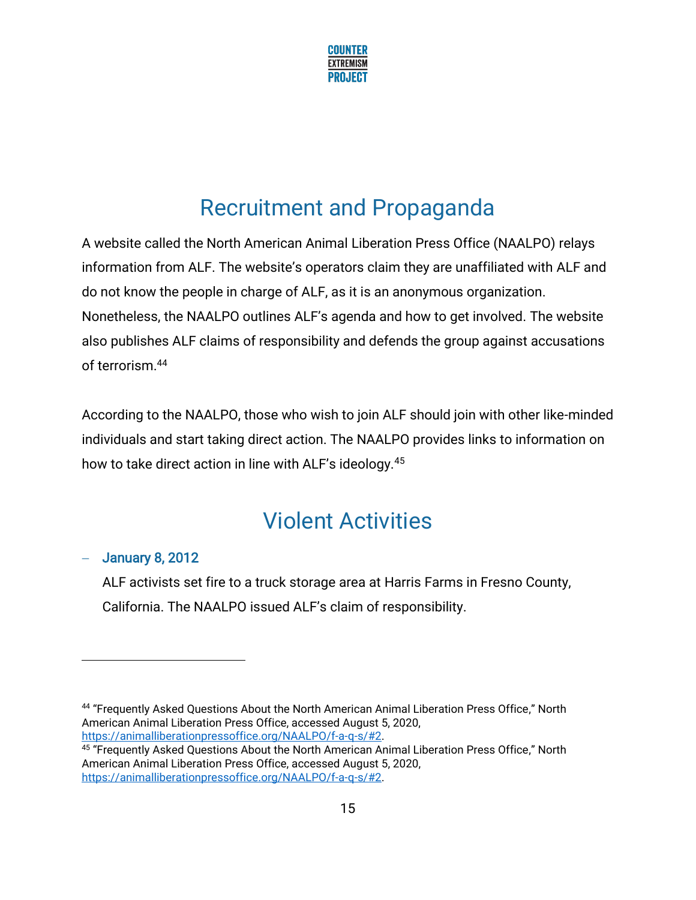## Recruitment and Propaganda

A website called the North American Animal Liberation Press Office (NAALPO) relays information from ALF. The website's operators claim they are unaffiliated with ALF and do not know the people in charge of ALF, as it is an anonymous organization. Nonetheless, the NAALPO outlines ALF's agenda and how to get involved. The website also publishes ALF claims of responsibility and defends the group against accusations of terrorism.[44]

According to the NAALPO, those who wish to join ALF should join with other like-minded individuals and start taking direct action. The NAALPO provides links to information on how to take direct action in line with ALF's ideology.[45]

## Violent Activities

- **January 8, 2012**

  ALF activists set fire to a truck storage area at Harris Farms in Fresno County, California. The NAALPO issued ALF's claim of responsibility.

---

[44] "Frequently Asked Questions About the North American Animal Liberation Press Office," North American Animal Liberation Press Office, accessed August 5, 2020, https://animalliberationpressoffice.org/NAALPO/f-a-q-s/#2.

[45] "Frequently Asked Questions About the North American Animal Liberation Press Office," North American Animal Liberation Press Office, accessed August 5, 2020, https://animalliberationpressoffice.org/NAALPO/f-a-q-s/#2.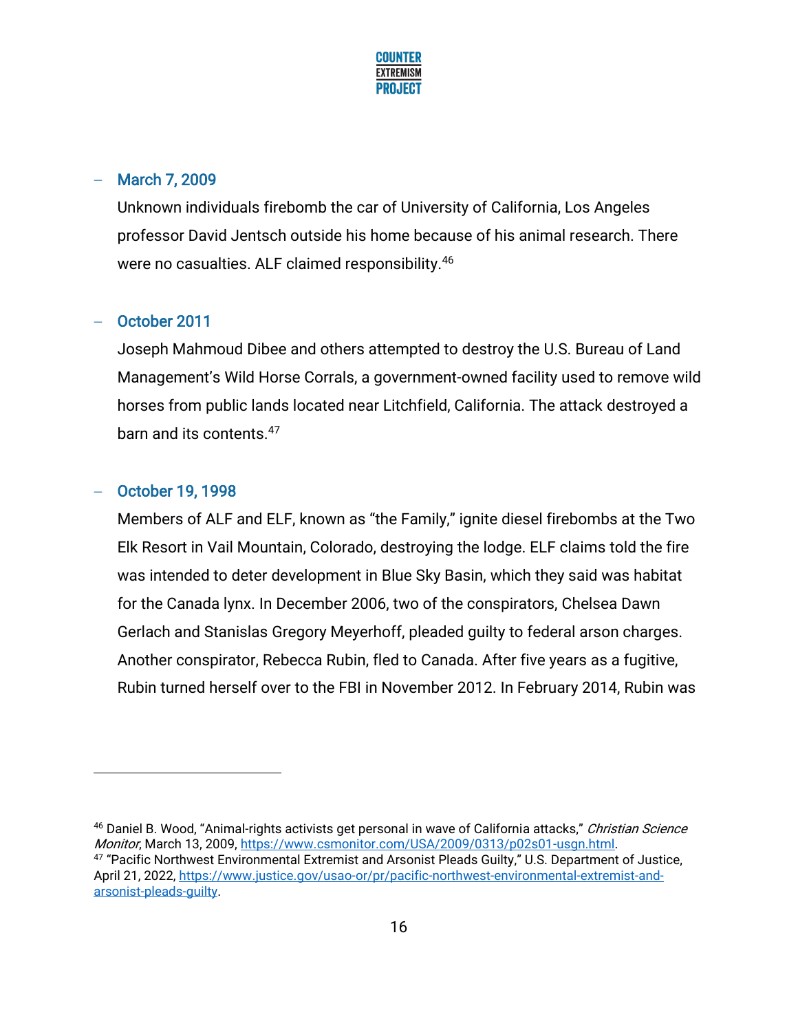- **March 7, 2009**

  Unknown individuals firebomb the car of University of California, Los Angeles professor David Jentsch outside his home because of his animal research. There were no casualties. ALF claimed responsibility.[46]

- **October 2011**

  Joseph Mahmoud Dibee and others attempted to destroy the U.S. Bureau of Land Management's Wild Horse Corrals, a government-owned facility used to remove wild horses from public lands located near Litchfield, California. The attack destroyed a barn and its contents.[47]

- **October 19, 1998**

  Members of ALF and ELF, known as "the Family," ignite diesel firebombs at the Two Elk Resort in Vail Mountain, Colorado, destroying the lodge. ELF claims told the fire was intended to deter development in Blue Sky Basin, which they said was habitat for the Canada lynx. In December 2006, two of the conspirators, Chelsea Dawn Gerlach and Stanislas Gregory Meyerhoff, pleaded guilty to federal arson charges. Another conspirator, Rebecca Rubin, fled to Canada. After five years as a fugitive, Rubin turned herself over to the FBI in November 2012. In February 2014, Rubin was

---

[46] Daniel B. Wood, "Animal-rights activists get personal in wave of California attacks," *Christian Science Monitor*, March 13, 2009, https://www.csmonitor.com/USA/2009/0313/p02s01-usgn.html.

[47] "Pacific Northwest Environmental Extremist and Arsonist Pleads Guilty," U.S. Department of Justice, April 21, 2022, https://www.justice.gov/usao-or/pr/pacific-northwest-environmental-extremist-and-arsonist-pleads-guilty.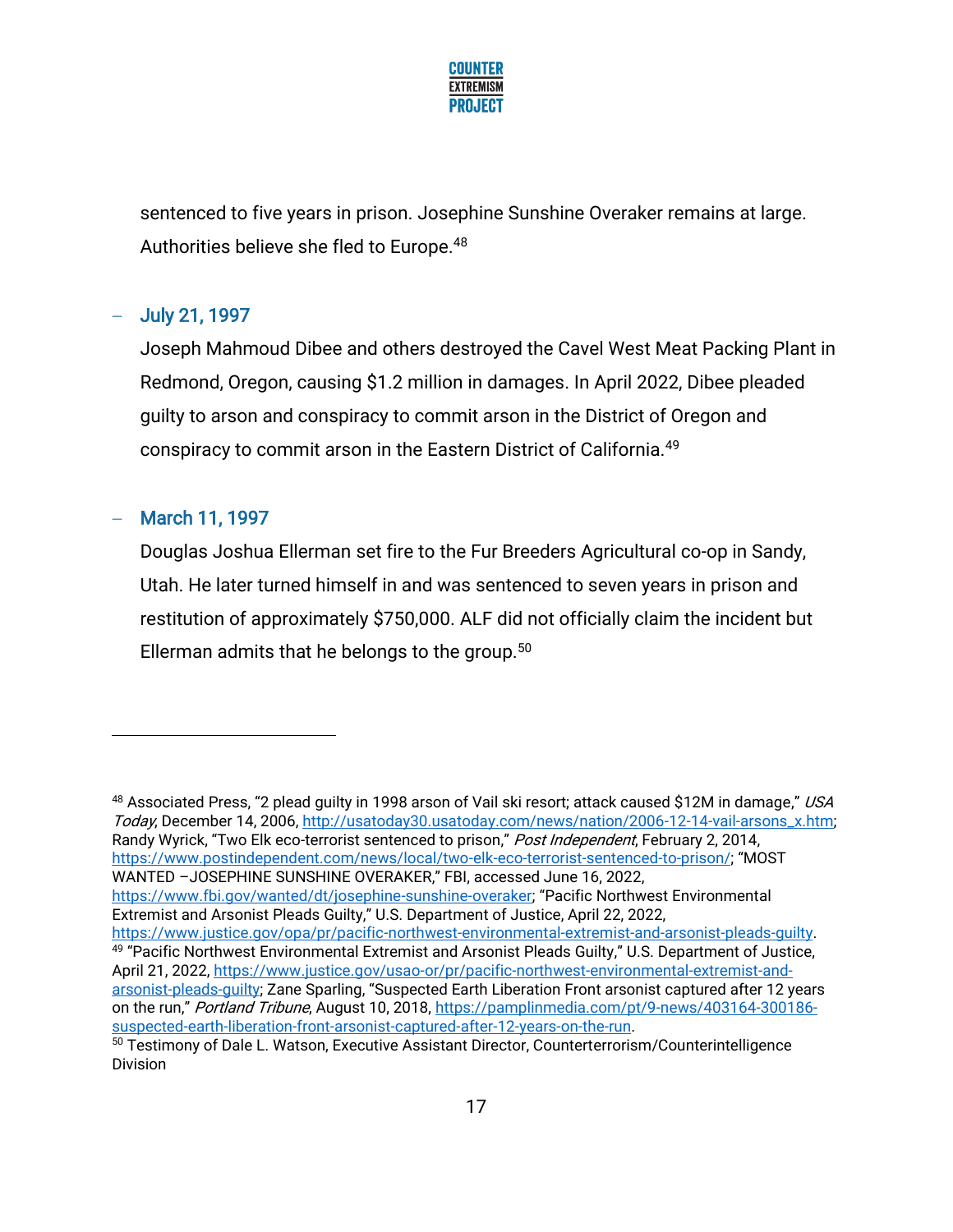sentenced to five years in prison. Josephine Sunshine Overaker remains at large. Authorities believe she fled to Europe.[48]

- **July 21, 1997**

  Joseph Mahmoud Dibee and others destroyed the Cavel West Meat Packing Plant in Redmond, Oregon, causing $1.2 million in damages. In April 2022, Dibee pleaded guilty to arson and conspiracy to commit arson in the District of Oregon and conspiracy to commit arson in the Eastern District of California.[49]

- **March 11, 1997**

  Douglas Joshua Ellerman set fire to the Fur Breeders Agricultural co-op in Sandy, Utah. He later turned himself in and was sentenced to seven years in prison and restitution of approximately $750,000. ALF did not officially claim the incident but Ellerman admits that he belongs to the group.[50]

---

[48] Associated Press, "2 plead guilty in 1998 arson of Vail ski resort; attack caused $12M in damage," *USA Today*, December 14, 2006, http://usatoday30.usatoday.com/news/nation/2006-12-14-vail-arsons_x.htm; Randy Wyrick, "Two Elk eco-terrorist sentenced to prison," *Post Independent*, February 2, 2014, https://www.postindependent.com/news/local/two-elk-eco-terrorist-sentenced-to-prison/; "MOST WANTED –JOSEPHINE SUNSHINE OVERAKER," FBI, accessed June 16, 2022, https://www.fbi.gov/wanted/dt/josephine-sunshine-overaker; "Pacific Northwest Environmental Extremist and Arsonist Pleads Guilty," U.S. Department of Justice, April 22, 2022, https://www.justice.gov/opa/pr/pacific-northwest-environmental-extremist-and-arsonist-pleads-guilty.

[49] "Pacific Northwest Environmental Extremist and Arsonist Pleads Guilty," U.S. Department of Justice, April 21, 2022, https://www.justice.gov/usao-or/pr/pacific-northwest-environmental-extremist-and-arsonist-pleads-guilty; Zane Sparling, "Suspected Earth Liberation Front arsonist captured after 12 years on the run," *Portland Tribune*, August 10, 2018, https://pamplinmedia.com/pt/9-news/403164-300186-suspected-earth-liberation-front-arsonist-captured-after-12-years-on-the-run.

[50] Testimony of Dale L. Watson, Executive Assistant Director, Counterterrorism/Counterintelligence Division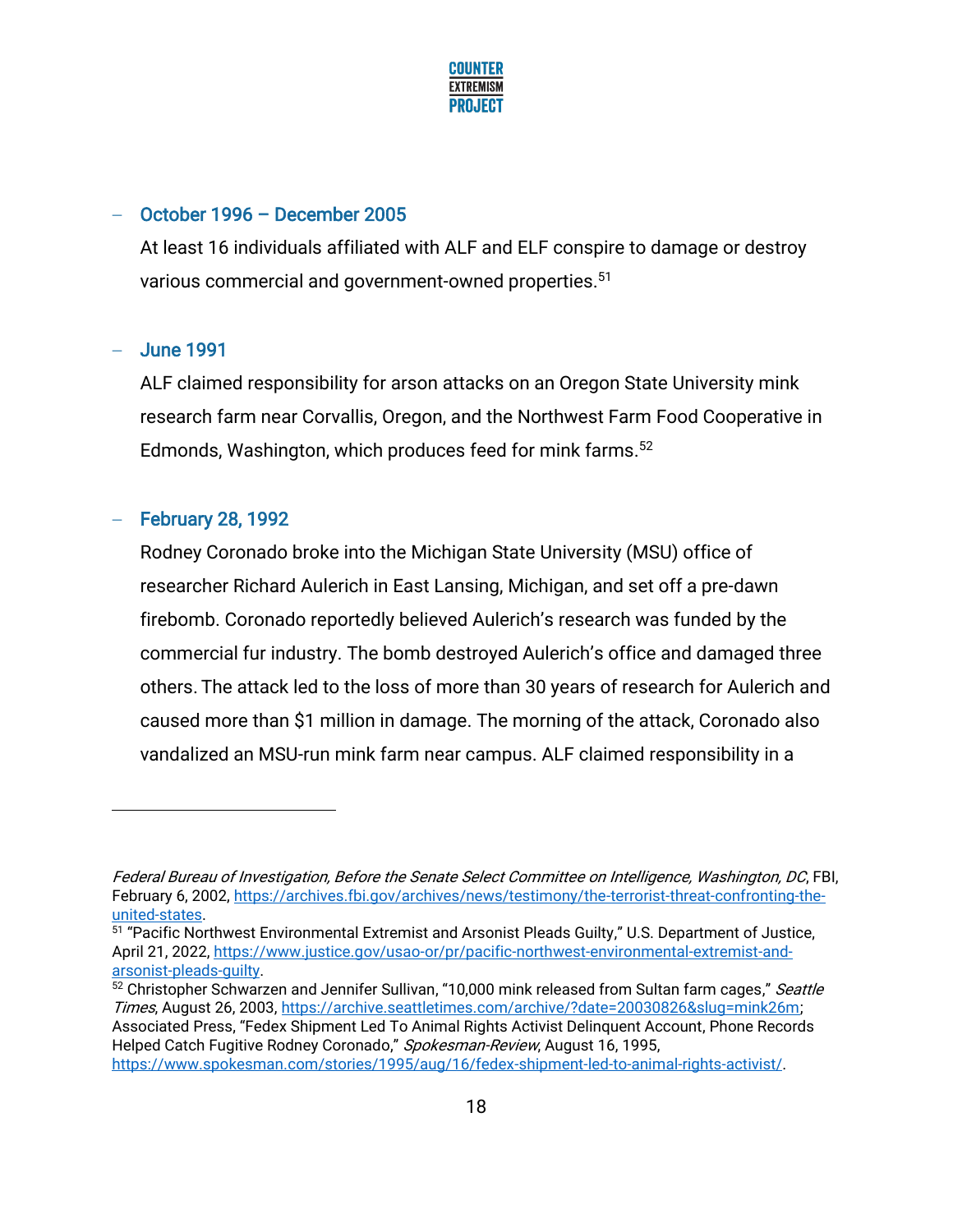- **October 1996 – December 2005**

  At least 16 individuals affiliated with ALF and ELF conspire to damage or destroy various commercial and government-owned properties.[51]

- **June 1991**

  ALF claimed responsibility for arson attacks on an Oregon State University mink research farm near Corvallis, Oregon, and the Northwest Farm Food Cooperative in Edmonds, Washington, which produces feed for mink farms.[52]

- **February 28, 1992**

  Rodney Coronado broke into the Michigan State University (MSU) office of researcher Richard Aulerich in East Lansing, Michigan, and set off a pre-dawn firebomb. Coronado reportedly believed Aulerich's research was funded by the commercial fur industry. The bomb destroyed Aulerich's office and damaged three others. The attack led to the loss of more than 30 years of research for Aulerich and caused more than $1 million in damage. The morning of the attack, Coronado also vandalized an MSU-run mink farm near campus. ALF claimed responsibility in a

---

*Federal Bureau of Investigation, Before the Senate Select Committee on Intelligence, Washington, DC*, FBI, February 6, 2002, https://archives.fbi.gov/archives/news/testimony/the-terrorist-threat-confronting-the-united-states.

[51] "Pacific Northwest Environmental Extremist and Arsonist Pleads Guilty," U.S. Department of Justice, April 21, 2022, https://www.justice.gov/usao-or/pr/pacific-northwest-environmental-extremist-and-arsonist-pleads-guilty.

[52] Christopher Schwarzen and Jennifer Sullivan, "10,000 mink released from Sultan farm cages," *Seattle Times*, August 26, 2003, https://archive.seattletimes.com/archive/?date=20030826&slug=mink26m; Associated Press, "Fedex Shipment Led To Animal Rights Activist Delinquent Account, Phone Records Helped Catch Fugitive Rodney Coronado," *Spokesman-Review*, August 16, 1995, https://www.spokesman.com/stories/1995/aug/16/fedex-shipment-led-to-animal-rights-activist/.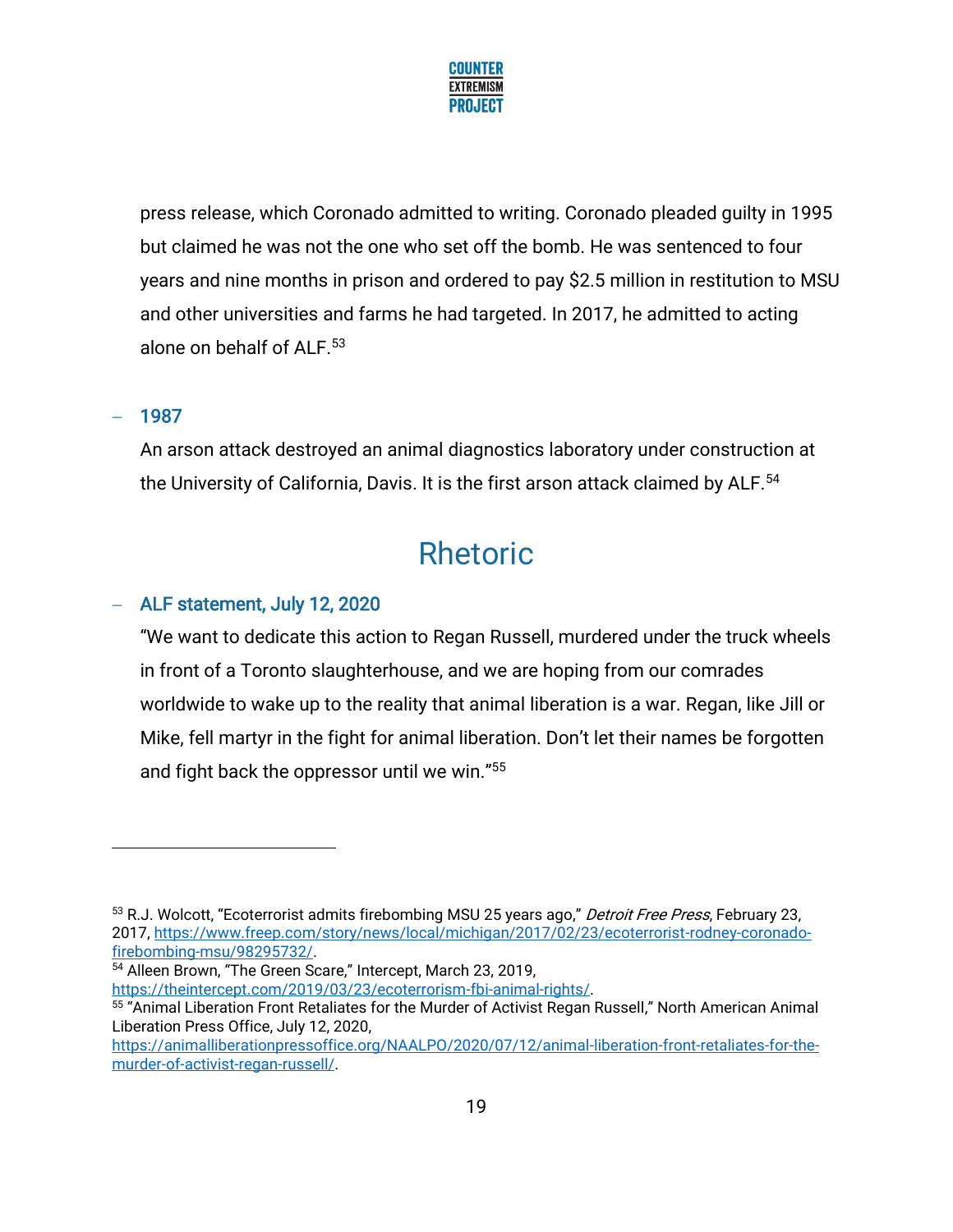press release, which Coronado admitted to writing. Coronado pleaded guilty in 1995 but claimed he was not the one who set off the bomb. He was sentenced to four years and nine months in prison and ordered to pay $2.5 million in restitution to MSU and other universities and farms he had targeted. In 2017, he admitted to acting alone on behalf of ALF.[53]

- **1987**

  An arson attack destroyed an animal diagnostics laboratory under construction at the University of California, Davis. It is the first arson attack claimed by ALF.[54]

## Rhetoric

- **ALF statement, July 12, 2020**

  "We want to dedicate this action to Regan Russell, murdered under the truck wheels in front of a Toronto slaughterhouse, and we are hoping from our comrades worldwide to wake up to the reality that animal liberation is a war. Regan, like Jill or Mike, fell martyr in the fight for animal liberation. Don't let their names be forgotten and fight back the oppressor until we win."[55]

---

[53] R.J. Wolcott, "Ecoterrorist admits firebombing MSU 25 years ago," *Detroit Free Press*, February 23, 2017, https://www.freep.com/story/news/local/michigan/2017/02/23/ecoterrorist-rodney-coronado-firebombing-msu/98295732/.

[54] Alleen Brown, "The Green Scare," Intercept, March 23, 2019, https://theintercept.com/2019/03/23/ecoterrorism-fbi-animal-rights/.

[55] "Animal Liberation Front Retaliates for the Murder of Activist Regan Russell," North American Animal Liberation Press Office, July 12, 2020, https://animalliberationpressoffice.org/NAALPO/2020/07/12/animal-liberation-front-retaliates-for-the-murder-of-activist-regan-russell/.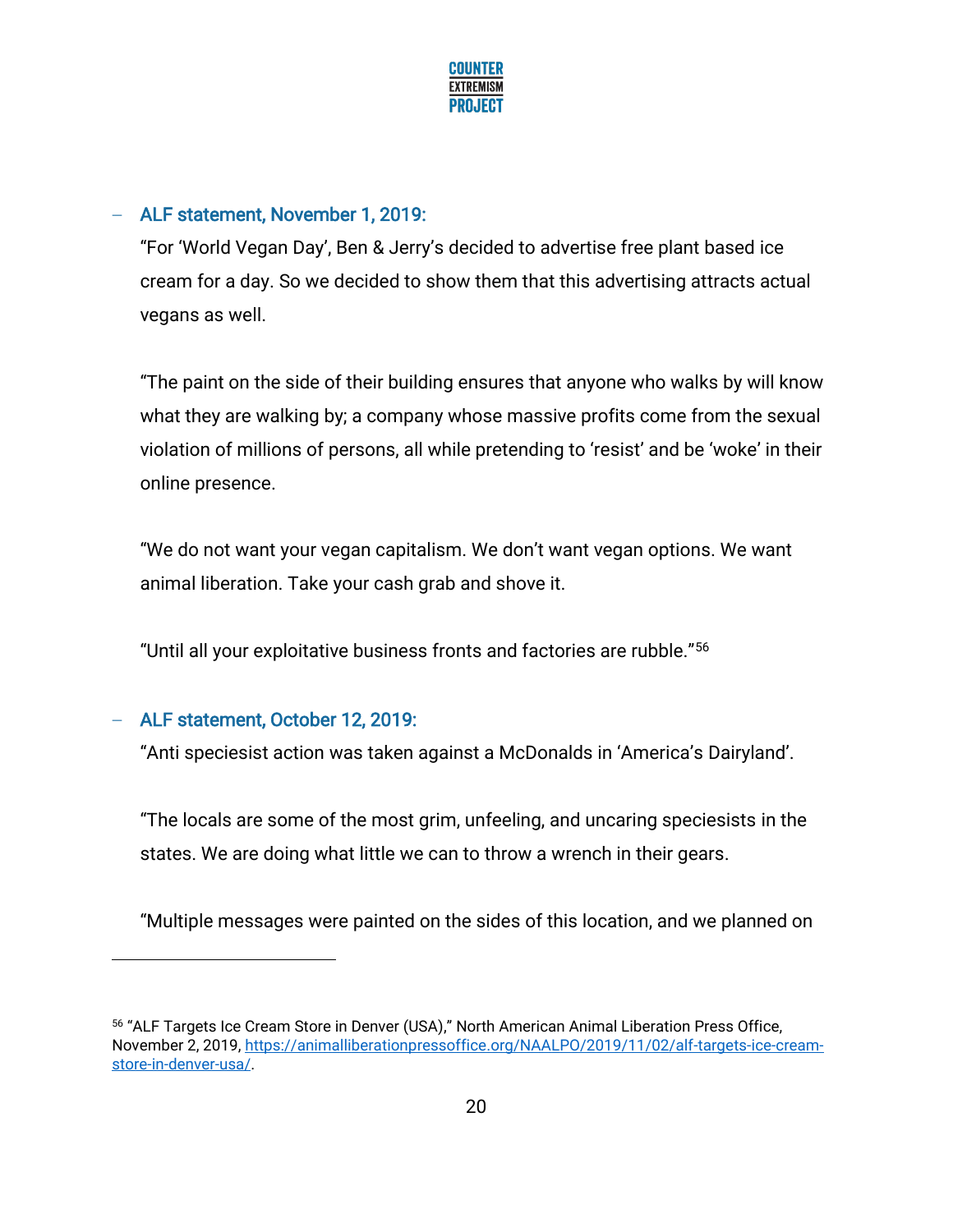- ALF statement, November 1, 2019:

  "For 'World Vegan Day', Ben & Jerry's decided to advertise free plant based ice cream for a day. So we decided to show them that this advertising attracts actual vegans as well.

  "The paint on the side of their building ensures that anyone who walks by will know what they are walking by; a company whose massive profits come from the sexual violation of millions of persons, all while pretending to 'resist' and be 'woke' in their online presence.

  "We do not want your vegan capitalism. We don't want vegan options. We want animal liberation. Take your cash grab and shove it.

  "Until all your exploitative business fronts and factories are rubble."[56]

- ALF statement, October 12, 2019:

  "Anti speciesist action was taken against a McDonalds in 'America's Dairyland'.

  "The locals are some of the most grim, unfeeling, and uncaring speciesists in the states. We are doing what little we can to throw a wrench in their gears.

  "Multiple messages were painted on the sides of this location, and we planned on

---

[56] "ALF Targets Ice Cream Store in Denver (USA)," North American Animal Liberation Press Office, November 2, 2019, https://animalliberationpressoffice.org/NAALPO/2019/11/02/alf-targets-ice-cream-store-in-denver-usa/.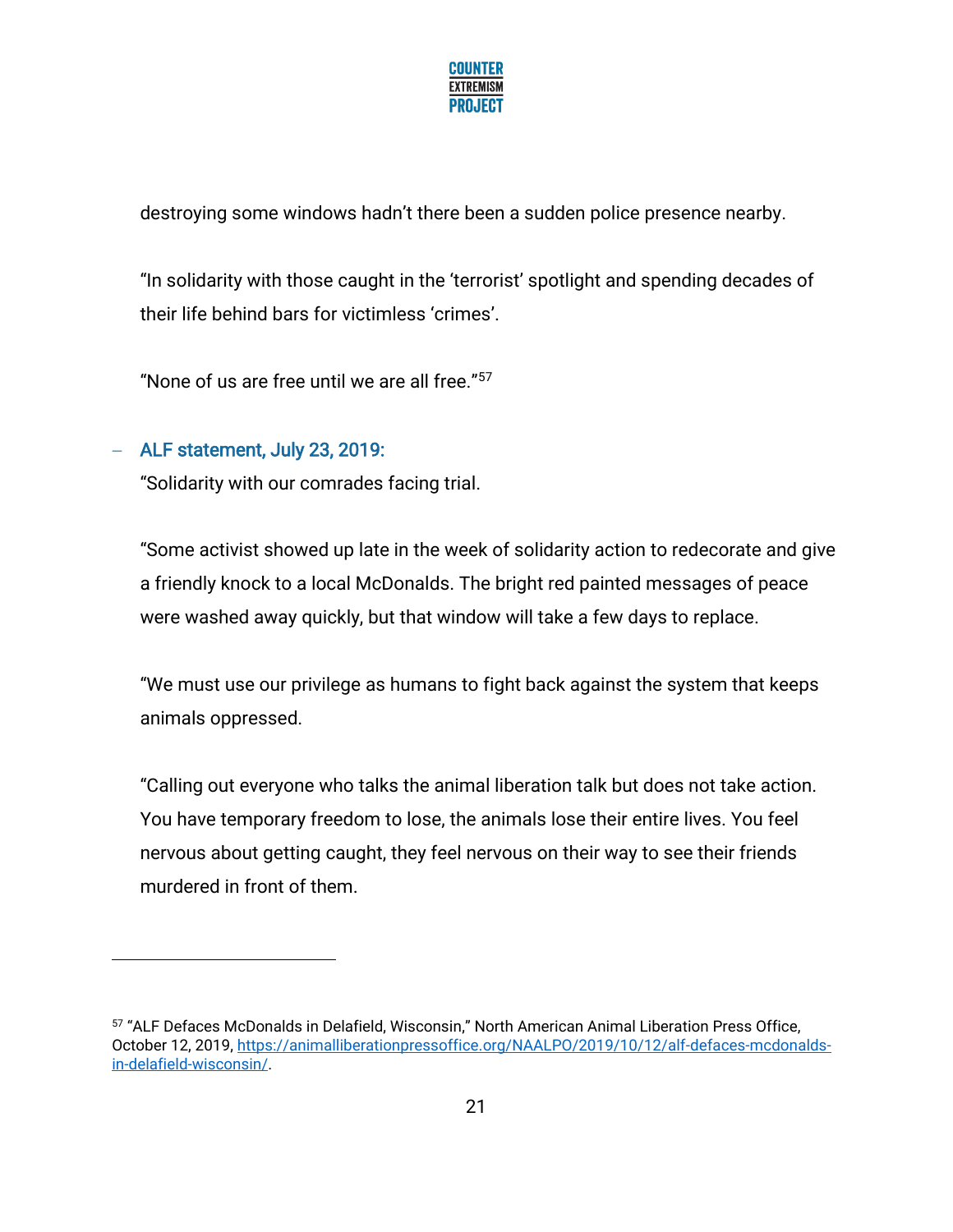destroying some windows hadn't there been a sudden police presence nearby.

"In solidarity with those caught in the 'terrorist' spotlight and spending decades of their life behind bars for victimless 'crimes'.

"None of us are free until we are all free."[57]

- ALF statement, July 23, 2019:
  "Solidarity with our comrades facing trial.

  "Some activist showed up late in the week of solidarity action to redecorate and give a friendly knock to a local McDonalds. The bright red painted messages of peace were washed away quickly, but that window will take a few days to replace.

  "We must use our privilege as humans to fight back against the system that keeps animals oppressed.

  "Calling out everyone who talks the animal liberation talk but does not take action. You have temporary freedom to lose, the animals lose their entire lives. You feel nervous about getting caught, they feel nervous on their way to see their friends murdered in front of them.

---

[57] "ALF Defaces McDonalds in Delafield, Wisconsin," North American Animal Liberation Press Office, October 12, 2019, https://animalliberationpressoffice.org/NAALPO/2019/10/12/alf-defaces-mcdonalds-in-delafield-wisconsin/.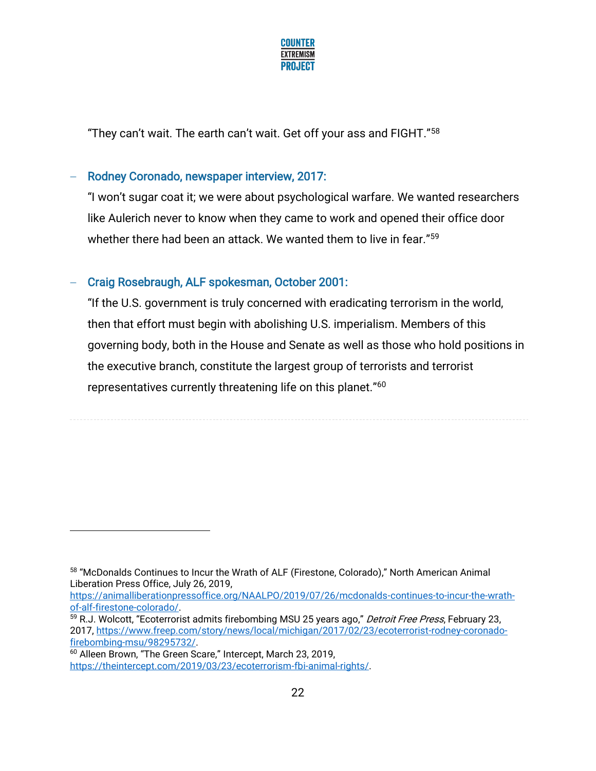"They can't wait. The earth can't wait. Get off your ass and FIGHT."[58]

- **Rodney Coronado, newspaper interview, 2017:**

  "I won't sugar coat it; we were about psychological warfare. We wanted researchers like Aulerich never to know when they came to work and opened their office door whether there had been an attack. We wanted them to live in fear."[59]

- **Craig Rosebraugh, ALF spokesman, October 2001:**

  "If the U.S. government is truly concerned with eradicating terrorism in the world, then that effort must begin with abolishing U.S. imperialism. Members of this governing body, both in the House and Senate as well as those who hold positions in the executive branch, constitute the largest group of terrorists and terrorist representatives currently threatening life on this planet."[60]

---

[58] "McDonalds Continues to Incur the Wrath of ALF (Firestone, Colorado)," North American Animal Liberation Press Office, July 26, 2019, https://animalliberationpressoffice.org/NAALPO/2019/07/26/mcdonalds-continues-to-incur-the-wrath-of-alf-firestone-colorado/.

[59] R.J. Wolcott, "Ecoterrorist admits firebombing MSU 25 years ago," *Detroit Free Press*, February 23, 2017, https://www.freep.com/story/news/local/michigan/2017/02/23/ecoterrorist-rodney-coronado-firebombing-msu/98295732/.

[60] Alleen Brown, "The Green Scare," Intercept, March 23, 2019, https://theintercept.com/2019/03/23/ecoterrorism-fbi-animal-rights/.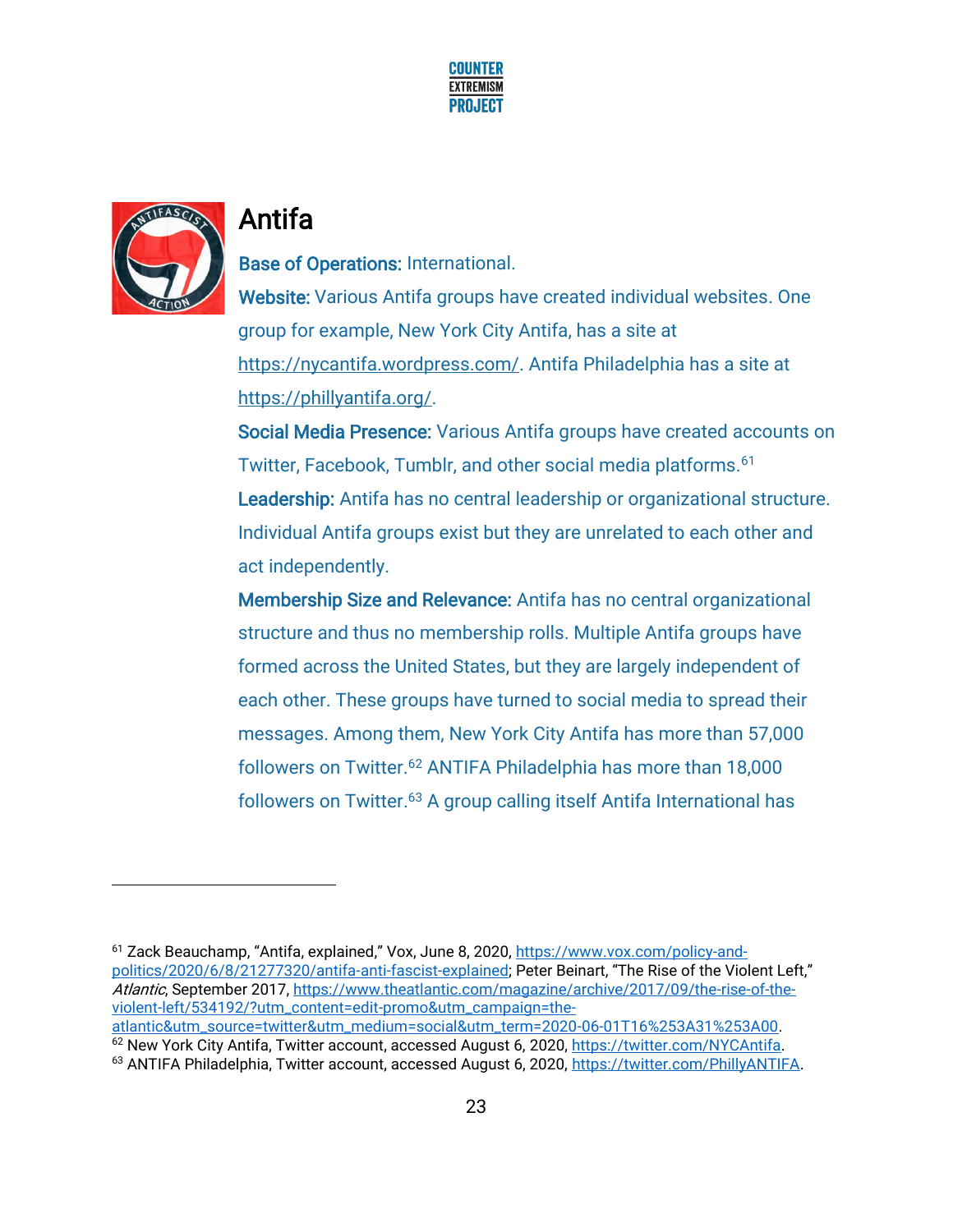# Antifa

**Base of Operations:** International.

**Website:** Various Antifa groups have created individual websites. One group for example, New York City Antifa, has a site at https://nycantifa.wordpress.com/. Antifa Philadelphia has a site at https://phillyantifa.org/.

**Social Media Presence:** Various Antifa groups have created accounts on Twitter, Facebook, Tumblr, and other social media platforms.[61]

**Leadership:** Antifa has no central leadership or organizational structure. Individual Antifa groups exist but they are unrelated to each other and act independently.

**Membership Size and Relevance:** Antifa has no central organizational structure and thus no membership rolls. Multiple Antifa groups have formed across the United States, but they are largely independent of each other. These groups have turned to social media to spread their messages. Among them, New York City Antifa has more than 57,000 followers on Twitter.[62] ANTIFA Philadelphia has more than 18,000 followers on Twitter.[63] A group calling itself Antifa International has

---

[61] Zack Beauchamp, "Antifa, explained," Vox, June 8, 2020, https://www.vox.com/policy-and-politics/2020/6/8/21277320/antifa-anti-fascist-explained; Peter Beinart, "The Rise of the Violent Left," *Atlantic*, September 2017, https://www.theatlantic.com/magazine/archive/2017/09/the-rise-of-the-violent-left/534192/?utm_content=edit-promo&utm_campaign=the-atlantic&utm_source=twitter&utm_medium=social&utm_term=2020-06-01T16%253A31%253A00.

[62] New York City Antifa, Twitter account, accessed August 6, 2020, https://twitter.com/NYCAntifa.

[63] ANTIFA Philadelphia, Twitter account, accessed August 6, 2020, https://twitter.com/PhillyANTIFA.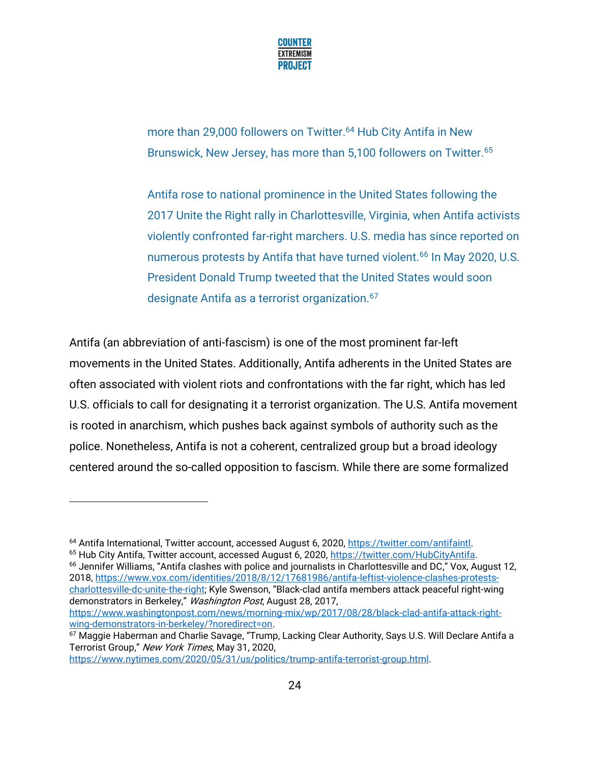more than 29,000 followers on Twitter.[64] Hub City Antifa in New Brunswick, New Jersey, has more than 5,100 followers on Twitter.[65]

Antifa rose to national prominence in the United States following the 2017 Unite the Right rally in Charlottesville, Virginia, when Antifa activists violently confronted far-right marchers. U.S. media has since reported on numerous protests by Antifa that have turned violent.[66] In May 2020, U.S. President Donald Trump tweeted that the United States would soon designate Antifa as a terrorist organization.[67]

Antifa (an abbreviation of anti-fascism) is one of the most prominent far-left movements in the United States. Additionally, Antifa adherents in the United States are often associated with violent riots and confrontations with the far right, which has led U.S. officials to call for designating it a terrorist organization. The U.S. Antifa movement is rooted in anarchism, which pushes back against symbols of authority such as the police. Nonetheless, Antifa is not a coherent, centralized group but a broad ideology centered around the so-called opposition to fascism. While there are some formalized

---

[64] Antifa International, Twitter account, accessed August 6, 2020, https://twitter.com/antifaintl.

[65] Hub City Antifa, Twitter account, accessed August 6, 2020, https://twitter.com/HubCityAntifa.

[66] Jennifer Williams, "Antifa clashes with police and journalists in Charlottesville and DC," Vox, August 12, 2018, https://www.vox.com/identities/2018/8/12/17681986/antifa-leftist-violence-clashes-protests-charlottesville-dc-unite-the-right; Kyle Swenson, "Black-clad antifa members attack peaceful right-wing demonstrators in Berkeley," *Washington Post*, August 28, 2017, https://www.washingtonpost.com/news/morning-mix/wp/2017/08/28/black-clad-antifa-attack-right-wing-demonstrators-in-berkeley/?noredirect=on.

[67] Maggie Haberman and Charlie Savage, "Trump, Lacking Clear Authority, Says U.S. Will Declare Antifa a Terrorist Group," *New York Times*, May 31, 2020, https://www.nytimes.com/2020/05/31/us/politics/trump-antifa-terrorist-group.html.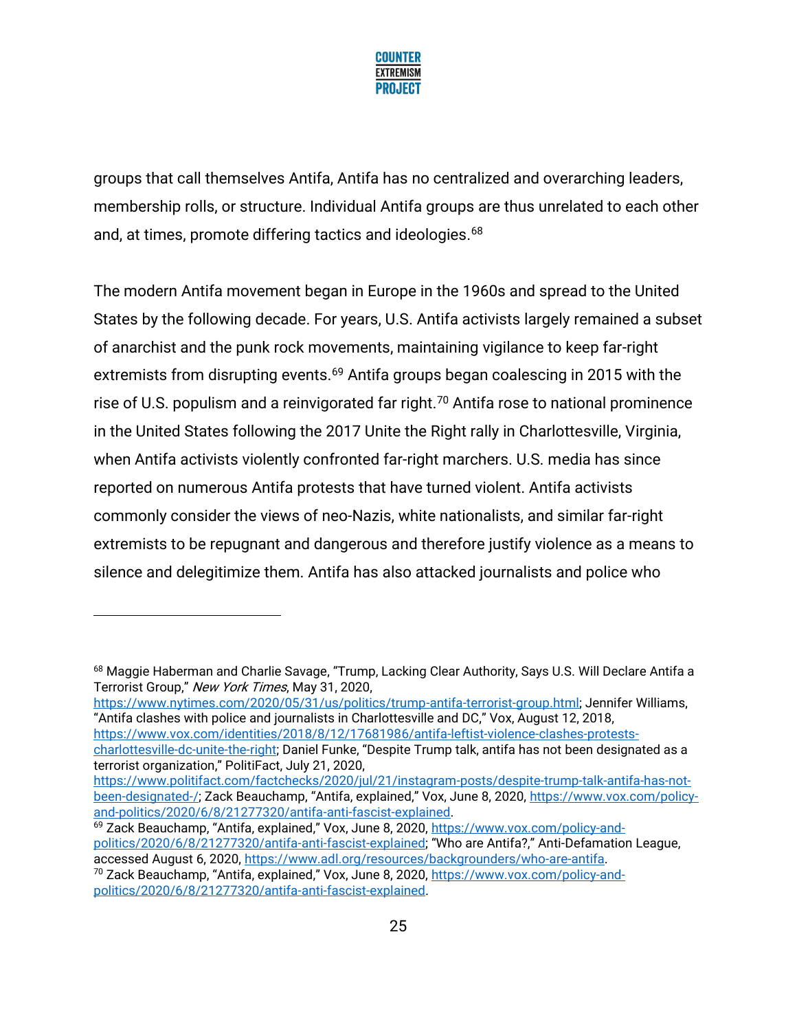groups that call themselves Antifa, Antifa has no centralized and overarching leaders, membership rolls, or structure. Individual Antifa groups are thus unrelated to each other and, at times, promote differing tactics and ideologies.[68]

The modern Antifa movement began in Europe in the 1960s and spread to the United States by the following decade. For years, U.S. Antifa activists largely remained a subset of anarchist and the punk rock movements, maintaining vigilance to keep far-right extremists from disrupting events.[69] Antifa groups began coalescing in 2015 with the rise of U.S. populism and a reinvigorated far right.[70] Antifa rose to national prominence in the United States following the 2017 Unite the Right rally in Charlottesville, Virginia, when Antifa activists violently confronted far-right marchers. U.S. media has since reported on numerous Antifa protests that have turned violent. Antifa activists commonly consider the views of neo-Nazis, white nationalists, and similar far-right extremists to be repugnant and dangerous and therefore justify violence as a means to silence and delegitimize them. Antifa has also attacked journalists and police who

---

[68] Maggie Haberman and Charlie Savage, "Trump, Lacking Clear Authority, Says U.S. Will Declare Antifa a Terrorist Group," *New York Times*, May 31, 2020, https://www.nytimes.com/2020/05/31/us/politics/trump-antifa-terrorist-group.html; Jennifer Williams, "Antifa clashes with police and journalists in Charlottesville and DC," Vox, August 12, 2018, https://www.vox.com/identities/2018/8/12/17681986/antifa-leftist-violence-clashes-protests-charlottesville-dc-unite-the-right; Daniel Funke, "Despite Trump talk, antifa has not been designated as a terrorist organization," PolitiFact, July 21, 2020, https://www.politifact.com/factchecks/2020/jul/21/instagram-posts/despite-trump-talk-antifa-has-not-been-designated-/; Zack Beauchamp, "Antifa, explained," Vox, June 8, 2020, https://www.vox.com/policy-and-politics/2020/6/8/21277320/antifa-anti-fascist-explained.

[69] Zack Beauchamp, "Antifa, explained," Vox, June 8, 2020, https://www.vox.com/policy-and-politics/2020/6/8/21277320/antifa-anti-fascist-explained; "Who are Antifa?," Anti-Defamation League, accessed August 6, 2020, https://www.adl.org/resources/backgrounders/who-are-antifa.

[70] Zack Beauchamp, "Antifa, explained," Vox, June 8, 2020, https://www.vox.com/policy-and-politics/2020/6/8/21277320/antifa-anti-fascist-explained.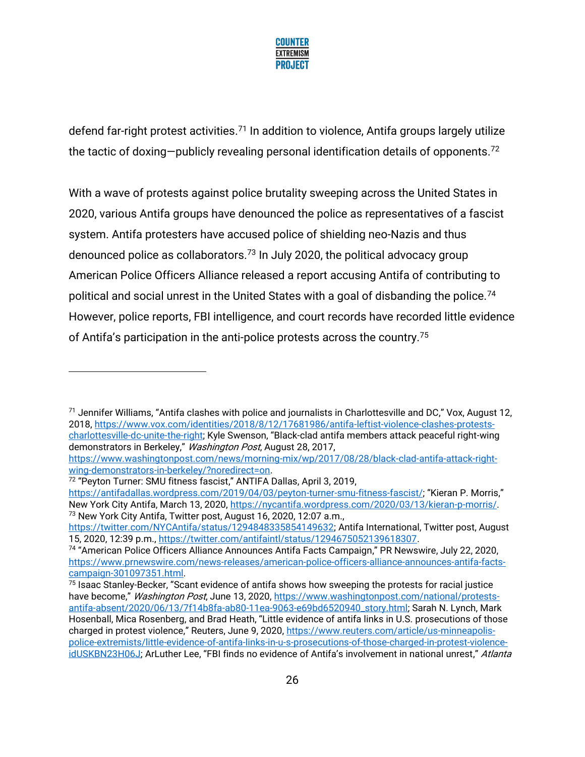defend far-right protest activities.[71] In addition to violence, Antifa groups largely utilize the tactic of doxing—publicly revealing personal identification details of opponents.[72]

With a wave of protests against police brutality sweeping across the United States in 2020, various Antifa groups have denounced the police as representatives of a fascist system. Antifa protesters have accused police of shielding neo-Nazis and thus denounced police as collaborators.[73] In July 2020, the political advocacy group American Police Officers Alliance released a report accusing Antifa of contributing to political and social unrest in the United States with a goal of disbanding the police.[74] However, police reports, FBI intelligence, and court records have recorded little evidence of Antifa's participation in the anti-police protests across the country.[75]

---

[71] Jennifer Williams, "Antifa clashes with police and journalists in Charlottesville and DC," Vox, August 12, 2018, https://www.vox.com/identities/2018/8/12/17681986/antifa-leftist-violence-clashes-protests-charlottesville-dc-unite-the-right; Kyle Swenson, "Black-clad antifa members attack peaceful right-wing demonstrators in Berkeley," *Washington Post*, August 28, 2017, https://www.washingtonpost.com/news/morning-mix/wp/2017/08/28/black-clad-antifa-attack-right-wing-demonstrators-in-berkeley/?noredirect=on.

[72] "Peyton Turner: SMU fitness fascist," ANTIFA Dallas, April 3, 2019, https://antifadallas.wordpress.com/2019/04/03/peyton-turner-smu-fitness-fascist/; "Kieran P. Morris," New York City Antifa, March 13, 2020, https://nycantifa.wordpress.com/2020/03/13/kieran-p-morris/.

[73] New York City Antifa, Twitter post, August 16, 2020, 12:07 a.m., https://twitter.com/NYCAntifa/status/1294848335854149632; Antifa International, Twitter post, August 15, 2020, 12:39 p.m., https://twitter.com/antifaintl/status/1294675052139618307.

[74] "American Police Officers Alliance Announces Antifa Facts Campaign," PR Newswire, July 22, 2020, https://www.prnewswire.com/news-releases/american-police-officers-alliance-announces-antifa-facts-campaign-301097351.html.

[75] Isaac Stanley-Becker, "Scant evidence of antifa shows how sweeping the protests for racial justice have become," *Washington Post*, June 13, 2020, https://www.washingtonpost.com/national/protests-antifa-absent/2020/06/13/7f14b8fa-ab80-11ea-9063-e69bd6520940_story.html; Sarah N. Lynch, Mark Hosenball, Mica Rosenberg, and Brad Heath, "Little evidence of antifa links in U.S. prosecutions of those charged in protest violence," Reuters, June 9, 2020, https://www.reuters.com/article/us-minneapolis-police-extremists/little-evidence-of-antifa-links-in-u-s-prosecutions-of-those-charged-in-protest-violence-idUSKBN23H06J; ArLuther Lee, "FBI finds no evidence of Antifa's involvement in national unrest," *Atlanta*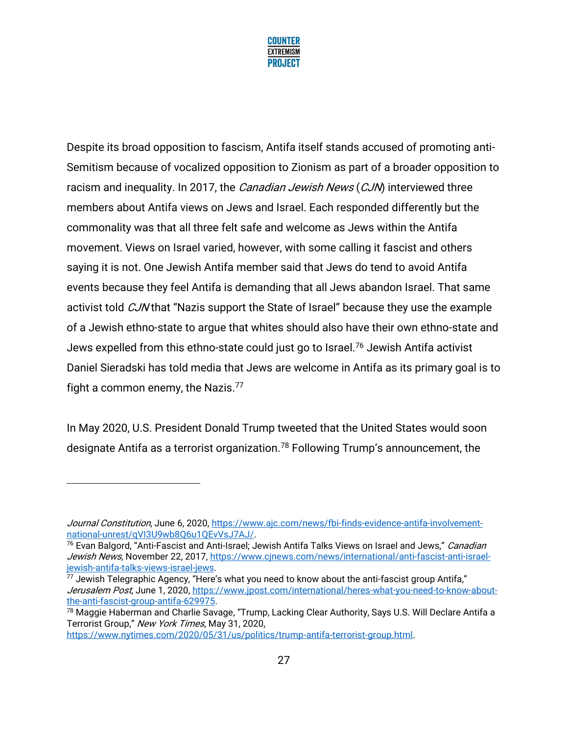Despite its broad opposition to fascism, Antifa itself stands accused of promoting anti-Semitism because of vocalized opposition to Zionism as part of a broader opposition to racism and inequality. In 2017, the *Canadian Jewish News* (*CJN*) interviewed three members about Antifa views on Jews and Israel. Each responded differently but the commonality was that all three felt safe and welcome as Jews within the Antifa movement. Views on Israel varied, however, with some calling it fascist and others saying it is not. One Jewish Antifa member said that Jews do tend to avoid Antifa events because they feel Antifa is demanding that all Jews abandon Israel. That same activist told *CJN* that "Nazis support the State of Israel" because they use the example of a Jewish ethno-state to argue that whites should also have their own ethno-state and Jews expelled from this ethno-state could just go to Israel.[76] Jewish Antifa activist Daniel Sieradski has told media that Jews are welcome in Antifa as its primary goal is to fight a common enemy, the Nazis.[77]

In May 2020, U.S. President Donald Trump tweeted that the United States would soon designate Antifa as a terrorist organization.[78] Following Trump's announcement, the

---

*Journal Constitution*, June 6, 2020, https://www.ajc.com/news/fbi-finds-evidence-antifa-involvement-national-unrest/qVI3U9wb8Q6u1QEvVsJ7AJ/.

[76] Evan Balgord, "Anti-Fascist and Anti-Israel; Jewish Antifa Talks Views on Israel and Jews," *Canadian Jewish News*, November 22, 2017, https://www.cjnews.com/news/international/anti-fascist-anti-israel-jewish-antifa-talks-views-israel-jews.

[77] Jewish Telegraphic Agency, "Here's what you need to know about the anti-fascist group Antifa," *Jerusalem Post*, June 1, 2020, https://www.jpost.com/international/heres-what-you-need-to-know-about-the-anti-fascist-group-antifa-629975.

[78] Maggie Haberman and Charlie Savage, "Trump, Lacking Clear Authority, Says U.S. Will Declare Antifa a Terrorist Group," *New York Times*, May 31, 2020, https://www.nytimes.com/2020/05/31/us/politics/trump-antifa-terrorist-group.html.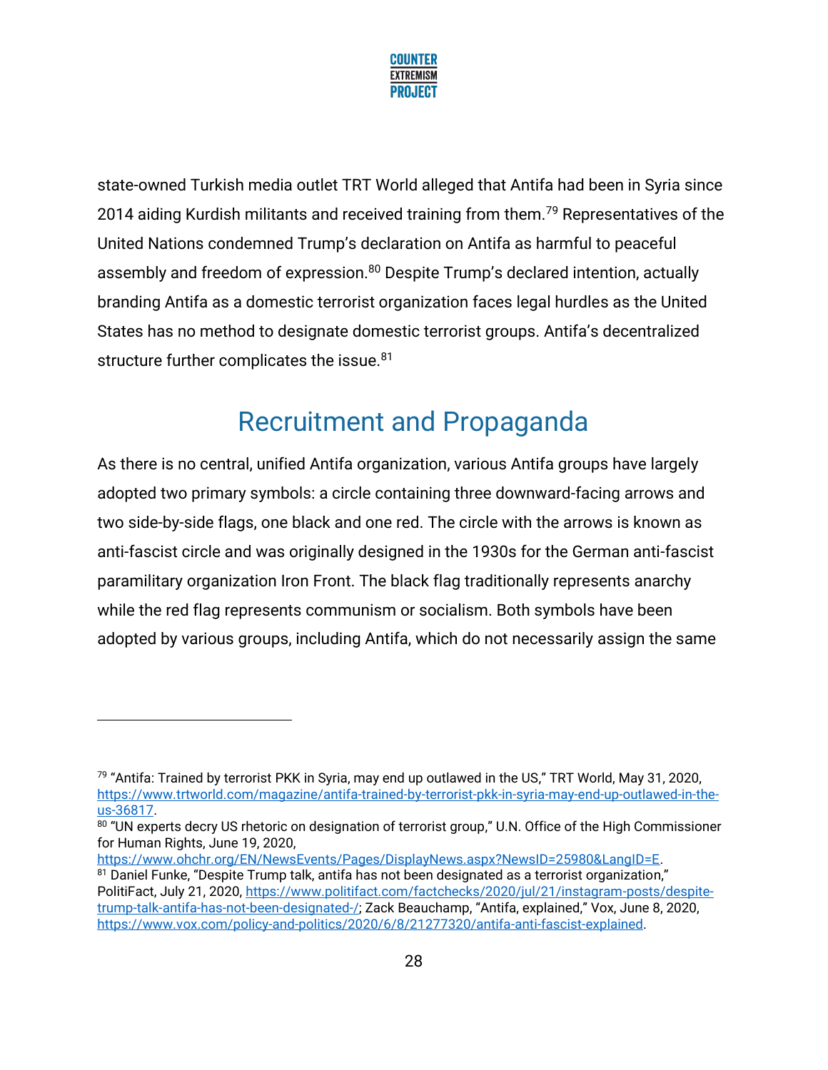state-owned Turkish media outlet TRT World alleged that Antifa had been in Syria since 2014 aiding Kurdish militants and received training from them.[79] Representatives of the United Nations condemned Trump's declaration on Antifa as harmful to peaceful assembly and freedom of expression.[80] Despite Trump's declared intention, actually branding Antifa as a domestic terrorist organization faces legal hurdles as the United States has no method to designate domestic terrorist groups. Antifa's decentralized structure further complicates the issue.[81]

## Recruitment and Propaganda

As there is no central, unified Antifa organization, various Antifa groups have largely adopted two primary symbols: a circle containing three downward-facing arrows and two side-by-side flags, one black and one red. The circle with the arrows is known as anti-fascist circle and was originally designed in the 1930s for the German anti-fascist paramilitary organization Iron Front. The black flag traditionally represents anarchy while the red flag represents communism or socialism. Both symbols have been adopted by various groups, including Antifa, which do not necessarily assign the same

---

[79] "Antifa: Trained by terrorist PKK in Syria, may end up outlawed in the US," TRT World, May 31, 2020, https://www.trtworld.com/magazine/antifa-trained-by-terrorist-pkk-in-syria-may-end-up-outlawed-in-the-us-36817.

[80] "UN experts decry US rhetoric on designation of terrorist group," U.N. Office of the High Commissioner for Human Rights, June 19, 2020, https://www.ohchr.org/EN/NewsEvents/Pages/DisplayNews.aspx?NewsID=25980&LangID=E.

[81] Daniel Funke, "Despite Trump talk, antifa has not been designated as a terrorist organization," PolitiFact, July 21, 2020, https://www.politifact.com/factchecks/2020/jul/21/instagram-posts/despite-trump-talk-antifa-has-not-been-designated-/; Zack Beauchamp, "Antifa, explained," Vox, June 8, 2020, https://www.vox.com/policy-and-politics/2020/6/8/21277320/antifa-anti-fascist-explained.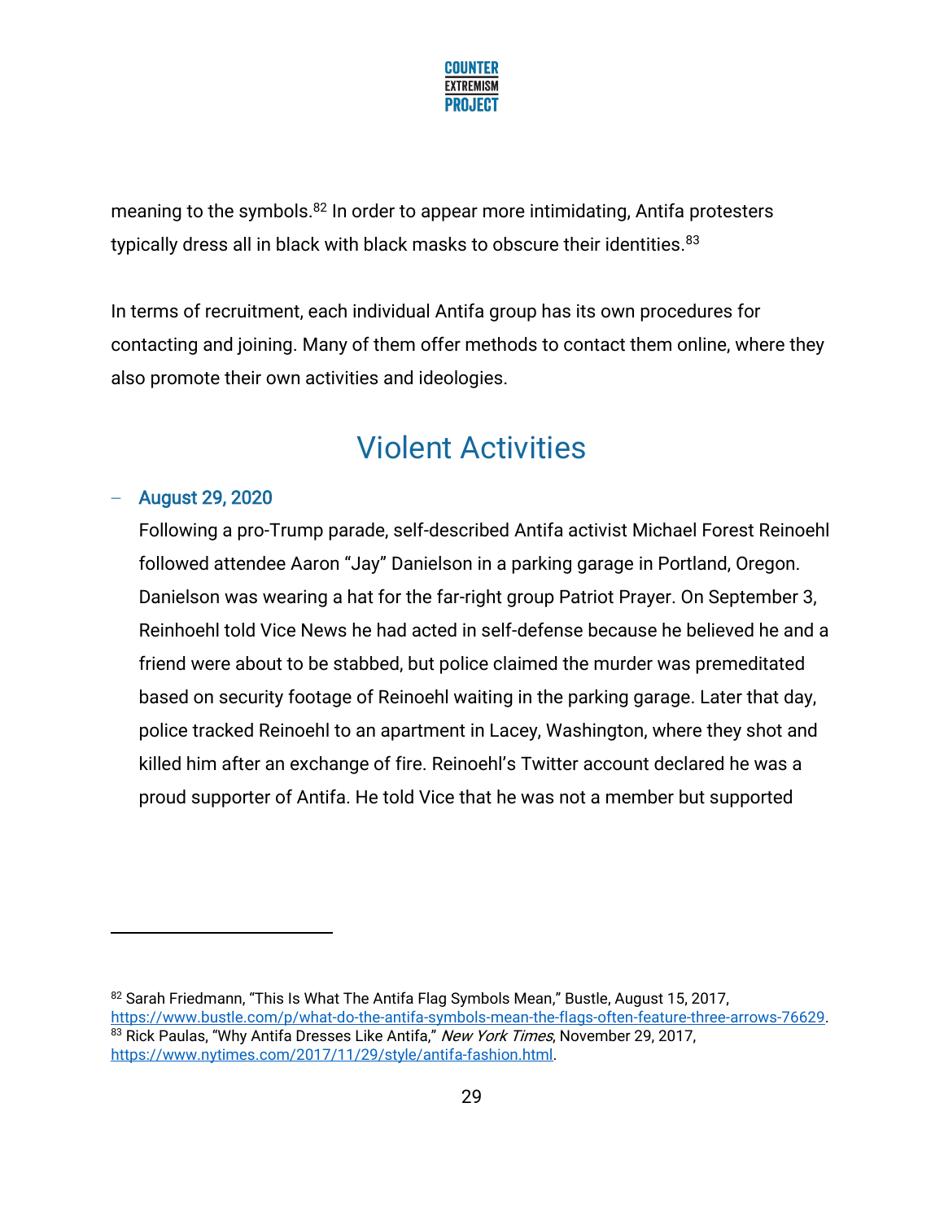meaning to the symbols.[82] In order to appear more intimidating, Antifa protesters typically dress all in black with black masks to obscure their identities.[83]

In terms of recruitment, each individual Antifa group has its own procedures for contacting and joining. Many of them offer methods to contact them online, where they also promote their own activities and ideologies.

## Violent Activities

- **August 29, 2020**

  Following a pro-Trump parade, self-described Antifa activist Michael Forest Reinoehl followed attendee Aaron "Jay" Danielson in a parking garage in Portland, Oregon. Danielson was wearing a hat for the far-right group Patriot Prayer. On September 3, Reinhoehl told Vice News he had acted in self-defense because he believed he and a friend were about to be stabbed, but police claimed the murder was premeditated based on security footage of Reinoehl waiting in the parking garage. Later that day, police tracked Reinoehl to an apartment in Lacey, Washington, where they shot and killed him after an exchange of fire. Reinoehl's Twitter account declared he was a proud supporter of Antifa. He told Vice that he was not a member but supported

---

[82] Sarah Friedmann, "This Is What The Antifa Flag Symbols Mean," Bustle, August 15, 2017, https://www.bustle.com/p/what-do-the-antifa-symbols-mean-the-flags-often-feature-three-arrows-76629.

[83] Rick Paulas, "Why Antifa Dresses Like Antifa," *New York Times*, November 29, 2017, https://www.nytimes.com/2017/11/29/style/antifa-fashion.html.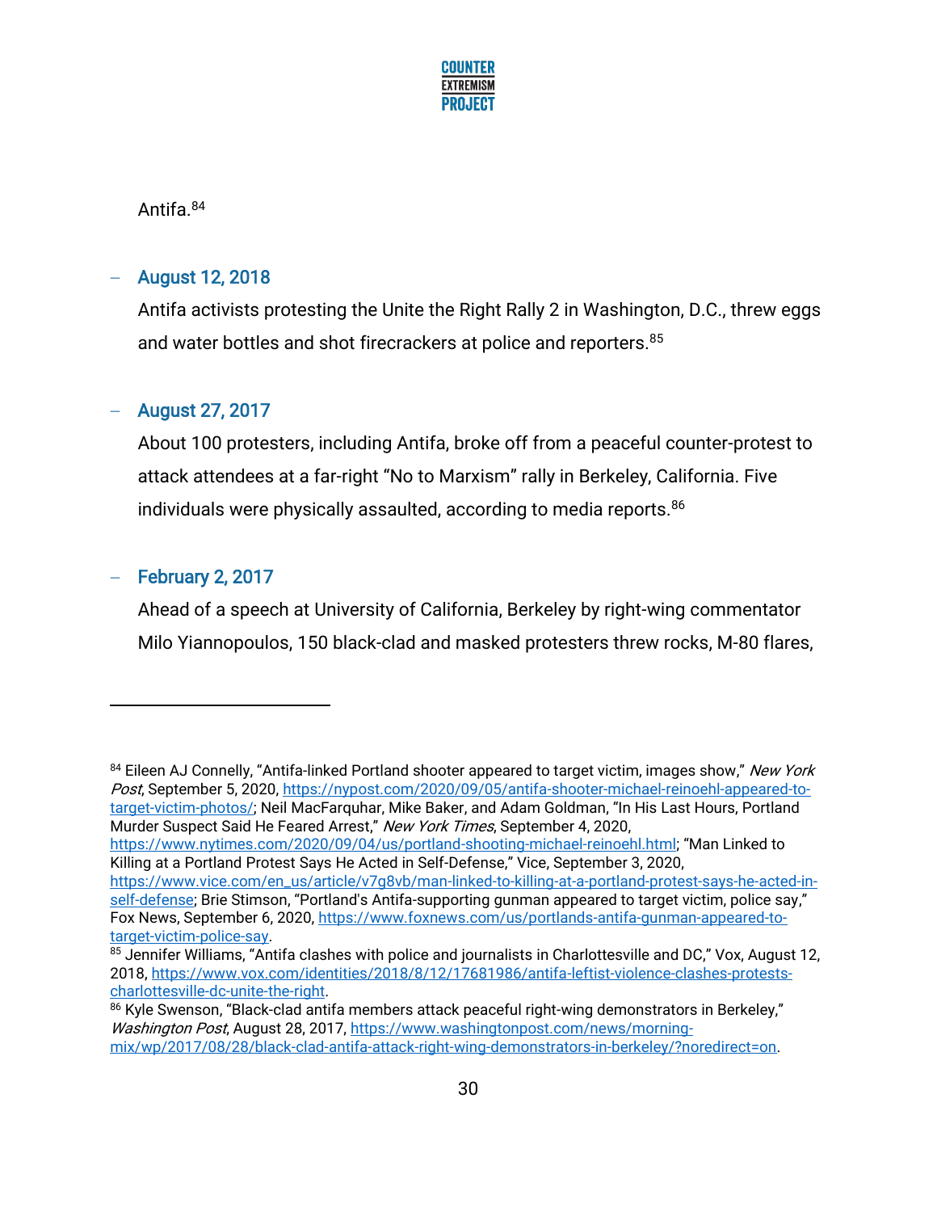Antifa.[84]

- **August 12, 2018**

  Antifa activists protesting the Unite the Right Rally 2 in Washington, D.C., threw eggs and water bottles and shot firecrackers at police and reporters.[85]

- **August 27, 2017**

  About 100 protesters, including Antifa, broke off from a peaceful counter-protest to attack attendees at a far-right "No to Marxism" rally in Berkeley, California. Five individuals were physically assaulted, according to media reports.[86]

- **February 2, 2017**

  Ahead of a speech at University of California, Berkeley by right-wing commentator Milo Yiannopoulos, 150 black-clad and masked protesters threw rocks, M-80 flares,

---

[84] Eileen AJ Connelly, "Antifa-linked Portland shooter appeared to target victim, images show," *New York Post*, September 5, 2020, https://nypost.com/2020/09/05/antifa-shooter-michael-reinoehl-appeared-to-target-victim-photos/; Neil MacFarquhar, Mike Baker, and Adam Goldman, "In His Last Hours, Portland Murder Suspect Said He Feared Arrest," *New York Times*, September 4, 2020, https://www.nytimes.com/2020/09/04/us/portland-shooting-michael-reinoehl.html; "Man Linked to Killing at a Portland Protest Says He Acted in Self-Defense," Vice, September 3, 2020, https://www.vice.com/en_us/article/v7g8vb/man-linked-to-killing-at-a-portland-protest-says-he-acted-in-self-defense; Brie Stimson, "Portland's Antifa-supporting gunman appeared to target victim, police say," Fox News, September 6, 2020, https://www.foxnews.com/us/portlands-antifa-gunman-appeared-to-target-victim-police-say.

[85] Jennifer Williams, "Antifa clashes with police and journalists in Charlottesville and DC," Vox, August 12, 2018, https://www.vox.com/identities/2018/8/12/17681986/antifa-leftist-violence-clashes-protests-charlottesville-dc-unite-the-right.

[86] Kyle Swenson, "Black-clad antifa members attack peaceful right-wing demonstrators in Berkeley," *Washington Post*, August 28, 2017, https://www.washingtonpost.com/news/morning-mix/wp/2017/08/28/black-clad-antifa-attack-right-wing-demonstrators-in-berkeley/?noredirect=on.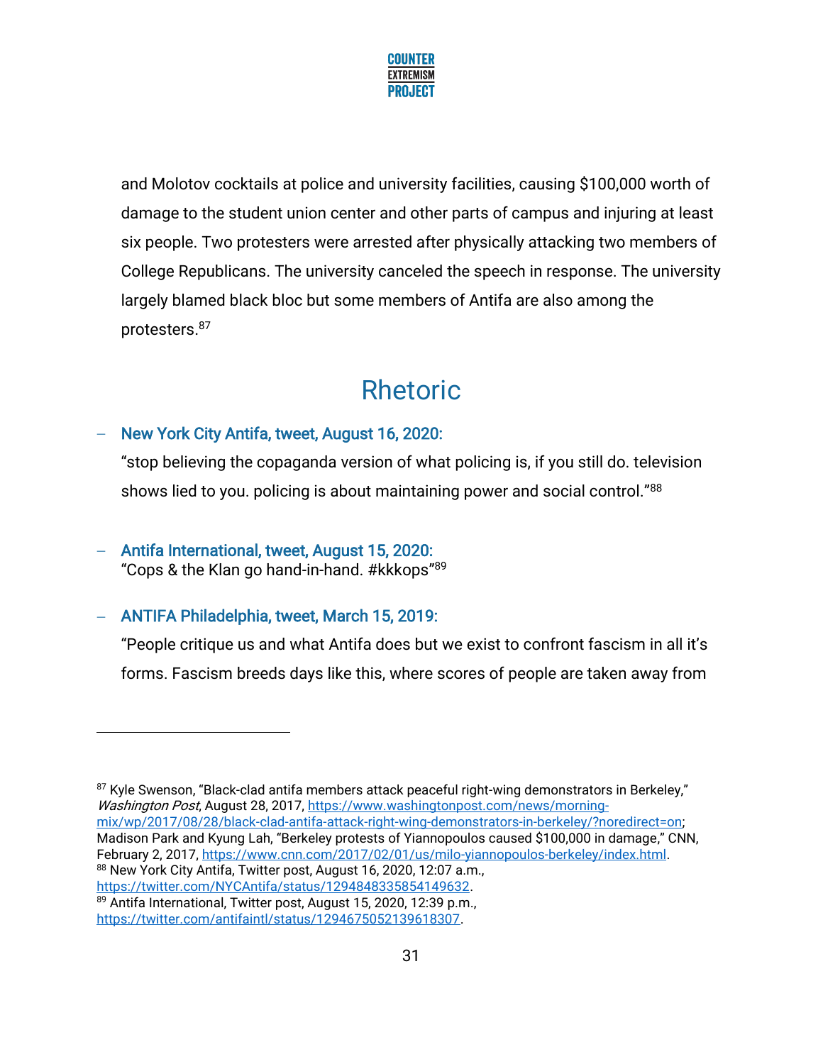and Molotov cocktails at police and university facilities, causing $100,000 worth of damage to the student union center and other parts of campus and injuring at least six people. Two protesters were arrested after physically attacking two members of College Republicans. The university canceled the speech in response. The university largely blamed black bloc but some members of Antifa are also among the protesters.[87]

## Rhetoric

- **New York City Antifa, tweet, August 16, 2020:**
  "stop believing the copaganda version of what policing is, if you still do. television shows lied to you. policing is about maintaining power and social control."[88]

- **Antifa International, tweet, August 15, 2020:**
  "Cops & the Klan go hand-in-hand. #kkkops"[89]

- **ANTIFA Philadelphia, tweet, March 15, 2019:**
  "People critique us and what Antifa does but we exist to confront fascism in all it's forms. Fascism breeds days like this, where scores of people are taken away from

---

[87] Kyle Swenson, "Black-clad antifa members attack peaceful right-wing demonstrators in Berkeley," *Washington Post*, August 28, 2017, https://www.washingtonpost.com/news/morning-mix/wp/2017/08/28/black-clad-antifa-attack-right-wing-demonstrators-in-berkeley/?noredirect=on; Madison Park and Kyung Lah, "Berkeley protests of Yiannopoulos caused $100,000 in damage," CNN, February 2, 2017, https://www.cnn.com/2017/02/01/us/milo-yiannopoulos-berkeley/index.html.

[88] New York City Antifa, Twitter post, August 16, 2020, 12:07 a.m., https://twitter.com/NYCAntifa/status/1294848335854149632.

[89] Antifa International, Twitter post, August 15, 2020, 12:39 p.m., https://twitter.com/antifaintl/status/1294675052139618307.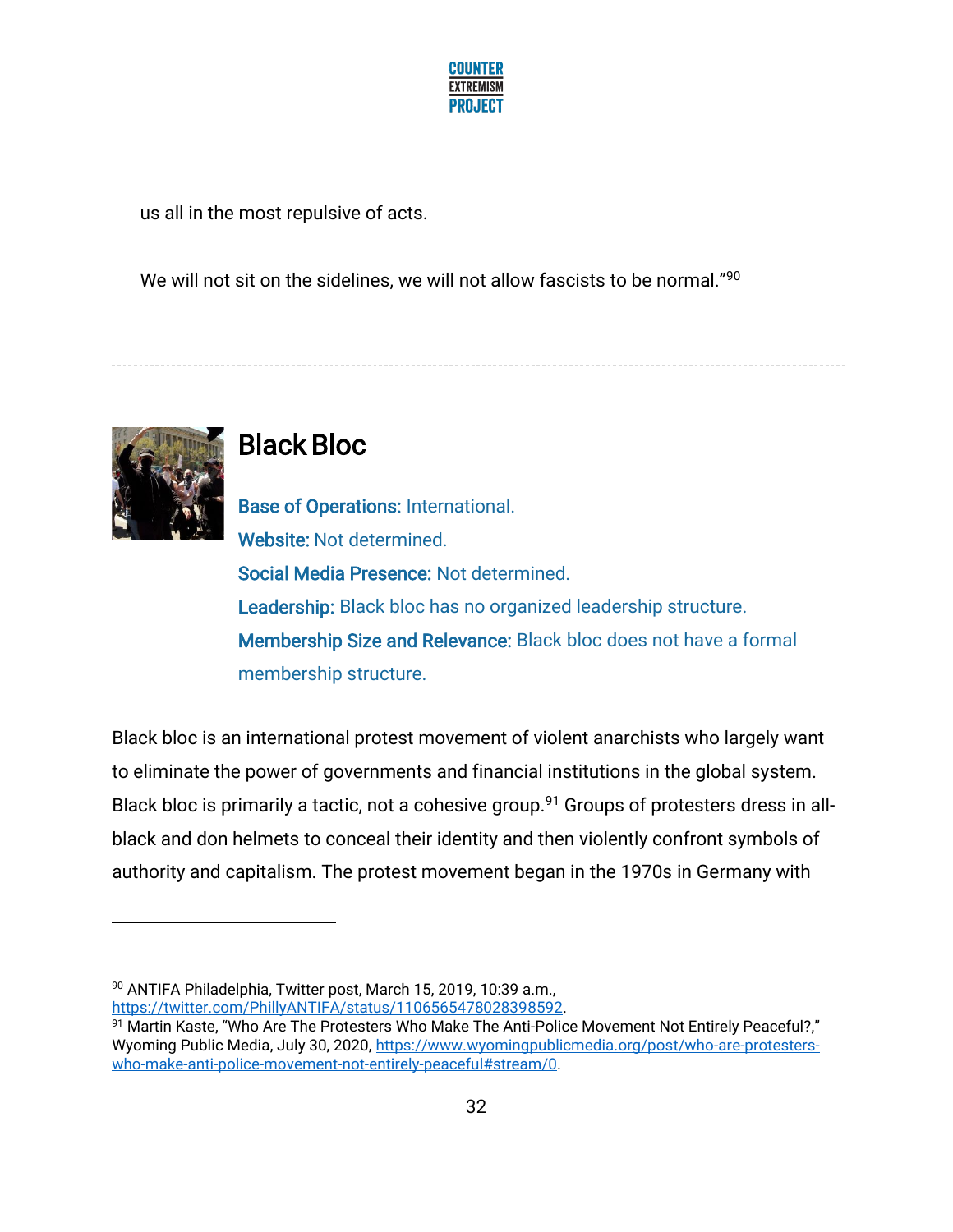us all in the most repulsive of acts.

We will not sit on the sidelines, we will not allow fascists to be normal."[90]

## Black Bloc

**Base of Operations:** International.

**Website:** Not determined.

**Social Media Presence:** Not determined.

**Leadership:** Black bloc has no organized leadership structure.

**Membership Size and Relevance:** Black bloc does not have a formal membership structure.

Black bloc is an international protest movement of violent anarchists who largely want to eliminate the power of governments and financial institutions in the global system. Black bloc is primarily a tactic, not a cohesive group.[91] Groups of protesters dress in all-black and don helmets to conceal their identity and then violently confront symbols of authority and capitalism. The protest movement began in the 1970s in Germany with

---

[90] ANTIFA Philadelphia, Twitter post, March 15, 2019, 10:39 a.m., https://twitter.com/PhillyANTIFA/status/1106565478028398592.

[91] Martin Kaste, "Who Are The Protesters Who Make The Anti-Police Movement Not Entirely Peaceful?," Wyoming Public Media, July 30, 2020, https://www.wyomingpublicmedia.org/post/who-are-protesters-who-make-anti-police-movement-not-entirely-peaceful#stream/0.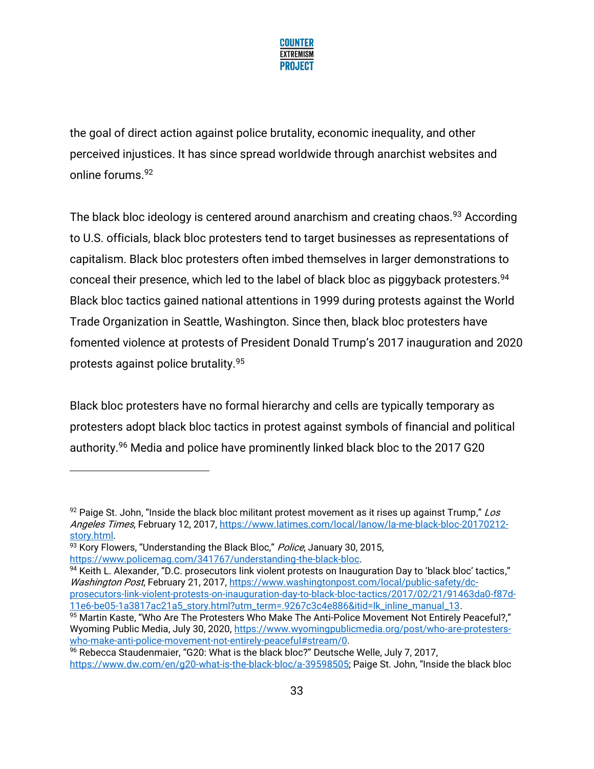the goal of direct action against police brutality, economic inequality, and other perceived injustices. It has since spread worldwide through anarchist websites and online forums.[92]

The black bloc ideology is centered around anarchism and creating chaos.[93] According to U.S. officials, black bloc protesters tend to target businesses as representations of capitalism. Black bloc protesters often imbed themselves in larger demonstrations to conceal their presence, which led to the label of black bloc as piggyback protesters.[94] Black bloc tactics gained national attentions in 1999 during protests against the World Trade Organization in Seattle, Washington. Since then, black bloc protesters have fomented violence at protests of President Donald Trump's 2017 inauguration and 2020 protests against police brutality.[95]

Black bloc protesters have no formal hierarchy and cells are typically temporary as protesters adopt black bloc tactics in protest against symbols of financial and political authority.[96] Media and police have prominently linked black bloc to the 2017 G20

---

[92] Paige St. John, "Inside the black bloc militant protest movement as it rises up against Trump," *Los Angeles Times*, February 12, 2017, https://www.latimes.com/local/lanow/la-me-black-bloc-20170212-story.html.

[93] Kory Flowers, "Understanding the Black Bloc," *Police*, January 30, 2015, https://www.policemag.com/341767/understanding-the-black-bloc.

[94] Keith L. Alexander, "D.C. prosecutors link violent protests on Inauguration Day to 'black bloc' tactics," *Washington Post*, February 21, 2017, https://www.washingtonpost.com/local/public-safety/dc-prosecutors-link-violent-protests-on-inauguration-day-to-black-bloc-tactics/2017/02/21/91463da0-f87d-11e6-be05-1a3817ac21a5_story.html?utm_term=.9267c3c4e886&itid=lk_inline_manual_13.

[95] Martin Kaste, "Who Are The Protesters Who Make The Anti-Police Movement Not Entirely Peaceful?," Wyoming Public Media, July 30, 2020, https://www.wyomingpublicmedia.org/post/who-are-protesters-who-make-anti-police-movement-not-entirely-peaceful#stream/0.

[96] Rebecca Staudenmaier, "G20: What is the black bloc?" Deutsche Welle, July 7, 2017, https://www.dw.com/en/g20-what-is-the-black-bloc/a-39598505; Paige St. John, "Inside the black bloc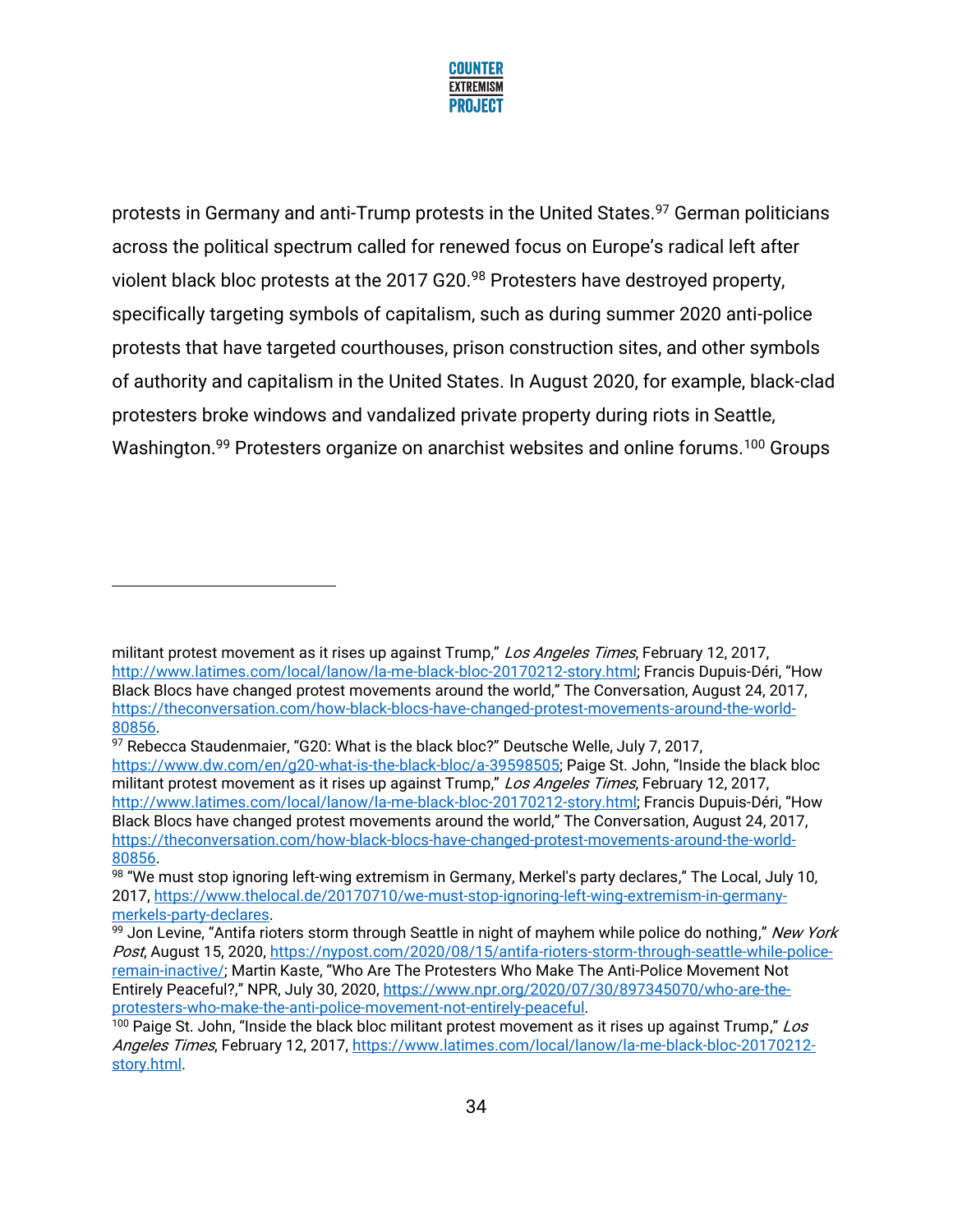protests in Germany and anti-Trump protests in the United States.[97] German politicians across the political spectrum called for renewed focus on Europe's radical left after violent black bloc protests at the 2017 G20.[98] Protesters have destroyed property, specifically targeting symbols of capitalism, such as during summer 2020 anti-police protests that have targeted courthouses, prison construction sites, and other symbols of authority and capitalism in the United States. In August 2020, for example, black-clad protesters broke windows and vandalized private property during riots in Seattle, Washington.[99] Protesters organize on anarchist websites and online forums.[100] Groups

---

militant protest movement as it rises up against Trump," *Los Angeles Times*, February 12, 2017, http://www.latimes.com/local/lanow/la-me-black-bloc-20170212-story.html; Francis Dupuis-Déri, "How Black Blocs have changed protest movements around the world," The Conversation, August 24, 2017, https://theconversation.com/how-black-blocs-have-changed-protest-movements-around-the-world-80856.

[97] Rebecca Staudenmaier, "G20: What is the black bloc?" Deutsche Welle, July 7, 2017, https://www.dw.com/en/g20-what-is-the-black-bloc/a-39598505; Paige St. John, "Inside the black bloc militant protest movement as it rises up against Trump," *Los Angeles Times*, February 12, 2017, http://www.latimes.com/local/lanow/la-me-black-bloc-20170212-story.html; Francis Dupuis-Déri, "How Black Blocs have changed protest movements around the world," The Conversation, August 24, 2017, https://theconversation.com/how-black-blocs-have-changed-protest-movements-around-the-world-80856.

[98] "We must stop ignoring left-wing extremism in Germany, Merkel's party declares," The Local, July 10, 2017, https://www.thelocal.de/20170710/we-must-stop-ignoring-left-wing-extremism-in-germany-merkels-party-declares.

[99] Jon Levine, "Antifa rioters storm through Seattle in night of mayhem while police do nothing," *New York Post*, August 15, 2020, https://nypost.com/2020/08/15/antifa-rioters-storm-through-seattle-while-police-remain-inactive/; Martin Kaste, "Who Are The Protesters Who Make The Anti-Police Movement Not Entirely Peaceful?," NPR, July 30, 2020, https://www.npr.org/2020/07/30/897345070/who-are-the-protesters-who-make-the-anti-police-movement-not-entirely-peaceful.

[100] Paige St. John, "Inside the black bloc militant protest movement as it rises up against Trump," *Los Angeles Times*, February 12, 2017, https://www.latimes.com/local/lanow/la-me-black-bloc-20170212-story.html.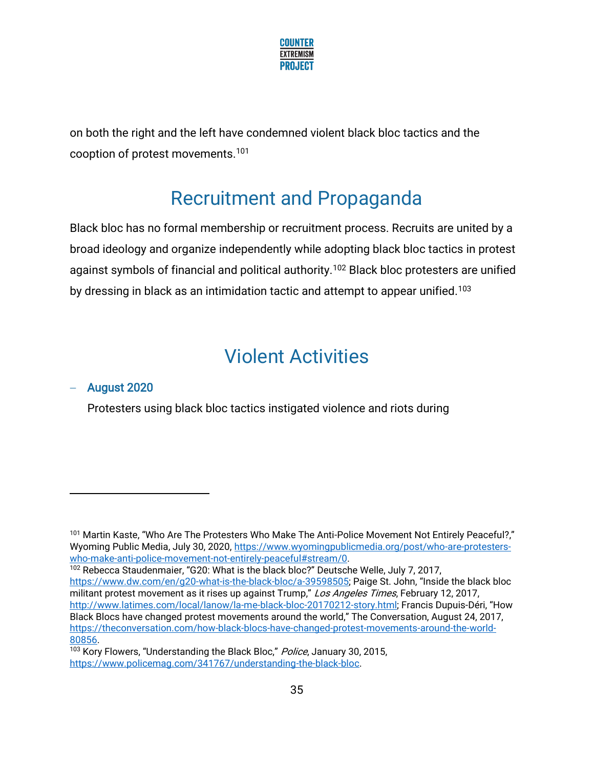on both the right and the left have condemned violent black bloc tactics and the cooption of protest movements.[101]

## Recruitment and Propaganda

Black bloc has no formal membership or recruitment process. Recruits are united by a broad ideology and organize independently while adopting black bloc tactics in protest against symbols of financial and political authority.[102] Black bloc protesters are unified by dressing in black as an intimidation tactic and attempt to appear unified.[103]

## Violent Activities

- **August 2020**

  Protesters using black bloc tactics instigated violence and riots during

---

[101] Martin Kaste, "Who Are The Protesters Who Make The Anti-Police Movement Not Entirely Peaceful?," Wyoming Public Media, July 30, 2020, https://www.wyomingpublicmedia.org/post/who-are-protesters-who-make-anti-police-movement-not-entirely-peaceful#stream/0.

[102] Rebecca Staudenmaier, "G20: What is the black bloc?" Deutsche Welle, July 7, 2017, https://www.dw.com/en/g20-what-is-the-black-bloc/a-39598505; Paige St. John, "Inside the black bloc militant protest movement as it rises up against Trump," *Los Angeles Times*, February 12, 2017, http://www.latimes.com/local/lanow/la-me-black-bloc-20170212-story.html; Francis Dupuis-Déri, "How Black Blocs have changed protest movements around the world," The Conversation, August 24, 2017, https://theconversation.com/how-black-blocs-have-changed-protest-movements-around-the-world-80856.

[103] Kory Flowers, "Understanding the Black Bloc," *Police*, January 30, 2015, https://www.policemag.com/341767/understanding-the-black-bloc.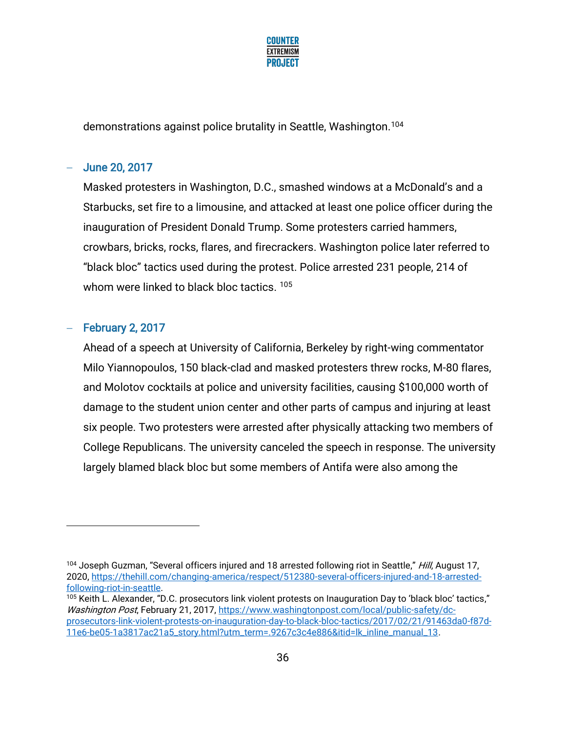demonstrations against police brutality in Seattle, Washington.[104]

- **June 20, 2017**

  Masked protesters in Washington, D.C., smashed windows at a McDonald's and a Starbucks, set fire to a limousine, and attacked at least one police officer during the inauguration of President Donald Trump. Some protesters carried hammers, crowbars, bricks, rocks, flares, and firecrackers. Washington police later referred to "black bloc" tactics used during the protest. Police arrested 231 people, 214 of whom were linked to black bloc tactics. [105]

- **February 2, 2017**

  Ahead of a speech at University of California, Berkeley by right-wing commentator Milo Yiannopoulos, 150 black-clad and masked protesters threw rocks, M-80 flares, and Molotov cocktails at police and university facilities, causing $100,000 worth of damage to the student union center and other parts of campus and injuring at least six people. Two protesters were arrested after physically attacking two members of College Republicans. The university canceled the speech in response. The university largely blamed black bloc but some members of Antifa were also among the

---

[104] Joseph Guzman, "Several officers injured and 18 arrested following riot in Seattle," *Hill*, August 17, 2020, https://thehill.com/changing-america/respect/512380-several-officers-injured-and-18-arrested-following-riot-in-seattle.

[105] Keith L. Alexander, "D.C. prosecutors link violent protests on Inauguration Day to 'black bloc' tactics," *Washington Post*, February 21, 2017, https://www.washingtonpost.com/local/public-safety/dc-prosecutors-link-violent-protests-on-inauguration-day-to-black-bloc-tactics/2017/02/21/91463da0-f87d-11e6-be05-1a3817ac21a5_story.html?utm_term=.9267c3c4e886&itid=lk_inline_manual_13.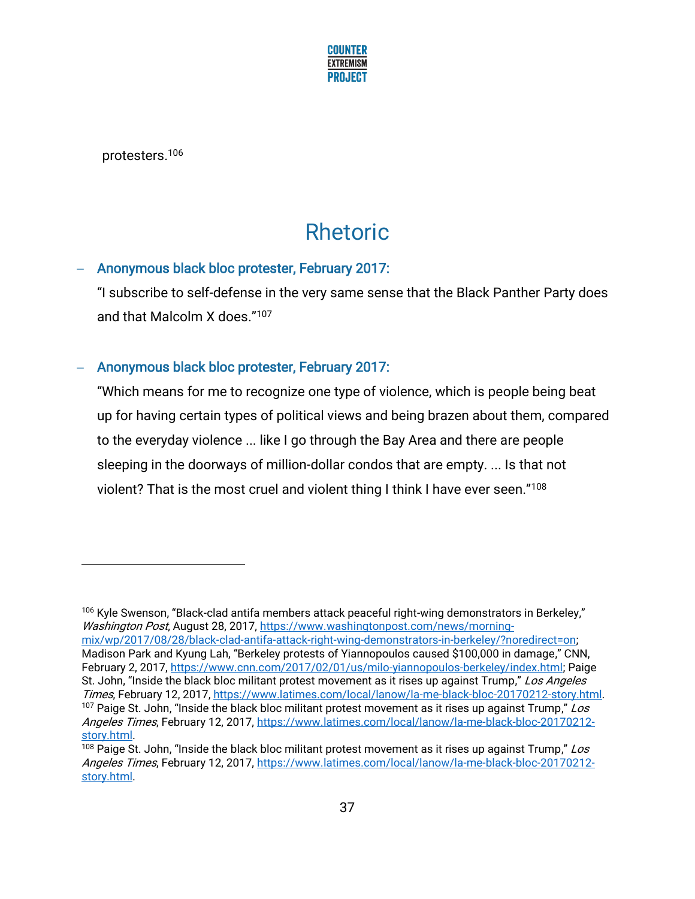protesters.[106]

## Rhetoric

- **Anonymous black bloc protester, February 2017:**

  "I subscribe to self-defense in the very same sense that the Black Panther Party does and that Malcolm X does."[107]

- **Anonymous black bloc protester, February 2017:**

  "Which means for me to recognize one type of violence, which is people being beat up for having certain types of political views and being brazen about them, compared to the everyday violence ... like I go through the Bay Area and there are people sleeping in the doorways of million-dollar condos that are empty. ... Is that not violent? That is the most cruel and violent thing I think I have ever seen."[108]

---

[106] Kyle Swenson, "Black-clad antifa members attack peaceful right-wing demonstrators in Berkeley," *Washington Post*, August 28, 2017, https://www.washingtonpost.com/news/morning-mix/wp/2017/08/28/black-clad-antifa-attack-right-wing-demonstrators-in-berkeley/?noredirect=on; Madison Park and Kyung Lah, "Berkeley protests of Yiannopoulos caused $100,000 in damage," CNN, February 2, 2017, https://www.cnn.com/2017/02/01/us/milo-yiannopoulos-berkeley/index.html; Paige St. John, "Inside the black bloc militant protest movement as it rises up against Trump," *Los Angeles Times*, February 12, 2017, https://www.latimes.com/local/lanow/la-me-black-bloc-20170212-story.html.

[107] Paige St. John, "Inside the black bloc militant protest movement as it rises up against Trump," *Los Angeles Times*, February 12, 2017, https://www.latimes.com/local/lanow/la-me-black-bloc-20170212-story.html.

[108] Paige St. John, "Inside the black bloc militant protest movement as it rises up against Trump," *Los Angeles Times*, February 12, 2017, https://www.latimes.com/local/lanow/la-me-black-bloc-20170212-story.html.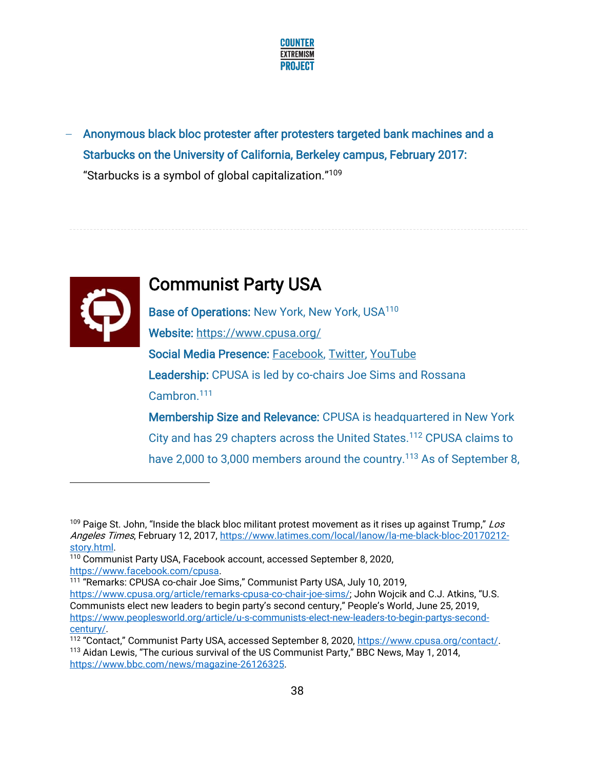– **Anonymous black bloc protester after protesters targeted bank machines and a Starbucks on the University of California, Berkeley campus, February 2017:** "Starbucks is a symbol of global capitalization."[109]

## Communist Party USA

**Base of Operations:** New York, New York, USA[110]

**Website:** https://www.cpusa.org/

**Social Media Presence:** Facebook, Twitter, YouTube

**Leadership:** CPUSA is led by co-chairs Joe Sims and Rossana Cambron.[111]

**Membership Size and Relevance:** CPUSA is headquartered in New York City and has 29 chapters across the United States.[112] CPUSA claims to have 2,000 to 3,000 members around the country.[113] As of September 8,

---

[109] Paige St. John, "Inside the black bloc militant protest movement as it rises up against Trump," *Los Angeles Times*, February 12, 2017, https://www.latimes.com/local/lanow/la-me-black-bloc-20170212-story.html.

[110] Communist Party USA, Facebook account, accessed September 8, 2020, https://www.facebook.com/cpusa.

[111] "Remarks: CPUSA co-chair Joe Sims," Communist Party USA, July 10, 2019, https://www.cpusa.org/article/remarks-cpusa-co-chair-joe-sims/; John Wojcik and C.J. Atkins, "U.S. Communists elect new leaders to begin party's second century," People's World, June 25, 2019, https://www.peoplesworld.org/article/u-s-communists-elect-new-leaders-to-begin-partys-second-century/.

[112] "Contact," Communist Party USA, accessed September 8, 2020, https://www.cpusa.org/contact/.

[113] Aidan Lewis, "The curious survival of the US Communist Party," BBC News, May 1, 2014, https://www.bbc.com/news/magazine-26126325.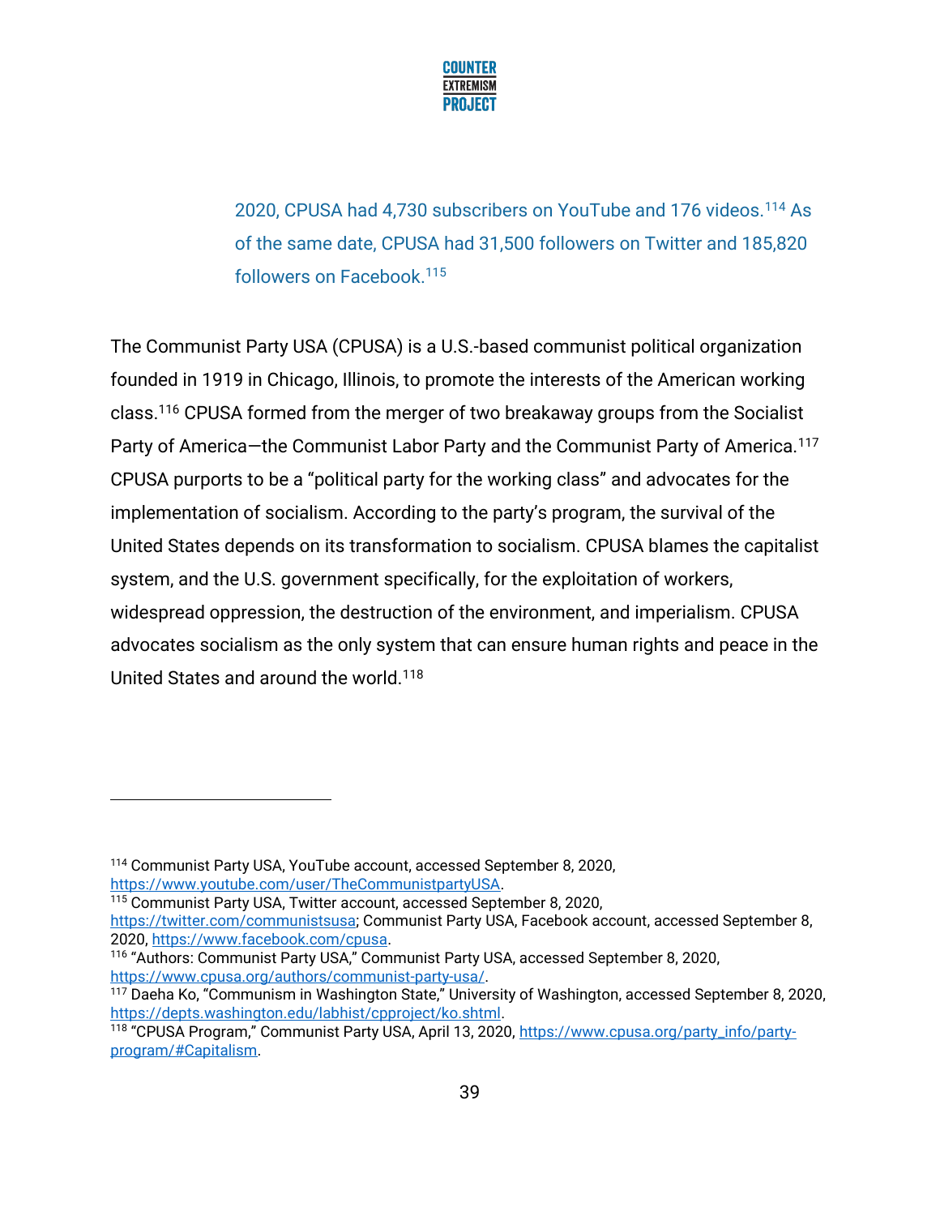2020, CPUSA had 4,730 subscribers on YouTube and 176 videos.[114] As of the same date, CPUSA had 31,500 followers on Twitter and 185,820 followers on Facebook.[115]

The Communist Party USA (CPUSA) is a U.S.-based communist political organization founded in 1919 in Chicago, Illinois, to promote the interests of the American working class.[116] CPUSA formed from the merger of two breakaway groups from the Socialist Party of America—the Communist Labor Party and the Communist Party of America.[117] CPUSA purports to be a "political party for the working class" and advocates for the implementation of socialism. According to the party's program, the survival of the United States depends on its transformation to socialism. CPUSA blames the capitalist system, and the U.S. government specifically, for the exploitation of workers, widespread oppression, the destruction of the environment, and imperialism. CPUSA advocates socialism as the only system that can ensure human rights and peace in the United States and around the world.[118]

---

[114] Communist Party USA, YouTube account, accessed September 8, 2020, https://www.youtube.com/user/TheCommunistpartyUSA.

[115] Communist Party USA, Twitter account, accessed September 8, 2020, https://twitter.com/communistsusa; Communist Party USA, Facebook account, accessed September 8, 2020, https://www.facebook.com/cpusa.

[116] "Authors: Communist Party USA," Communist Party USA, accessed September 8, 2020, https://www.cpusa.org/authors/communist-party-usa/.

[117] Daeha Ko, "Communism in Washington State," University of Washington, accessed September 8, 2020, https://depts.washington.edu/labhist/cpproject/ko.shtml.

[118] "CPUSA Program," Communist Party USA, April 13, 2020, https://www.cpusa.org/party_info/party-program/#Capitalism.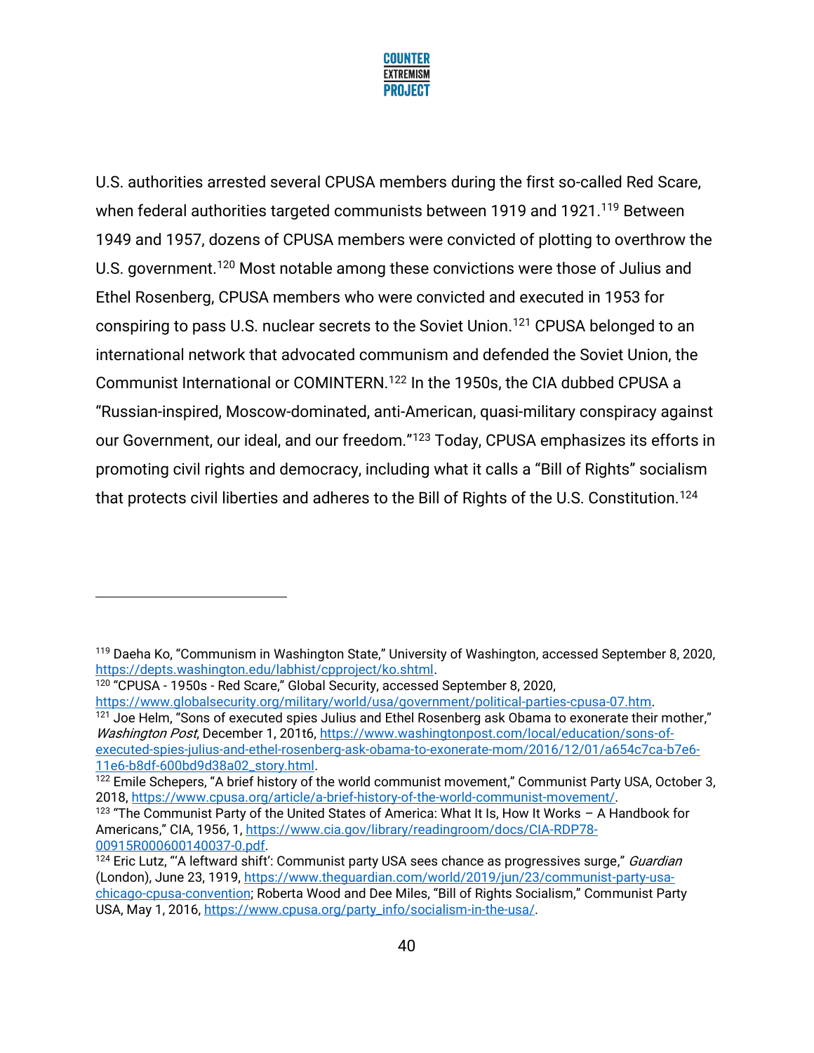U.S. authorities arrested several CPUSA members during the first so-called Red Scare, when federal authorities targeted communists between 1919 and 1921.[119] Between 1949 and 1957, dozens of CPUSA members were convicted of plotting to overthrow the U.S. government.[120] Most notable among these convictions were those of Julius and Ethel Rosenberg, CPUSA members who were convicted and executed in 1953 for conspiring to pass U.S. nuclear secrets to the Soviet Union.[121] CPUSA belonged to an international network that advocated communism and defended the Soviet Union, the Communist International or COMINTERN.[122] In the 1950s, the CIA dubbed CPUSA a "Russian-inspired, Moscow-dominated, anti-American, quasi-military conspiracy against our Government, our ideal, and our freedom."[123] Today, CPUSA emphasizes its efforts in promoting civil rights and democracy, including what it calls a "Bill of Rights" socialism that protects civil liberties and adheres to the Bill of Rights of the U.S. Constitution.[124]

---

[119] Daeha Ko, "Communism in Washington State," University of Washington, accessed September 8, 2020, https://depts.washington.edu/labhist/cpproject/ko.shtml.

[120] "CPUSA - 1950s - Red Scare," Global Security, accessed September 8, 2020, https://www.globalsecurity.org/military/world/usa/government/political-parties-cpusa-07.htm.

[121] Joe Helm, "Sons of executed spies Julius and Ethel Rosenberg ask Obama to exonerate their mother," *Washington Post*, December 1, 201t6, https://www.washingtonpost.com/local/education/sons-of-executed-spies-julius-and-ethel-rosenberg-ask-obama-to-exonerate-mom/2016/12/01/a654c7ca-b7e6-11e6-b8df-600bd9d38a02_story.html.

[122] Emile Schepers, "A brief history of the world communist movement," Communist Party USA, October 3, 2018, https://www.cpusa.org/article/a-brief-history-of-the-world-communist-movement/.

[123] "The Communist Party of the United States of America: What It Is, How It Works – A Handbook for Americans," CIA, 1956, 1, https://www.cia.gov/library/readingroom/docs/CIA-RDP78-00915R000600140037-0.pdf.

[124] Eric Lutz, "'A leftward shift': Communist party USA sees chance as progressives surge," *Guardian* (London), June 23, 1919, https://www.theguardian.com/world/2019/jun/23/communist-party-usa-chicago-cpusa-convention; Roberta Wood and Dee Miles, "Bill of Rights Socialism," Communist Party USA, May 1, 2016, https://www.cpusa.org/party_info/socialism-in-the-usa/.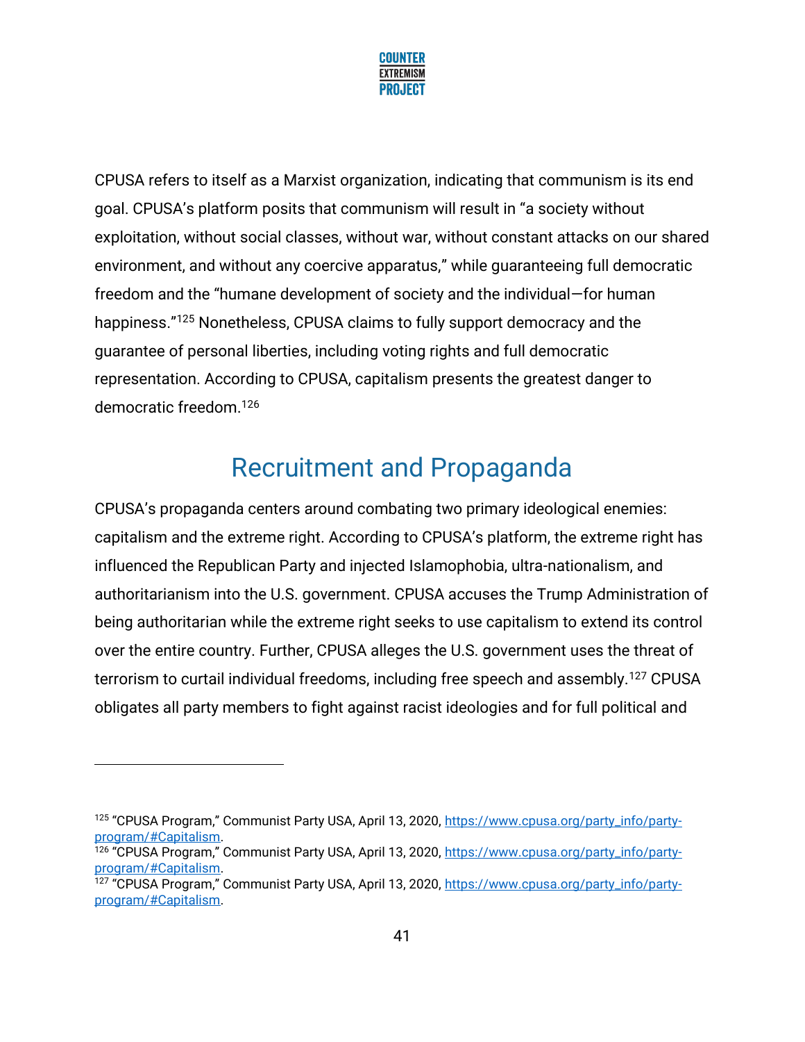CPUSA refers to itself as a Marxist organization, indicating that communism is its end goal. CPUSA's platform posits that communism will result in "a society without exploitation, without social classes, without war, without constant attacks on our shared environment, and without any coercive apparatus," while guaranteeing full democratic freedom and the "humane development of society and the individual—for human happiness."[125] Nonetheless, CPUSA claims to fully support democracy and the guarantee of personal liberties, including voting rights and full democratic representation. According to CPUSA, capitalism presents the greatest danger to democratic freedom.[126]

## Recruitment and Propaganda

CPUSA's propaganda centers around combating two primary ideological enemies: capitalism and the extreme right. According to CPUSA's platform, the extreme right has influenced the Republican Party and injected Islamophobia, ultra-nationalism, and authoritarianism into the U.S. government. CPUSA accuses the Trump Administration of being authoritarian while the extreme right seeks to use capitalism to extend its control over the entire country. Further, CPUSA alleges the U.S. government uses the threat of terrorism to curtail individual freedoms, including free speech and assembly.[127] CPUSA obligates all party members to fight against racist ideologies and for full political and

---

[125] "CPUSA Program," Communist Party USA, April 13, 2020, https://www.cpusa.org/party_info/party-program/#Capitalism.

[126] "CPUSA Program," Communist Party USA, April 13, 2020, https://www.cpusa.org/party_info/party-program/#Capitalism.

[127] "CPUSA Program," Communist Party USA, April 13, 2020, https://www.cpusa.org/party_info/party-program/#Capitalism.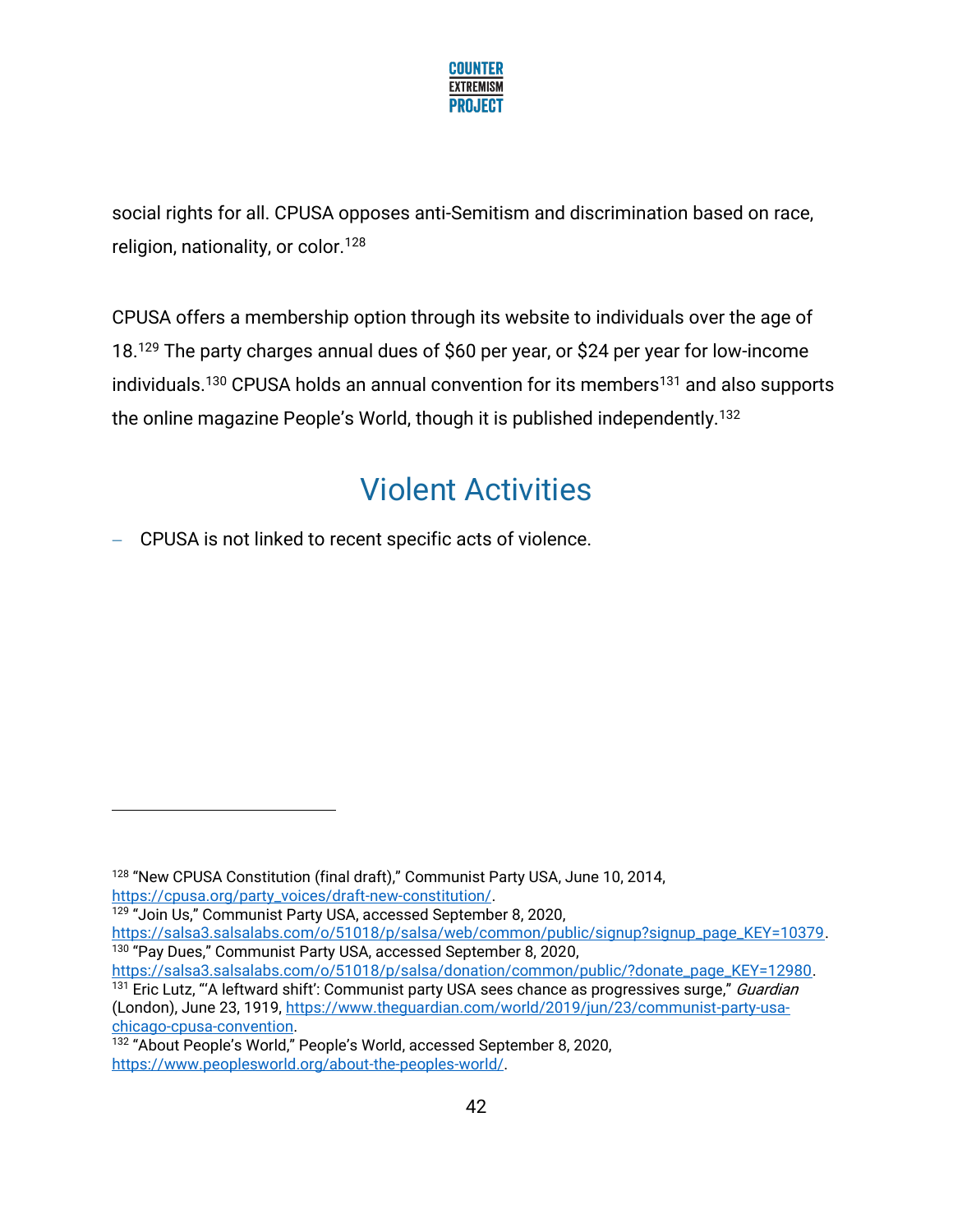social rights for all. CPUSA opposes anti-Semitism and discrimination based on race, religion, nationality, or color.[128]

CPUSA offers a membership option through its website to individuals over the age of 18.[129] The party charges annual dues of $60 per year, or $24 per year for low-income individuals.[130] CPUSA holds an annual convention for its members[131] and also supports the online magazine People's World, though it is published independently.[132]

## Violent Activities

- CPUSA is not linked to recent specific acts of violence.

---

[128] "New CPUSA Constitution (final draft)," Communist Party USA, June 10, 2014, https://cpusa.org/party_voices/draft-new-constitution/.

[129] "Join Us," Communist Party USA, accessed September 8, 2020, https://salsa3.salsalabs.com/o/51018/p/salsa/web/common/public/signup?signup_page_KEY=10379.

[130] "Pay Dues," Communist Party USA, accessed September 8, 2020, https://salsa3.salsalabs.com/o/51018/p/salsa/donation/common/public/?donate_page_KEY=12980.

[131] Eric Lutz, "'A leftward shift': Communist party USA sees chance as progressives surge," *Guardian* (London), June 23, 1919, https://www.theguardian.com/world/2019/jun/23/communist-party-usa-chicago-cpusa-convention.

[132] "About People's World," People's World, accessed September 8, 2020, https://www.peoplesworld.org/about-the-peoples-world/.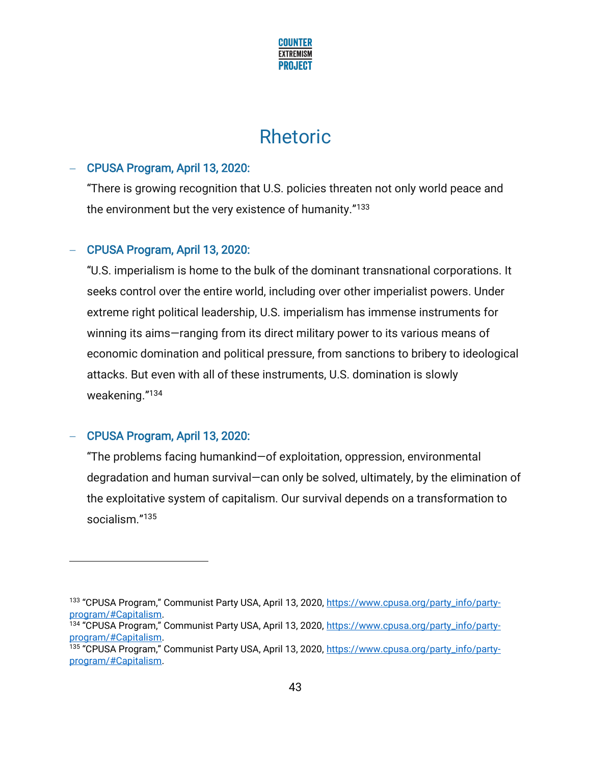# Rhetoric

- **CPUSA Program, April 13, 2020:**

  "There is growing recognition that U.S. policies threaten not only world peace and the environment but the very existence of humanity."[133]

- **CPUSA Program, April 13, 2020:**

  "U.S. imperialism is home to the bulk of the dominant transnational corporations. It seeks control over the entire world, including over other imperialist powers. Under extreme right political leadership, U.S. imperialism has immense instruments for winning its aims—ranging from its direct military power to its various means of economic domination and political pressure, from sanctions to bribery to ideological attacks. But even with all of these instruments, U.S. domination is slowly weakening."[134]

- **CPUSA Program, April 13, 2020:**

  "The problems facing humankind—of exploitation, oppression, environmental degradation and human survival—can only be solved, ultimately, by the elimination of the exploitative system of capitalism. Our survival depends on a transformation to socialism."[135]

---

[133] "CPUSA Program," Communist Party USA, April 13, 2020, https://www.cpusa.org/party_info/party-program/#Capitalism.
[134] "CPUSA Program," Communist Party USA, April 13, 2020, https://www.cpusa.org/party_info/party-program/#Capitalism.
[135] "CPUSA Program," Communist Party USA, April 13, 2020, https://www.cpusa.org/party_info/party-program/#Capitalism.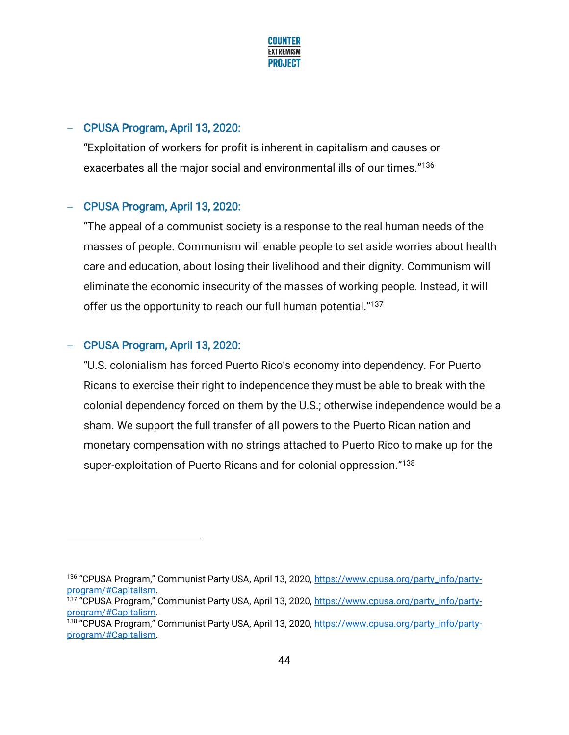- CPUSA Program, April 13, 2020:

  "Exploitation of workers for profit is inherent in capitalism and causes or exacerbates all the major social and environmental ills of our times."[136]

- CPUSA Program, April 13, 2020:

  "The appeal of a communist society is a response to the real human needs of the masses of people. Communism will enable people to set aside worries about health care and education, about losing their livelihood and their dignity. Communism will eliminate the economic insecurity of the masses of working people. Instead, it will offer us the opportunity to reach our full human potential."[137]

- CPUSA Program, April 13, 2020:

  "U.S. colonialism has forced Puerto Rico's economy into dependency. For Puerto Ricans to exercise their right to independence they must be able to break with the colonial dependency forced on them by the U.S.; otherwise independence would be a sham. We support the full transfer of all powers to the Puerto Rican nation and monetary compensation with no strings attached to Puerto Rico to make up for the super-exploitation of Puerto Ricans and for colonial oppression."[138]

---

[136] "CPUSA Program," Communist Party USA, April 13, 2020, https://www.cpusa.org/party_info/party-program/#Capitalism.

[137] "CPUSA Program," Communist Party USA, April 13, 2020, https://www.cpusa.org/party_info/party-program/#Capitalism.

[138] "CPUSA Program," Communist Party USA, April 13, 2020, https://www.cpusa.org/party_info/party-program/#Capitalism.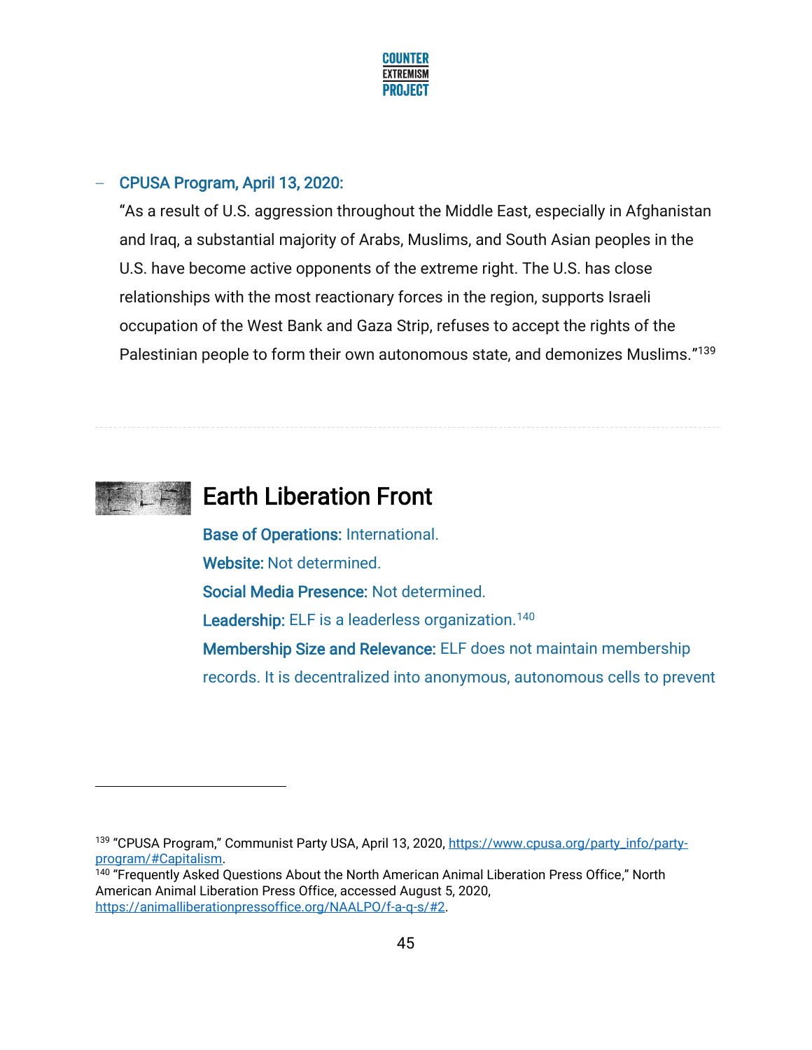- **CPUSA Program, April 13, 2020:**

  "As a result of U.S. aggression throughout the Middle East, especially in Afghanistan and Iraq, a substantial majority of Arabs, Muslims, and South Asian peoples in the U.S. have become active opponents of the extreme right. The U.S. has close relationships with the most reactionary forces in the region, supports Israeli occupation of the West Bank and Gaza Strip, refuses to accept the rights of the Palestinian people to form their own autonomous state, and demonizes Muslims."[139]

---

## Earth Liberation Front

**Base of Operations:** International.

**Website:** Not determined.

**Social Media Presence:** Not determined.

**Leadership:** ELF is a leaderless organization.[140]

**Membership Size and Relevance:** ELF does not maintain membership records. It is decentralized into anonymous, autonomous cells to prevent

---

[139] "CPUSA Program," Communist Party USA, April 13, 2020, https://www.cpusa.org/party_info/party-program/#Capitalism.

[140] "Frequently Asked Questions About the North American Animal Liberation Press Office," North American Animal Liberation Press Office, accessed August 5, 2020, https://animalliberationpressoffice.org/NAALPO/f-a-q-s/#2.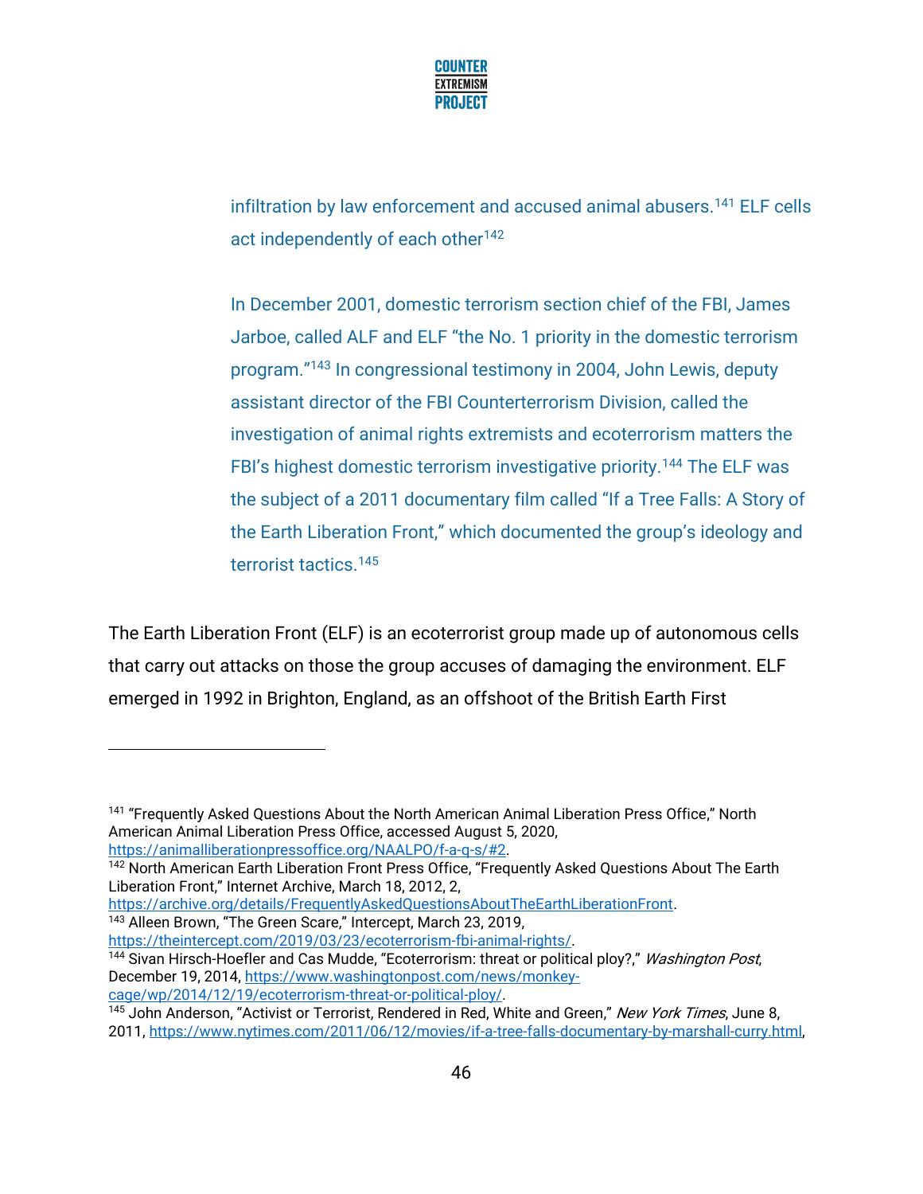infiltration by law enforcement and accused animal abusers.[141] ELF cells act independently of each other[142]

In December 2001, domestic terrorism section chief of the FBI, James Jarboe, called ALF and ELF "the No. 1 priority in the domestic terrorism program."[143] In congressional testimony in 2004, John Lewis, deputy assistant director of the FBI Counterterrorism Division, called the investigation of animal rights extremists and ecoterrorism matters the FBI's highest domestic terrorism investigative priority.[144] The ELF was the subject of a 2011 documentary film called "If a Tree Falls: A Story of the Earth Liberation Front," which documented the group's ideology and terrorist tactics.[145]

The Earth Liberation Front (ELF) is an ecoterrorist group made up of autonomous cells that carry out attacks on those the group accuses of damaging the environment. ELF emerged in 1992 in Brighton, England, as an offshoot of the British Earth First

---

[141] "Frequently Asked Questions About the North American Animal Liberation Press Office," North American Animal Liberation Press Office, accessed August 5, 2020, https://animalliberationpressoffice.org/NAALPO/f-a-q-s/#2.

[142] North American Earth Liberation Front Press Office, "Frequently Asked Questions About The Earth Liberation Front," Internet Archive, March 18, 2012, 2, https://archive.org/details/FrequentlyAskedQuestionsAboutTheEarthLiberationFront.

[143] Alleen Brown, "The Green Scare," Intercept, March 23, 2019, https://theintercept.com/2019/03/23/ecoterrorism-fbi-animal-rights/.

[144] Sivan Hirsch-Hoefler and Cas Mudde, "Ecoterrorism: threat or political ploy?," *Washington Post*, December 19, 2014, https://www.washingtonpost.com/news/monkey-cage/wp/2014/12/19/ecoterrorism-threat-or-political-ploy/.

[145] John Anderson, "Activist or Terrorist, Rendered in Red, White and Green," *New York Times*, June 8, 2011, https://www.nytimes.com/2011/06/12/movies/if-a-tree-falls-documentary-by-marshall-curry.html,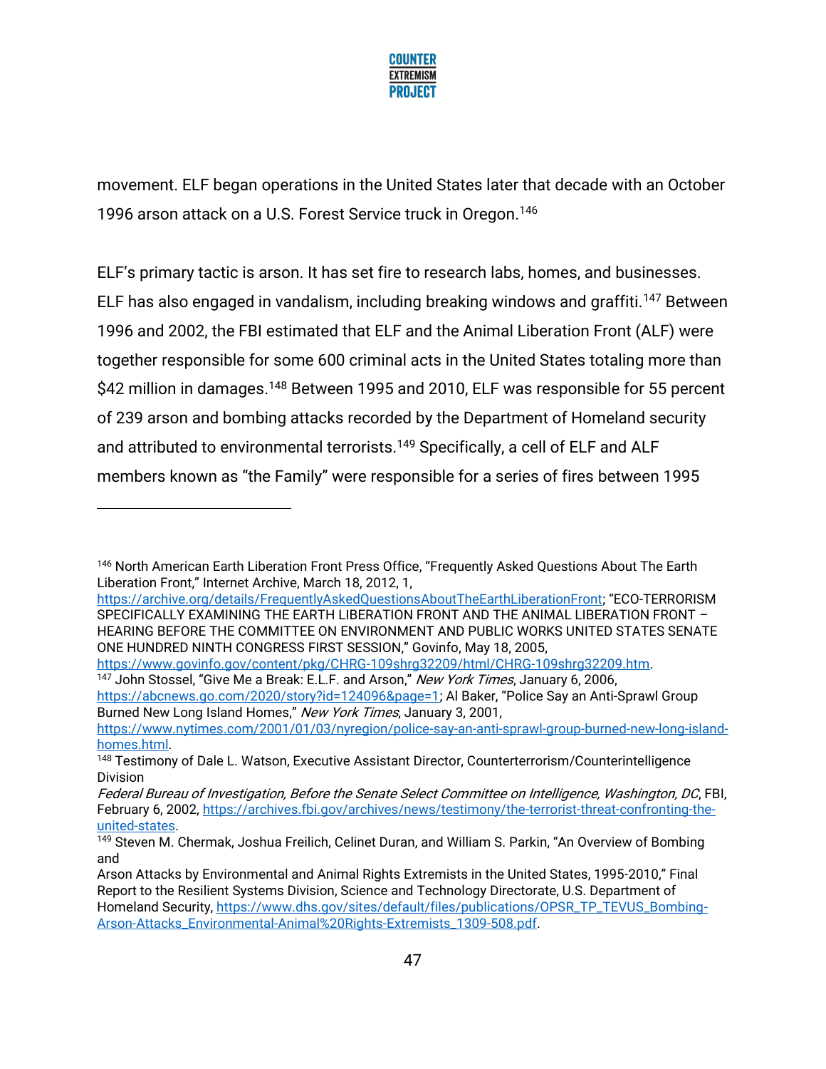movement. ELF began operations in the United States later that decade with an October 1996 arson attack on a U.S. Forest Service truck in Oregon.[146]

ELF's primary tactic is arson. It has set fire to research labs, homes, and businesses. ELF has also engaged in vandalism, including breaking windows and graffiti.[147] Between 1996 and 2002, the FBI estimated that ELF and the Animal Liberation Front (ALF) were together responsible for some 600 criminal acts in the United States totaling more than $42 million in damages.[148] Between 1995 and 2010, ELF was responsible for 55 percent of 239 arson and bombing attacks recorded by the Department of Homeland security and attributed to environmental terrorists.[149] Specifically, a cell of ELF and ALF members known as "the Family" were responsible for a series of fires between 1995

---

[146] North American Earth Liberation Front Press Office, "Frequently Asked Questions About The Earth Liberation Front," Internet Archive, March 18, 2012, 1, https://archive.org/details/FrequentlyAskedQuestionsAboutTheEarthLiberationFront; "ECO-TERRORISM SPECIFICALLY EXAMINING THE EARTH LIBERATION FRONT AND THE ANIMAL LIBERATION FRONT – HEARING BEFORE THE COMMITTEE ON ENVIRONMENT AND PUBLIC WORKS UNITED STATES SENATE ONE HUNDRED NINTH CONGRESS FIRST SESSION," Govinfo, May 18, 2005, https://www.govinfo.gov/content/pkg/CHRG-109shrg32209/html/CHRG-109shrg32209.htm.

[147] John Stossel, "Give Me a Break: E.L.F. and Arson," *New York Times*, January 6, 2006, https://abcnews.go.com/2020/story?id=124096&page=1; Al Baker, "Police Say an Anti-Sprawl Group Burned New Long Island Homes," *New York Times*, January 3, 2001, https://www.nytimes.com/2001/01/03/nyregion/police-say-an-anti-sprawl-group-burned-new-long-island-homes.html.

[148] Testimony of Dale L. Watson, Executive Assistant Director, Counterterrorism/Counterintelligence Division *Federal Bureau of Investigation, Before the Senate Select Committee on Intelligence, Washington, DC*, FBI, February 6, 2002, https://archives.fbi.gov/archives/news/testimony/the-terrorist-threat-confronting-the-united-states.

[149] Steven M. Chermak, Joshua Freilich, Celinet Duran, and William S. Parkin, "An Overview of Bombing and Arson Attacks by Environmental and Animal Rights Extremists in the United States, 1995-2010," Final Report to the Resilient Systems Division, Science and Technology Directorate, U.S. Department of Homeland Security, https://www.dhs.gov/sites/default/files/publications/OPSR_TP_TEVUS_Bombing-Arson-Attacks_Environmental-Animal%20Rights-Extremists_1309-508.pdf.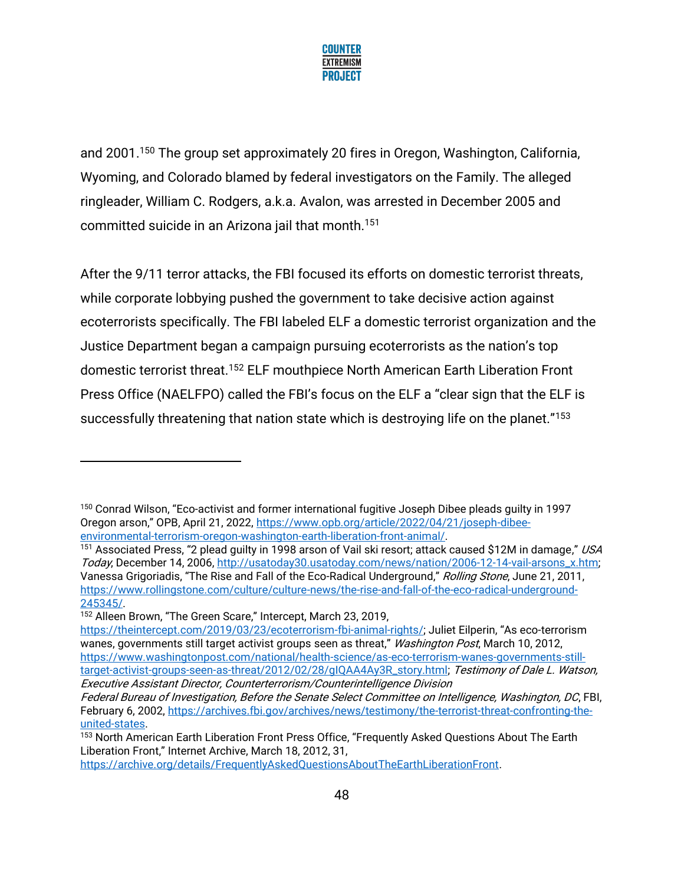and 2001.[150] The group set approximately 20 fires in Oregon, Washington, California, Wyoming, and Colorado blamed by federal investigators on the Family. The alleged ringleader, William C. Rodgers, a.k.a. Avalon, was arrested in December 2005 and committed suicide in an Arizona jail that month.[151]

After the 9/11 terror attacks, the FBI focused its efforts on domestic terrorist threats, while corporate lobbying pushed the government to take decisive action against ecoterrorists specifically. The FBI labeled ELF a domestic terrorist organization and the Justice Department began a campaign pursuing ecoterrorists as the nation's top domestic terrorist threat.[152] ELF mouthpiece North American Earth Liberation Front Press Office (NAELFPO) called the FBI's focus on the ELF a "clear sign that the ELF is successfully threatening that nation state which is destroying life on the planet."[153]

---

[150] Conrad Wilson, "Eco-activist and former international fugitive Joseph Dibee pleads guilty in 1997 Oregon arson," OPB, April 21, 2022, https://www.opb.org/article/2022/04/21/joseph-dibee-environmental-terrorism-oregon-washington-earth-liberation-front-animal/.

[151] Associated Press, "2 plead guilty in 1998 arson of Vail ski resort; attack caused $12M in damage," *USA Today*, December 14, 2006, http://usatoday30.usatoday.com/news/nation/2006-12-14-vail-arsons_x.htm; Vanessa Grigoriadis, "The Rise and Fall of the Eco-Radical Underground," *Rolling Stone*, June 21, 2011, https://www.rollingstone.com/culture/culture-news/the-rise-and-fall-of-the-eco-radical-underground-245345/.

[152] Alleen Brown, "The Green Scare," Intercept, March 23, 2019, https://theintercept.com/2019/03/23/ecoterrorism-fbi-animal-rights/; Juliet Eilperin, "As eco-terrorism wanes, governments still target activist groups seen as threat," *Washington Post*, March 10, 2012, https://www.washingtonpost.com/national/health-science/as-eco-terrorism-wanes-governments-still-target-activist-groups-seen-as-threat/2012/02/28/gIQAA4Ay3R_story.html; *Testimony of Dale L. Watson, Executive Assistant Director, Counterterrorism/Counterintelligence Division Federal Bureau of Investigation, Before the Senate Select Committee on Intelligence, Washington, DC*, FBI, February 6, 2002, https://archives.fbi.gov/archives/news/testimony/the-terrorist-threat-confronting-the-united-states.

[153] North American Earth Liberation Front Press Office, "Frequently Asked Questions About The Earth Liberation Front," Internet Archive, March 18, 2012, 31, https://archive.org/details/FrequentlyAskedQuestionsAboutTheEarthLiberationFront.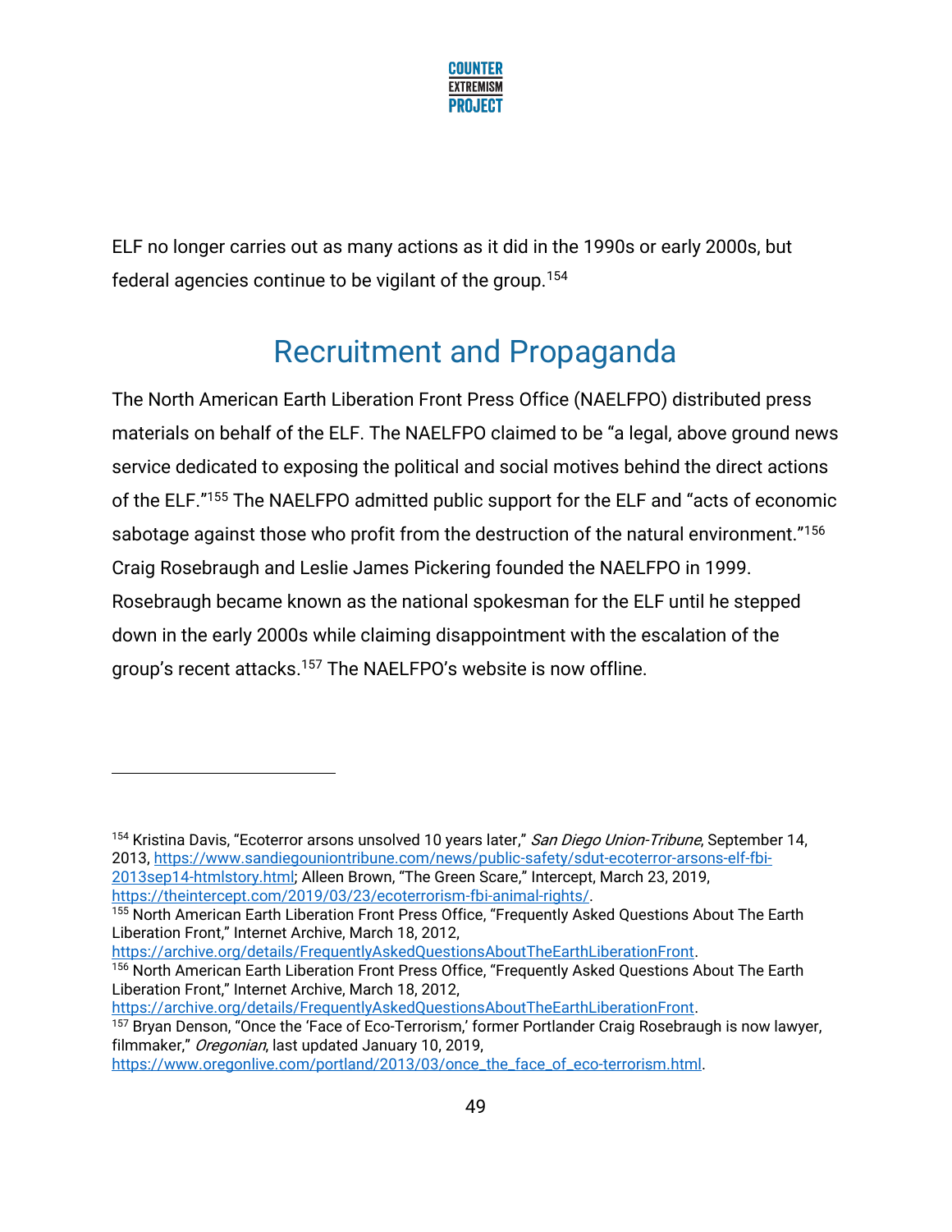ELF no longer carries out as many actions as it did in the 1990s or early 2000s, but federal agencies continue to be vigilant of the group.[154]

## Recruitment and Propaganda

The North American Earth Liberation Front Press Office (NAELFPO) distributed press materials on behalf of the ELF. The NAELFPO claimed to be "a legal, above ground news service dedicated to exposing the political and social motives behind the direct actions of the ELF."[155] The NAELFPO admitted public support for the ELF and "acts of economic sabotage against those who profit from the destruction of the natural environment."[156] Craig Rosebraugh and Leslie James Pickering founded the NAELFPO in 1999. Rosebraugh became known as the national spokesman for the ELF until he stepped down in the early 2000s while claiming disappointment with the escalation of the group's recent attacks.[157] The NAELFPO's website is now offline.

---

[154] Kristina Davis, "Ecoterror arsons unsolved 10 years later," *San Diego Union-Tribune*, September 14, 2013, https://www.sandiegouniontribune.com/news/public-safety/sdut-ecoterror-arsons-elf-fbi-2013sep14-htmlstory.html; Alleen Brown, "The Green Scare," Intercept, March 23, 2019, https://theintercept.com/2019/03/23/ecoterrorism-fbi-animal-rights/.

[155] North American Earth Liberation Front Press Office, "Frequently Asked Questions About The Earth Liberation Front," Internet Archive, March 18, 2012, https://archive.org/details/FrequentlyAskedQuestionsAboutTheEarthLiberationFront.

[156] North American Earth Liberation Front Press Office, "Frequently Asked Questions About The Earth Liberation Front," Internet Archive, March 18, 2012, https://archive.org/details/FrequentlyAskedQuestionsAboutTheEarthLiberationFront.

[157] Bryan Denson, "Once the 'Face of Eco-Terrorism,' former Portlander Craig Rosebraugh is now lawyer, filmmaker," *Oregonian*, last updated January 10, 2019, https://www.oregonlive.com/portland/2013/03/once_the_face_of_eco-terrorism.html.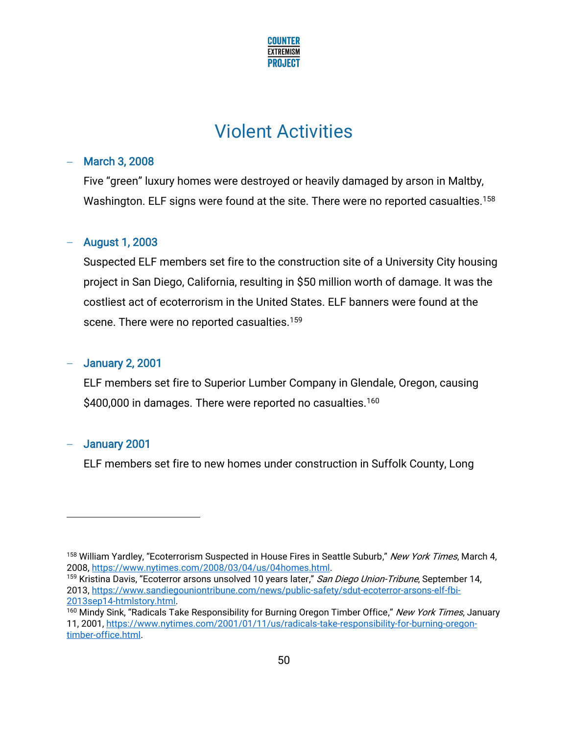# Violent Activities

- **March 3, 2008**

  Five "green" luxury homes were destroyed or heavily damaged by arson in Maltby, Washington. ELF signs were found at the site. There were no reported casualties.[158]

- **August 1, 2003**

  Suspected ELF members set fire to the construction site of a University City housing project in San Diego, California, resulting in $50 million worth of damage. It was the costliest act of ecoterrorism in the United States. ELF banners were found at the scene. There were no reported casualties.[159]

- **January 2, 2001**

  ELF members set fire to Superior Lumber Company in Glendale, Oregon, causing $400,000 in damages. There were reported no casualties.[160]

- **January 2001**

  ELF members set fire to new homes under construction in Suffolk County, Long

---

[158] William Yardley, "Ecoterrorism Suspected in House Fires in Seattle Suburb," *New York Times*, March 4, 2008, https://www.nytimes.com/2008/03/04/us/04homes.html.

[159] Kristina Davis, "Ecoterror arsons unsolved 10 years later," *San Diego Union-Tribune*, September 14, 2013, https://www.sandiegouniontribune.com/news/public-safety/sdut-ecoterror-arsons-elf-fbi-2013sep14-htmlstory.html.

[160] Mindy Sink, "Radicals Take Responsibility for Burning Oregon Timber Office," *New York Times*, January 11, 2001, https://www.nytimes.com/2001/01/11/us/radicals-take-responsibility-for-burning-oregon-timber-office.html.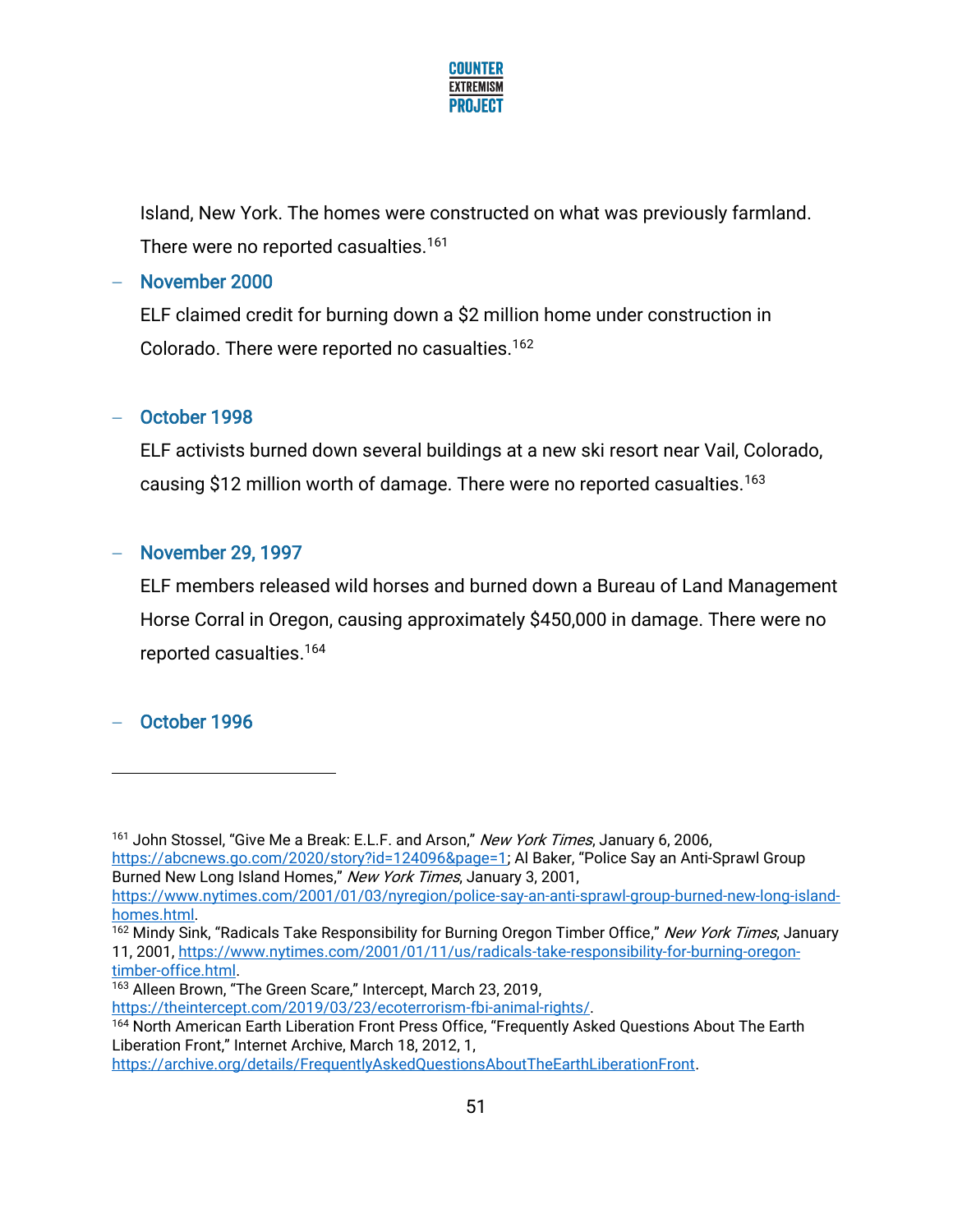Island, New York. The homes were constructed on what was previously farmland. There were no reported casualties.[161]

- **November 2000**

  ELF claimed credit for burning down a $2 million home under construction in Colorado. There were reported no casualties.[162]

- **October 1998**

  ELF activists burned down several buildings at a new ski resort near Vail, Colorado, causing $12 million worth of damage. There were no reported casualties.[163]

- **November 29, 1997**

  ELF members released wild horses and burned down a Bureau of Land Management Horse Corral in Oregon, causing approximately $450,000 in damage. There were no reported casualties.[164]

- **October 1996**

---

[161] John Stossel, "Give Me a Break: E.L.F. and Arson," *New York Times*, January 6, 2006, https://abcnews.go.com/2020/story?id=124096&page=1; Al Baker, "Police Say an Anti-Sprawl Group Burned New Long Island Homes," *New York Times*, January 3, 2001, https://www.nytimes.com/2001/01/03/nyregion/police-say-an-anti-sprawl-group-burned-new-long-island-homes.html.

[162] Mindy Sink, "Radicals Take Responsibility for Burning Oregon Timber Office," *New York Times*, January 11, 2001, https://www.nytimes.com/2001/01/11/us/radicals-take-responsibility-for-burning-oregon-timber-office.html.

[163] Alleen Brown, "The Green Scare," Intercept, March 23, 2019, https://theintercept.com/2019/03/23/ecoterrorism-fbi-animal-rights/.

[164] North American Earth Liberation Front Press Office, "Frequently Asked Questions About The Earth Liberation Front," Internet Archive, March 18, 2012, 1, https://archive.org/details/FrequentlyAskedQuestionsAboutTheEarthLiberationFront.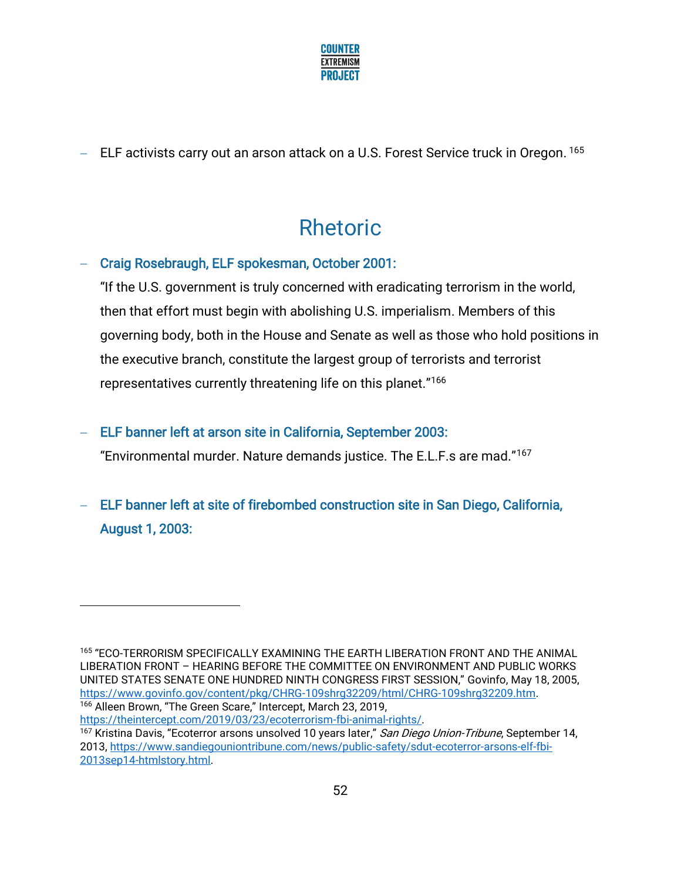- ELF activists carry out an arson attack on a U.S. Forest Service truck in Oregon. [165]

## Rhetoric

- **Craig Rosebraugh, ELF spokesman, October 2001:**

  "If the U.S. government is truly concerned with eradicating terrorism in the world, then that effort must begin with abolishing U.S. imperialism. Members of this governing body, both in the House and Senate as well as those who hold positions in the executive branch, constitute the largest group of terrorists and terrorist representatives currently threatening life on this planet."[166]

- **ELF banner left at arson site in California, September 2003:**

  "Environmental murder. Nature demands justice. The E.L.F.s are mad."[167]

- **ELF banner left at site of firebombed construction site in San Diego, California, August 1, 2003:**

---

[165] "ECO-TERRORISM SPECIFICALLY EXAMINING THE EARTH LIBERATION FRONT AND THE ANIMAL LIBERATION FRONT – HEARING BEFORE THE COMMITTEE ON ENVIRONMENT AND PUBLIC WORKS UNITED STATES SENATE ONE HUNDRED NINTH CONGRESS FIRST SESSION," Govinfo, May 18, 2005, https://www.govinfo.gov/content/pkg/CHRG-109shrg32209/html/CHRG-109shrg32209.htm.

[166] Alleen Brown, "The Green Scare," Intercept, March 23, 2019, https://theintercept.com/2019/03/23/ecoterrorism-fbi-animal-rights/.

[167] Kristina Davis, "Ecoterror arsons unsolved 10 years later," *San Diego Union-Tribune*, September 14, 2013, https://www.sandiegouniontribune.com/news/public-safety/sdut-ecoterror-arsons-elf-fbi-2013sep14-htmlstory.html.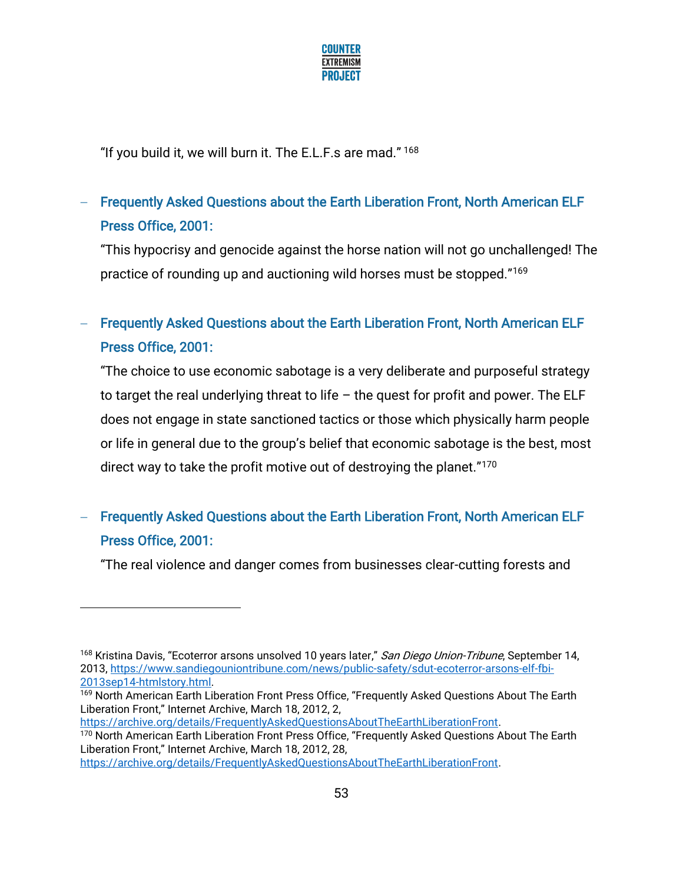"If you build it, we will burn it. The E.L.F.s are mad." [168]

- **Frequently Asked Questions about the Earth Liberation Front, North American ELF Press Office, 2001:**

  "This hypocrisy and genocide against the horse nation will not go unchallenged! The practice of rounding up and auctioning wild horses must be stopped."[169]

- **Frequently Asked Questions about the Earth Liberation Front, North American ELF Press Office, 2001:**

  "The choice to use economic sabotage is a very deliberate and purposeful strategy to target the real underlying threat to life – the quest for profit and power. The ELF does not engage in state sanctioned tactics or those which physically harm people or life in general due to the group's belief that economic sabotage is the best, most direct way to take the profit motive out of destroying the planet."[170]

- **Frequently Asked Questions about the Earth Liberation Front, North American ELF Press Office, 2001:**

  "The real violence and danger comes from businesses clear-cutting forests and

---

[168] Kristina Davis, "Ecoterror arsons unsolved 10 years later," *San Diego Union-Tribune*, September 14, 2013, https://www.sandiegouniontribune.com/news/public-safety/sdut-ecoterror-arsons-elf-fbi-2013sep14-htmlstory.html.

[169] North American Earth Liberation Front Press Office, "Frequently Asked Questions About The Earth Liberation Front," Internet Archive, March 18, 2012, 2, https://archive.org/details/FrequentlyAskedQuestionsAboutTheEarthLiberationFront.

[170] North American Earth Liberation Front Press Office, "Frequently Asked Questions About The Earth Liberation Front," Internet Archive, March 18, 2012, 28, https://archive.org/details/FrequentlyAskedQuestionsAboutTheEarthLiberationFront.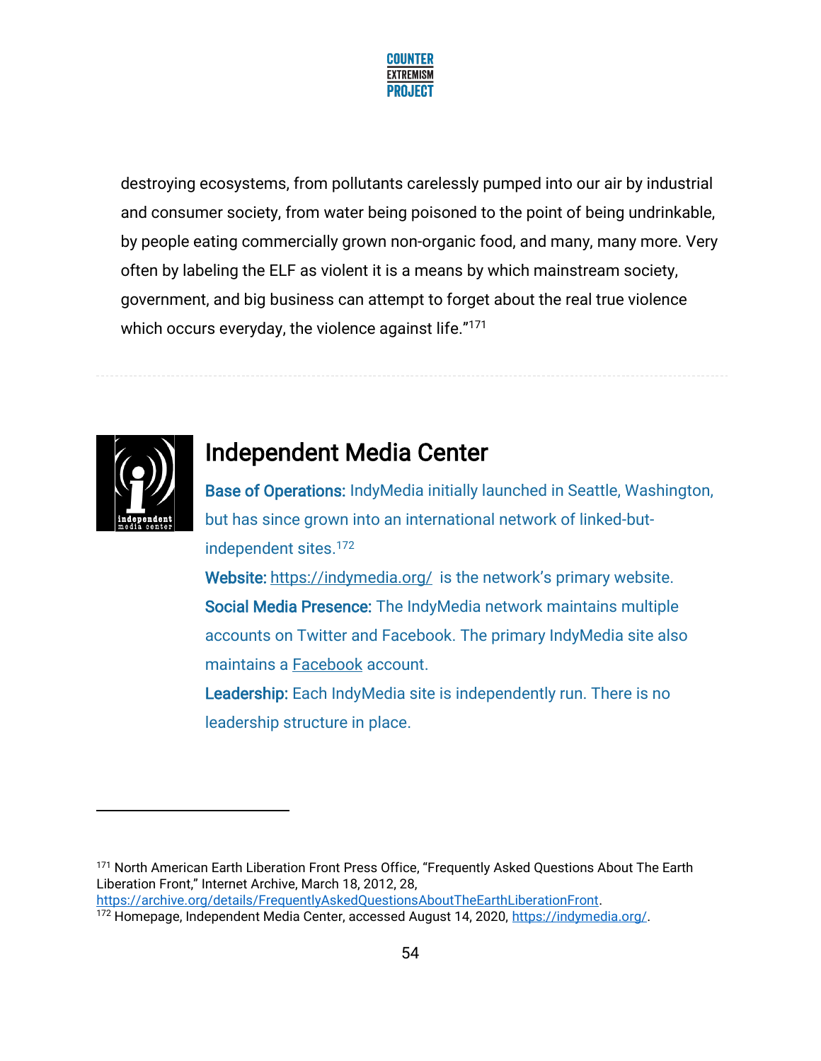destroying ecosystems, from pollutants carelessly pumped into our air by industrial and consumer society, from water being poisoned to the point of being undrinkable, by people eating commercially grown non-organic food, and many, many more. Very often by labeling the ELF as violent it is a means by which mainstream society, government, and big business can attempt to forget about the real true violence which occurs everyday, the violence against life."[171]

---

## Independent Media Center

**Base of Operations:** IndyMedia initially launched in Seattle, Washington, but has since grown into an international network of linked-but-independent sites.[172]

**Website:** https://indymedia.org/ is the network's primary website.

**Social Media Presence:** The IndyMedia network maintains multiple accounts on Twitter and Facebook. The primary IndyMedia site also maintains a Facebook account.

**Leadership:** Each IndyMedia site is independently run. There is no leadership structure in place.

---

[171] North American Earth Liberation Front Press Office, "Frequently Asked Questions About The Earth Liberation Front," Internet Archive, March 18, 2012, 28, https://archive.org/details/FrequentlyAskedQuestionsAboutTheEarthLiberationFront.

[172] Homepage, Independent Media Center, accessed August 14, 2020, https://indymedia.org/.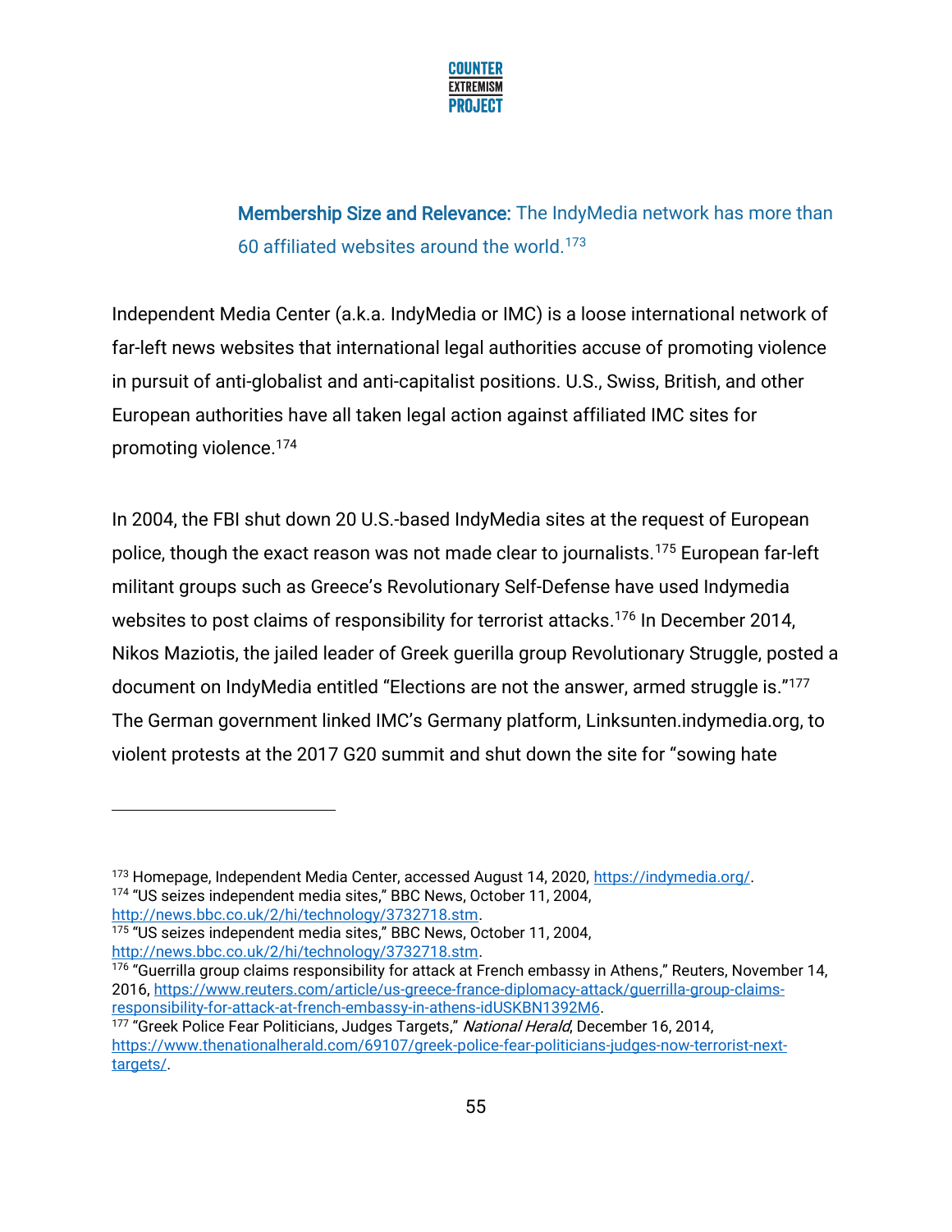**Membership Size and Relevance:** The IndyMedia network has more than 60 affiliated websites around the world.[173]

Independent Media Center (a.k.a. IndyMedia or IMC) is a loose international network of far-left news websites that international legal authorities accuse of promoting violence in pursuit of anti-globalist and anti-capitalist positions. U.S., Swiss, British, and other European authorities have all taken legal action against affiliated IMC sites for promoting violence.[174]

In 2004, the FBI shut down 20 U.S.-based IndyMedia sites at the request of European police, though the exact reason was not made clear to journalists.[175] European far-left militant groups such as Greece's Revolutionary Self-Defense have used Indymedia websites to post claims of responsibility for terrorist attacks.[176] In December 2014, Nikos Maziotis, the jailed leader of Greek guerilla group Revolutionary Struggle, posted a document on IndyMedia entitled "Elections are not the answer, armed struggle is."[177] The German government linked IMC's Germany platform, Linksunten.indymedia.org, to violent protests at the 2017 G20 summit and shut down the site for "sowing hate

---

[173] Homepage, Independent Media Center, accessed August 14, 2020, https://indymedia.org/.
[174] "US seizes independent media sites," BBC News, October 11, 2004, http://news.bbc.co.uk/2/hi/technology/3732718.stm.
[175] "US seizes independent media sites," BBC News, October 11, 2004, http://news.bbc.co.uk/2/hi/technology/3732718.stm.
[176] "Guerrilla group claims responsibility for attack at French embassy in Athens," Reuters, November 14, 2016, https://www.reuters.com/article/us-greece-france-diplomacy-attack/guerrilla-group-claims-responsibility-for-attack-at-french-embassy-in-athens-idUSKBN1392M6.
[177] "Greek Police Fear Politicians, Judges Targets," *National Herald*, December 16, 2014, https://www.thenationalherald.com/69107/greek-police-fear-politicians-judges-now-terrorist-next-targets/.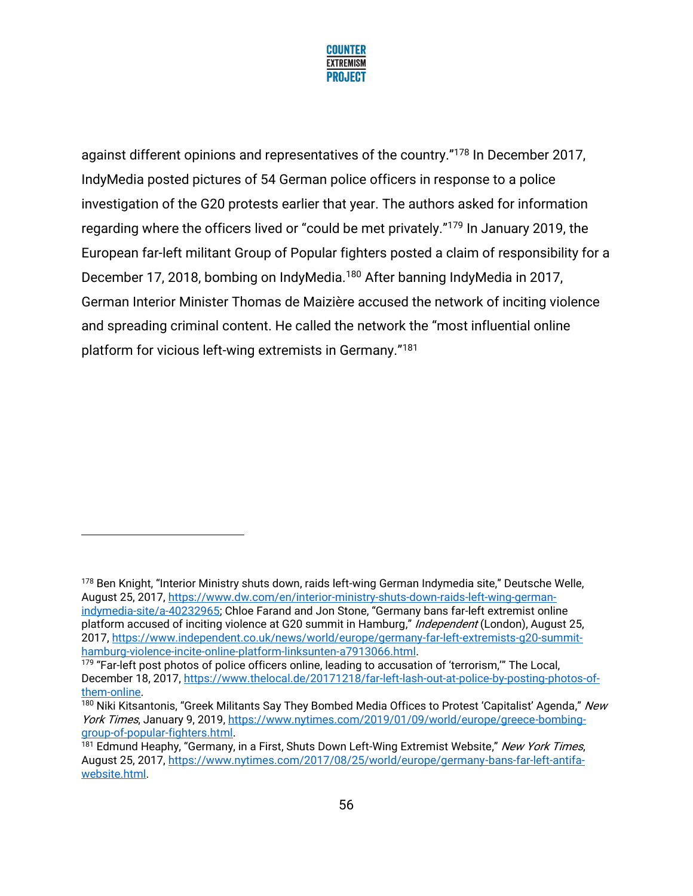against different opinions and representatives of the country."[178] In December 2017, IndyMedia posted pictures of 54 German police officers in response to a police investigation of the G20 protests earlier that year. The authors asked for information regarding where the officers lived or "could be met privately."[179] In January 2019, the European far-left militant Group of Popular fighters posted a claim of responsibility for a December 17, 2018, bombing on IndyMedia.[180] After banning IndyMedia in 2017, German Interior Minister Thomas de Maizière accused the network of inciting violence and spreading criminal content. He called the network the "most influential online platform for vicious left-wing extremists in Germany."[181]

---

[178] Ben Knight, "Interior Ministry shuts down, raids left-wing German Indymedia site," Deutsche Welle, August 25, 2017, https://www.dw.com/en/interior-ministry-shuts-down-raids-left-wing-german-indymedia-site/a-40232965; Chloe Farand and Jon Stone, "Germany bans far-left extremist online platform accused of inciting violence at G20 summit in Hamburg," *Independent* (London), August 25, 2017, https://www.independent.co.uk/news/world/europe/germany-far-left-extremists-g20-summit-hamburg-violence-incite-online-platform-linksunten-a7913066.html.

[179] "Far-left post photos of police officers online, leading to accusation of 'terrorism,'" The Local, December 18, 2017, https://www.thelocal.de/20171218/far-left-lash-out-at-police-by-posting-photos-of-them-online.

[180] Niki Kitsantonis, "Greek Militants Say They Bombed Media Offices to Protest 'Capitalist' Agenda," *New York Times*, January 9, 2019, https://www.nytimes.com/2019/01/09/world/europe/greece-bombing-group-of-popular-fighters.html.

[181] Edmund Heaphy, "Germany, in a First, Shuts Down Left-Wing Extremist Website," *New York Times*, August 25, 2017, https://www.nytimes.com/2017/08/25/world/europe/germany-bans-far-left-antifa-website.html.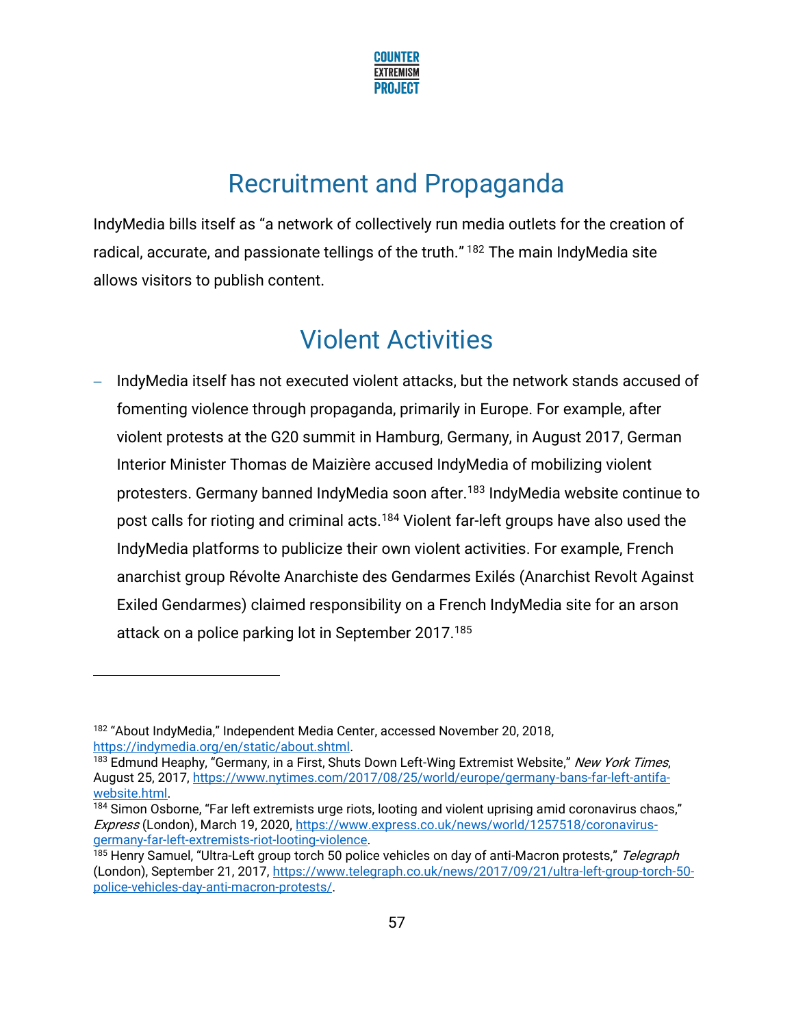## Recruitment and Propaganda

IndyMedia bills itself as "a network of collectively run media outlets for the creation of radical, accurate, and passionate tellings of the truth." [182] The main IndyMedia site allows visitors to publish content.

## Violent Activities

- IndyMedia itself has not executed violent attacks, but the network stands accused of fomenting violence through propaganda, primarily in Europe. For example, after violent protests at the G20 summit in Hamburg, Germany, in August 2017, German Interior Minister Thomas de Maizière accused IndyMedia of mobilizing violent protesters. Germany banned IndyMedia soon after.[183] IndyMedia website continue to post calls for rioting and criminal acts.[184] Violent far-left groups have also used the IndyMedia platforms to publicize their own violent activities. For example, French anarchist group Révolte Anarchiste des Gendarmes Exilés (Anarchist Revolt Against Exiled Gendarmes) claimed responsibility on a French IndyMedia site for an arson attack on a police parking lot in September 2017.[185]

---

[182] "About IndyMedia," Independent Media Center, accessed November 20, 2018, https://indymedia.org/en/static/about.shtml.

[183] Edmund Heaphy, "Germany, in a First, Shuts Down Left-Wing Extremist Website," *New York Times*, August 25, 2017, https://www.nytimes.com/2017/08/25/world/europe/germany-bans-far-left-antifa-website.html.

[184] Simon Osborne, "Far left extremists urge riots, looting and violent uprising amid coronavirus chaos," *Express* (London), March 19, 2020, https://www.express.co.uk/news/world/1257518/coronavirus-germany-far-left-extremists-riot-looting-violence.

[185] Henry Samuel, "Ultra-Left group torch 50 police vehicles on day of anti-Macron protests," *Telegraph* (London), September 21, 2017, https://www.telegraph.co.uk/news/2017/09/21/ultra-left-group-torch-50-police-vehicles-day-anti-macron-protests/.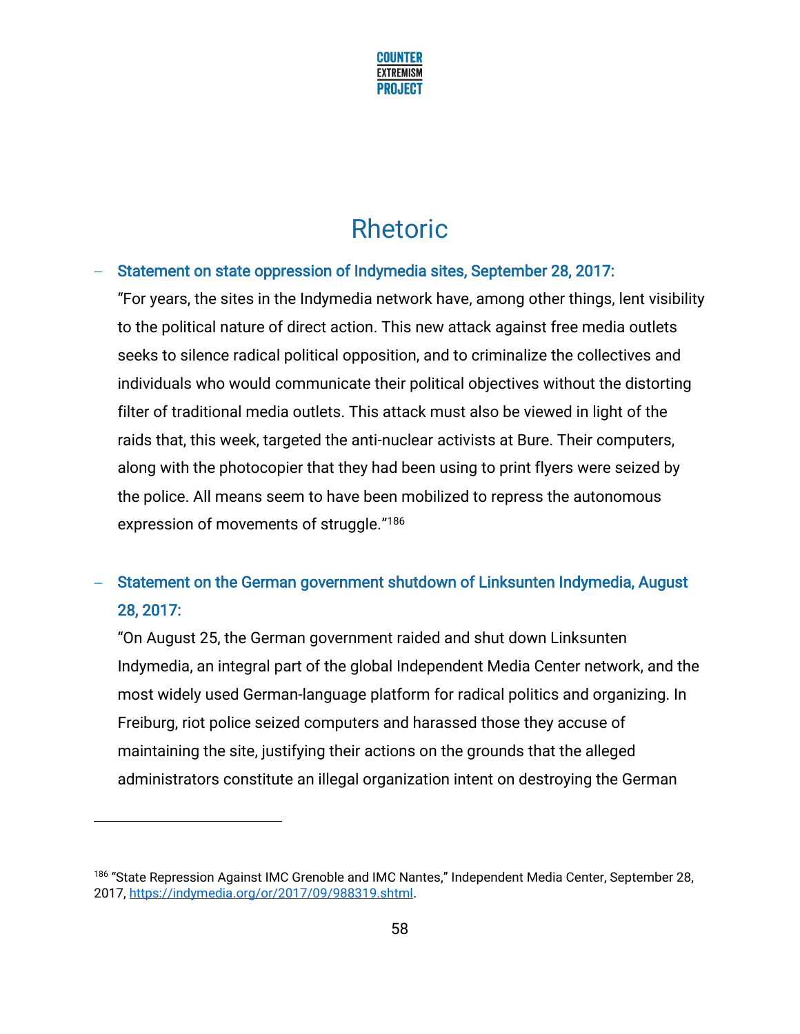# Rhetoric

- **Statement on state oppression of Indymedia sites, September 28, 2017:**

  "For years, the sites in the Indymedia network have, among other things, lent visibility to the political nature of direct action. This new attack against free media outlets seeks to silence radical political opposition, and to criminalize the collectives and individuals who would communicate their political objectives without the distorting filter of traditional media outlets. This attack must also be viewed in light of the raids that, this week, targeted the anti-nuclear activists at Bure. Their computers, along with the photocopier that they had been using to print flyers were seized by the police. All means seem to have been mobilized to repress the autonomous expression of movements of struggle."[186]

- **Statement on the German government shutdown of Linksunten Indymedia, August 28, 2017:**

  "On August 25, the German government raided and shut down Linksunten Indymedia, an integral part of the global Independent Media Center network, and the most widely used German-language platform for radical politics and organizing. In Freiburg, riot police seized computers and harassed those they accuse of maintaining the site, justifying their actions on the grounds that the alleged administrators constitute an illegal organization intent on destroying the German

---

[186] "State Repression Against IMC Grenoble and IMC Nantes," Independent Media Center, September 28, 2017, https://indymedia.org/or/2017/09/988319.shtml.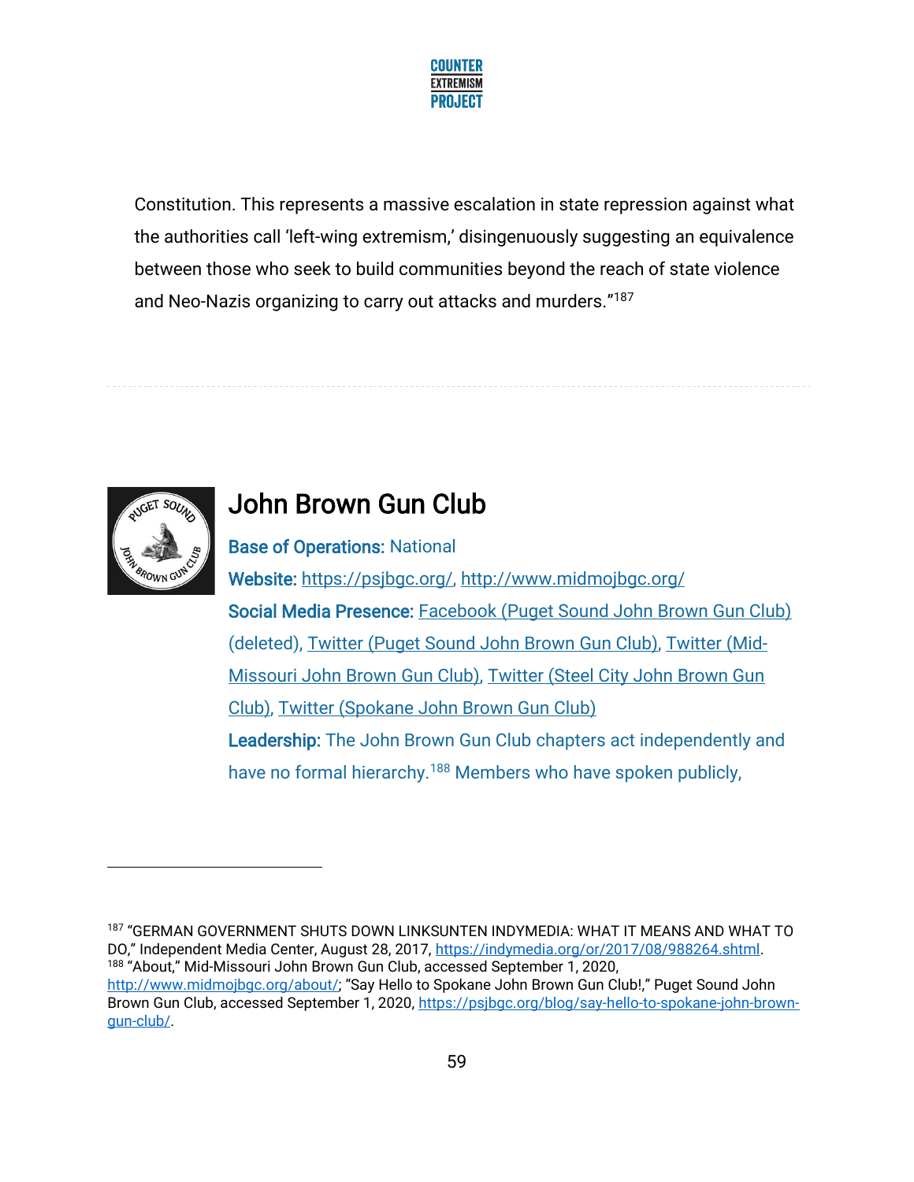Constitution. This represents a massive escalation in state repression against what the authorities call 'left-wing extremism,' disingenuously suggesting an equivalence between those who seek to build communities beyond the reach of state violence and Neo-Nazis organizing to carry out attacks and murders."[187]

---

## John Brown Gun Club

**Base of Operations:** National

**Website:** https://psjbgc.org/, http://www.midmojbgc.org/

**Social Media Presence:** Facebook (Puget Sound John Brown Gun Club) (deleted), Twitter (Puget Sound John Brown Gun Club), Twitter (Mid-Missouri John Brown Gun Club), Twitter (Steel City John Brown Gun Club), Twitter (Spokane John Brown Gun Club)

**Leadership:** The John Brown Gun Club chapters act independently and have no formal hierarchy.[188] Members who have spoken publicly,

---

[187] "GERMAN GOVERNMENT SHUTS DOWN LINKSUNTEN INDYMEDIA: WHAT IT MEANS AND WHAT TO DO," Independent Media Center, August 28, 2017, https://indymedia.org/or/2017/08/988264.shtml.

[188] "About," Mid-Missouri John Brown Gun Club, accessed September 1, 2020, http://www.midmojbgc.org/about/; "Say Hello to Spokane John Brown Gun Club!," Puget Sound John Brown Gun Club, accessed September 1, 2020, https://psjbgc.org/blog/say-hello-to-spokane-john-brown-gun-club/.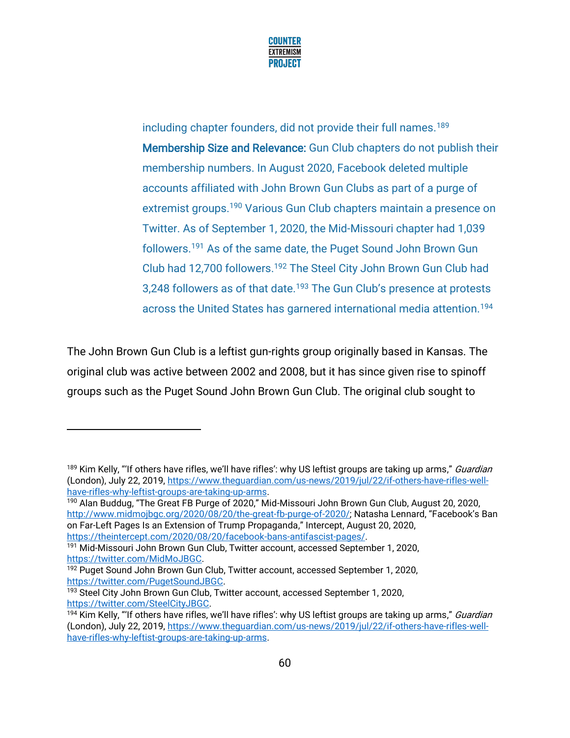including chapter founders, did not provide their full names.[189]

**Membership Size and Relevance:** Gun Club chapters do not publish their membership numbers. In August 2020, Facebook deleted multiple accounts affiliated with John Brown Gun Clubs as part of a purge of extremist groups.[190] Various Gun Club chapters maintain a presence on Twitter. As of September 1, 2020, the Mid-Missouri chapter had 1,039 followers.[191] As of the same date, the Puget Sound John Brown Gun Club had 12,700 followers.[192] The Steel City John Brown Gun Club had 3,248 followers as of that date.[193] The Gun Club's presence at protests across the United States has garnered international media attention.[194]

The John Brown Gun Club is a leftist gun-rights group originally based in Kansas. The original club was active between 2002 and 2008, but it has since given rise to spinoff groups such as the Puget Sound John Brown Gun Club. The original club sought to

---

[189] Kim Kelly, "'If others have rifles, we'll have rifles': why US leftist groups are taking up arms," *Guardian* (London), July 22, 2019, https://www.theguardian.com/us-news/2019/jul/22/if-others-have-rifles-well-have-rifles-why-leftist-groups-are-taking-up-arms.

[190] Alan Buddug, "The Great FB Purge of 2020," Mid-Missouri John Brown Gun Club, August 20, 2020, http://www.midmojbgc.org/2020/08/20/the-great-fb-purge-of-2020/; Natasha Lennard, "Facebook's Ban on Far-Left Pages Is an Extension of Trump Propaganda," Intercept, August 20, 2020, https://theintercept.com/2020/08/20/facebook-bans-antifascist-pages/.

[191] Mid-Missouri John Brown Gun Club, Twitter account, accessed September 1, 2020, https://twitter.com/MidMoJBGC.

[192] Puget Sound John Brown Gun Club, Twitter account, accessed September 1, 2020, https://twitter.com/PugetSoundJBGC.

[193] Steel City John Brown Gun Club, Twitter account, accessed September 1, 2020, https://twitter.com/SteelCityJBGC.

[194] Kim Kelly, "'If others have rifles, we'll have rifles': why US leftist groups are taking up arms," *Guardian* (London), July 22, 2019, https://www.theguardian.com/us-news/2019/jul/22/if-others-have-rifles-well-have-rifles-why-leftist-groups-are-taking-up-arms.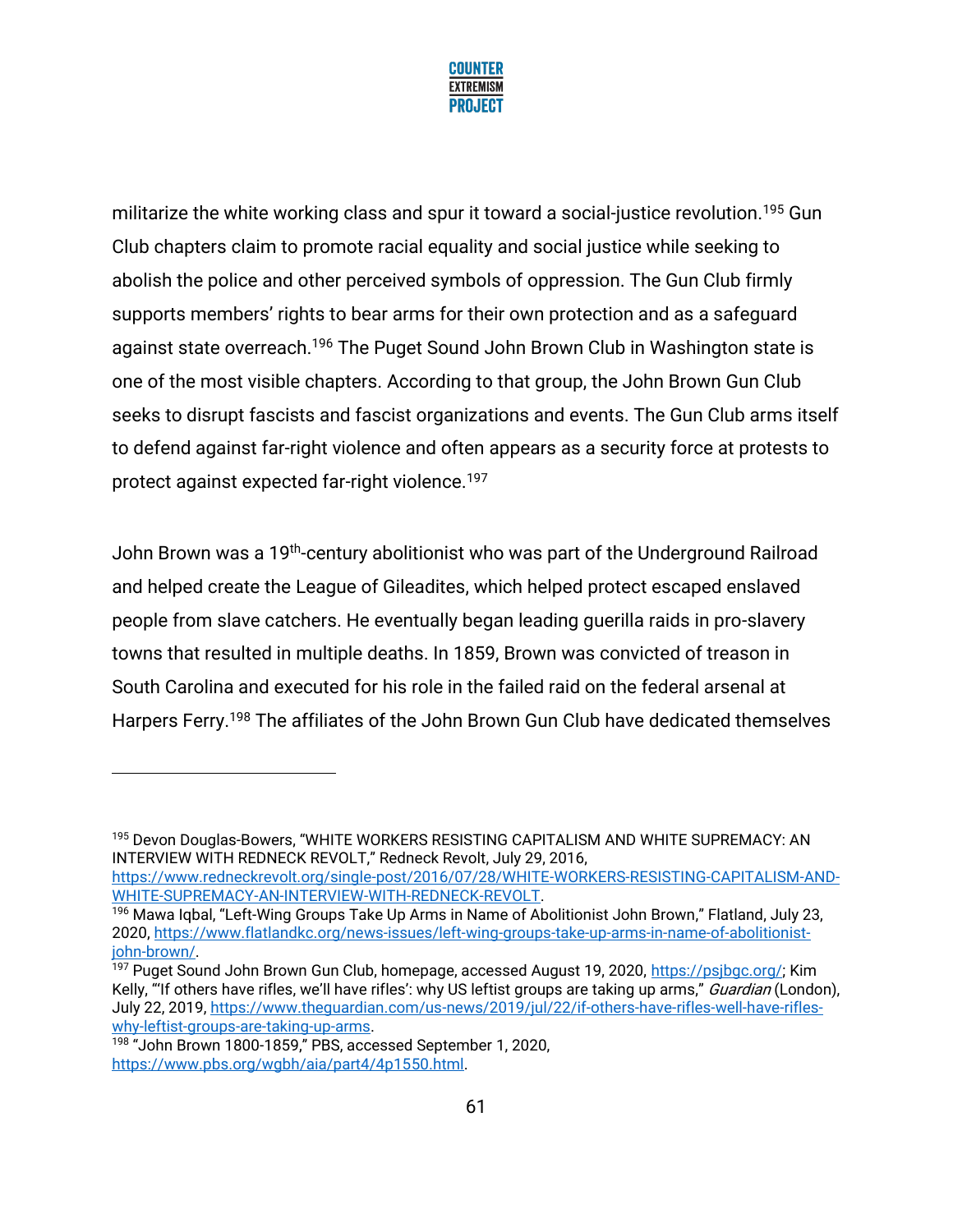militarize the white working class and spur it toward a social-justice revolution.[195] Gun Club chapters claim to promote racial equality and social justice while seeking to abolish the police and other perceived symbols of oppression. The Gun Club firmly supports members' rights to bear arms for their own protection and as a safeguard against state overreach.[196] The Puget Sound John Brown Club in Washington state is one of the most visible chapters. According to that group, the John Brown Gun Club seeks to disrupt fascists and fascist organizations and events. The Gun Club arms itself to defend against far-right violence and often appears as a security force at protests to protect against expected far-right violence.[197]

John Brown was a 19th-century abolitionist who was part of the Underground Railroad and helped create the League of Gileadites, which helped protect escaped enslaved people from slave catchers. He eventually began leading guerilla raids in pro-slavery towns that resulted in multiple deaths. In 1859, Brown was convicted of treason in South Carolina and executed for his role in the failed raid on the federal arsenal at Harpers Ferry.[198] The affiliates of the John Brown Gun Club have dedicated themselves

---

[195] Devon Douglas-Bowers, "WHITE WORKERS RESISTING CAPITALISM AND WHITE SUPREMACY: AN INTERVIEW WITH REDNECK REVOLT," Redneck Revolt, July 29, 2016, https://www.redneckrevolt.org/single-post/2016/07/28/WHITE-WORKERS-RESISTING-CAPITALISM-AND-WHITE-SUPREMACY-AN-INTERVIEW-WITH-REDNECK-REVOLT.

[196] Mawa Iqbal, "Left-Wing Groups Take Up Arms in Name of Abolitionist John Brown," Flatland, July 23, 2020, https://www.flatlandkc.org/news-issues/left-wing-groups-take-up-arms-in-name-of-abolitionist-john-brown/.

[197] Puget Sound John Brown Gun Club, homepage, accessed August 19, 2020, https://psjbgc.org/; Kim Kelly, "'If others have rifles, we'll have rifles': why US leftist groups are taking up arms," *Guardian* (London), July 22, 2019, https://www.theguardian.com/us-news/2019/jul/22/if-others-have-rifles-well-have-rifles-why-leftist-groups-are-taking-up-arms.

[198] "John Brown 1800-1859," PBS, accessed September 1, 2020, https://www.pbs.org/wgbh/aia/part4/4p1550.html.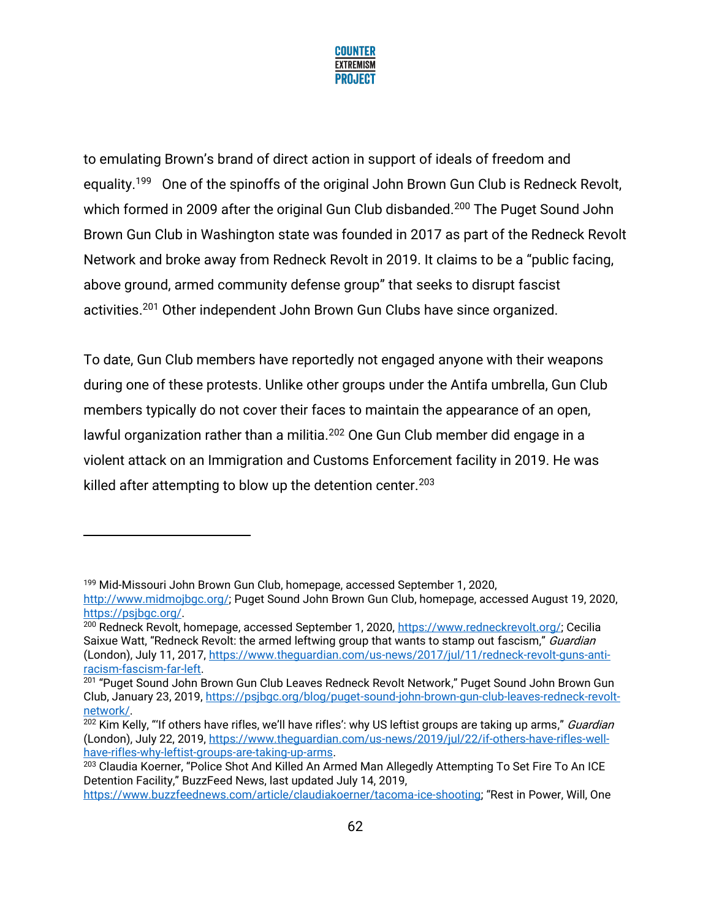to emulating Brown's brand of direct action in support of ideals of freedom and equality.[199] One of the spinoffs of the original John Brown Gun Club is Redneck Revolt, which formed in 2009 after the original Gun Club disbanded.[200] The Puget Sound John Brown Gun Club in Washington state was founded in 2017 as part of the Redneck Revolt Network and broke away from Redneck Revolt in 2019. It claims to be a "public facing, above ground, armed community defense group" that seeks to disrupt fascist activities.[201] Other independent John Brown Gun Clubs have since organized.

To date, Gun Club members have reportedly not engaged anyone with their weapons during one of these protests. Unlike other groups under the Antifa umbrella, Gun Club members typically do not cover their faces to maintain the appearance of an open, lawful organization rather than a militia.[202] One Gun Club member did engage in a violent attack on an Immigration and Customs Enforcement facility in 2019. He was killed after attempting to blow up the detention center.[203]

---

[199] Mid-Missouri John Brown Gun Club, homepage, accessed September 1, 2020, http://www.midmojbgc.org/; Puget Sound John Brown Gun Club, homepage, accessed August 19, 2020, https://psjbgc.org/.

[200] Redneck Revolt, homepage, accessed September 1, 2020, https://www.redneckrevolt.org/; Cecilia Saixue Watt, "Redneck Revolt: the armed leftwing group that wants to stamp out fascism," *Guardian* (London), July 11, 2017, https://www.theguardian.com/us-news/2017/jul/11/redneck-revolt-guns-anti-racism-fascism-far-left.

[201] "Puget Sound John Brown Gun Club Leaves Redneck Revolt Network," Puget Sound John Brown Gun Club, January 23, 2019, https://psjbgc.org/blog/puget-sound-john-brown-gun-club-leaves-redneck-revolt-network/.

[202] Kim Kelly, "'If others have rifles, we'll have rifles': why US leftist groups are taking up arms," *Guardian* (London), July 22, 2019, https://www.theguardian.com/us-news/2019/jul/22/if-others-have-rifles-well-have-rifles-why-leftist-groups-are-taking-up-arms.

[203] Claudia Koerner, "Police Shot And Killed An Armed Man Allegedly Attempting To Set Fire To An ICE Detention Facility," BuzzFeed News, last updated July 14, 2019, https://www.buzzfeednews.com/article/claudiakoerner/tacoma-ice-shooting; "Rest in Power, Will, One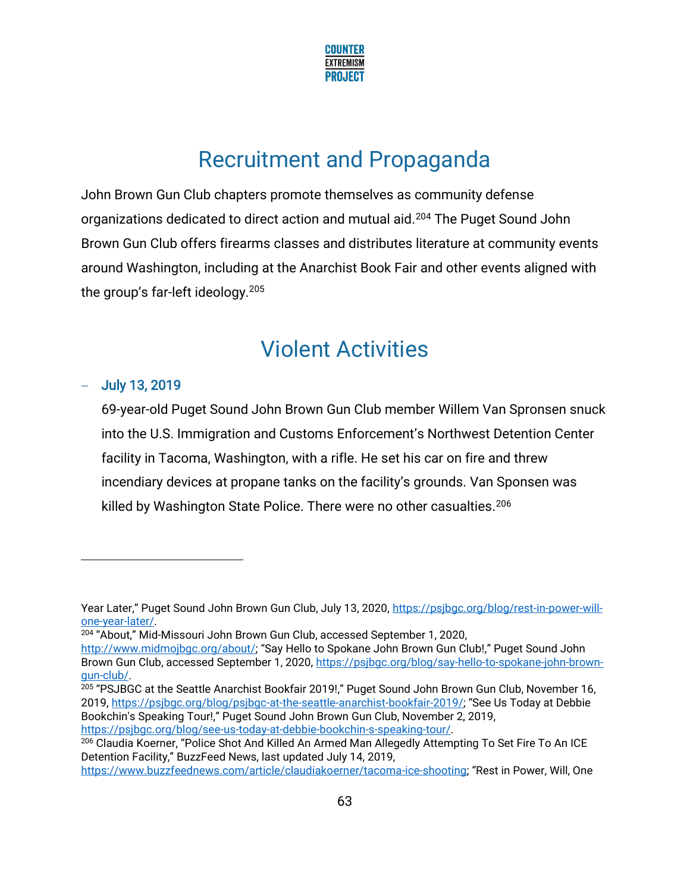## Recruitment and Propaganda

John Brown Gun Club chapters promote themselves as community defense organizations dedicated to direct action and mutual aid.[204] The Puget Sound John Brown Gun Club offers firearms classes and distributes literature at community events around Washington, including at the Anarchist Book Fair and other events aligned with the group's far-left ideology.[205]

## Violent Activities

- **July 13, 2019**

  69-year-old Puget Sound John Brown Gun Club member Willem Van Spronsen snuck into the U.S. Immigration and Customs Enforcement's Northwest Detention Center facility in Tacoma, Washington, with a rifle. He set his car on fire and threw incendiary devices at propane tanks on the facility's grounds. Van Sponsen was killed by Washington State Police. There were no other casualties.[206]

---

Year Later," Puget Sound John Brown Gun Club, July 13, 2020, https://psjbgc.org/blog/rest-in-power-will-one-year-later/.

[204] "About," Mid-Missouri John Brown Gun Club, accessed September 1, 2020, http://www.midmojbgc.org/about/; "Say Hello to Spokane John Brown Gun Club!," Puget Sound John Brown Gun Club, accessed September 1, 2020, https://psjbgc.org/blog/say-hello-to-spokane-john-brown-gun-club/.

[205] "PSJBGC at the Seattle Anarchist Bookfair 2019!," Puget Sound John Brown Gun Club, November 16, 2019, https://psjbgc.org/blog/psjbgc-at-the-seattle-anarchist-bookfair-2019/; "See Us Today at Debbie Bookchin's Speaking Tour!," Puget Sound John Brown Gun Club, November 2, 2019, https://psjbgc.org/blog/see-us-today-at-debbie-bookchin-s-speaking-tour/.

[206] Claudia Koerner, "Police Shot And Killed An Armed Man Allegedly Attempting To Set Fire To An ICE Detention Facility," BuzzFeed News, last updated July 14, 2019, https://www.buzzfeednews.com/article/claudiakoerner/tacoma-ice-shooting; "Rest in Power, Will, One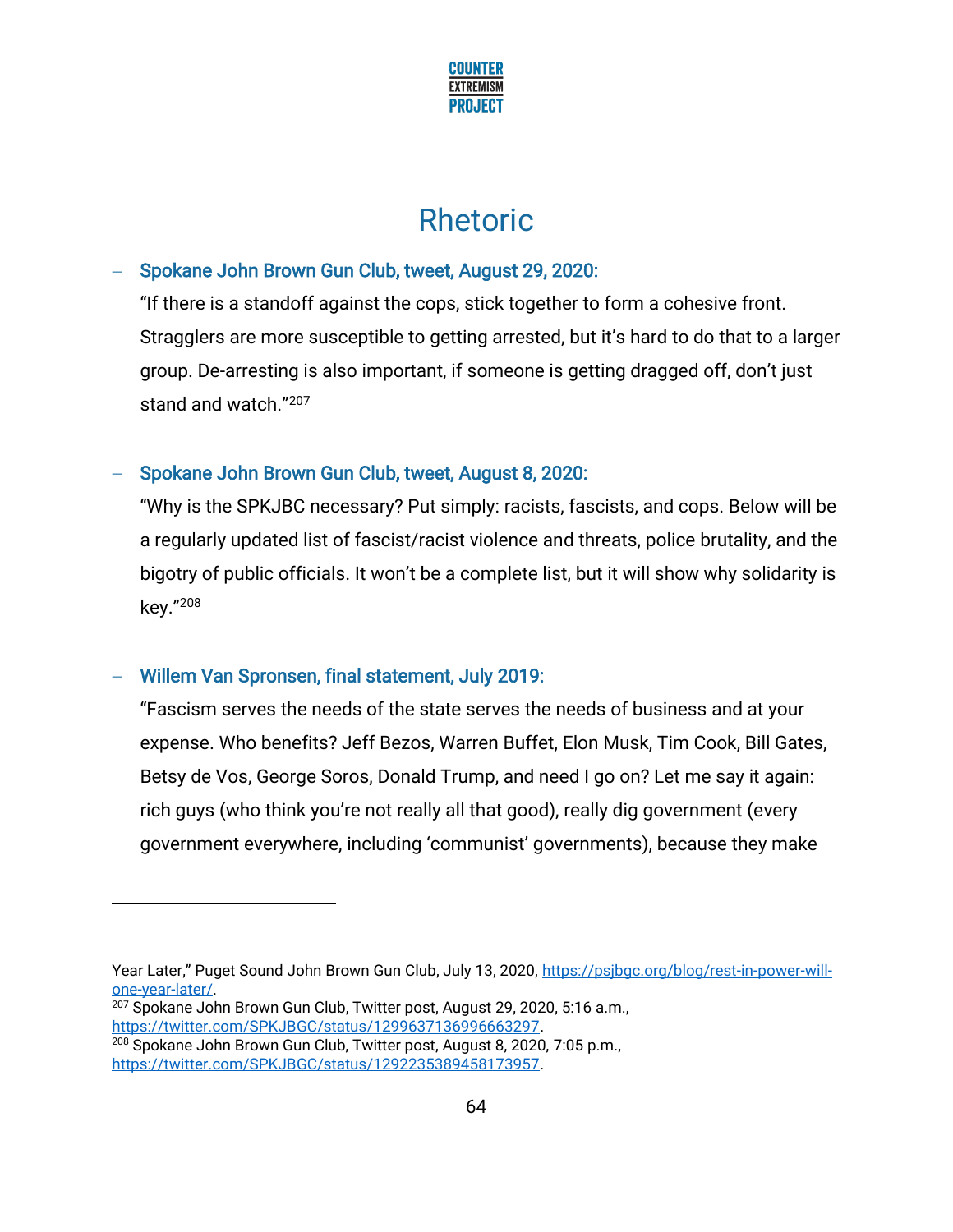# Rhetoric

- **Spokane John Brown Gun Club, tweet, August 29, 2020:**
  "If there is a standoff against the cops, stick together to form a cohesive front. Stragglers are more susceptible to getting arrested, but it's hard to do that to a larger group. De-arresting is also important, if someone is getting dragged off, don't just stand and watch."[207]

- **Spokane John Brown Gun Club, tweet, August 8, 2020:**
  "Why is the SPKJBC necessary? Put simply: racists, fascists, and cops. Below will be a regularly updated list of fascist/racist violence and threats, police brutality, and the bigotry of public officials. It won't be a complete list, but it will show why solidarity is key."[208]

- **Willem Van Spronsen, final statement, July 2019:**
  "Fascism serves the needs of the state serves the needs of business and at your expense. Who benefits? Jeff Bezos, Warren Buffet, Elon Musk, Tim Cook, Bill Gates, Betsy de Vos, George Soros, Donald Trump, and need I go on? Let me say it again: rich guys (who think you're not really all that good), really dig government (every government everywhere, including 'communist' governments), because they make

---

Year Later," Puget Sound John Brown Gun Club, July 13, 2020, https://psjbgc.org/blog/rest-in-power-will-one-year-later/.

[207] Spokane John Brown Gun Club, Twitter post, August 29, 2020, 5:16 a.m., https://twitter.com/SPKJBGC/status/1299637136996663297.

[208] Spokane John Brown Gun Club, Twitter post, August 8, 2020, 7:05 p.m., https://twitter.com/SPKJBGC/status/1292235389458173957.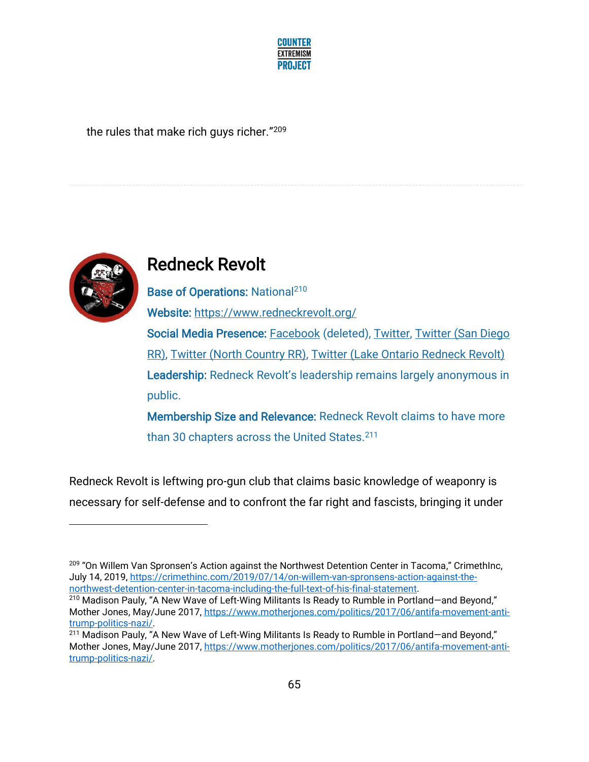the rules that make rich guys richer."[209]

---

## Redneck Revolt

**Base of Operations:** National[210]

**Website:** https://www.redneckrevolt.org/

**Social Media Presence:** Facebook (deleted), Twitter, Twitter (San Diego RR), Twitter (North Country RR), Twitter (Lake Ontario Redneck Revolt)

**Leadership:** Redneck Revolt's leadership remains largely anonymous in public.

**Membership Size and Relevance:** Redneck Revolt claims to have more than 30 chapters across the United States.[211]

Redneck Revolt is leftwing pro-gun club that claims basic knowledge of weaponry is necessary for self-defense and to confront the far right and fascists, bringing it under

---

[209] "On Willem Van Spronsen's Action against the Northwest Detention Center in Tacoma," CrimethInc, July 14, 2019, https://crimethinc.com/2019/07/14/on-willem-van-spronsens-action-against-the-northwest-detention-center-in-tacoma-including-the-full-text-of-his-final-statement.

[210] Madison Pauly, "A New Wave of Left-Wing Militants Is Ready to Rumble in Portland—and Beyond," Mother Jones, May/June 2017, https://www.motherjones.com/politics/2017/06/antifa-movement-anti-trump-politics-nazi/.

[211] Madison Pauly, "A New Wave of Left-Wing Militants Is Ready to Rumble in Portland—and Beyond," Mother Jones, May/June 2017, https://www.motherjones.com/politics/2017/06/antifa-movement-anti-trump-politics-nazi/.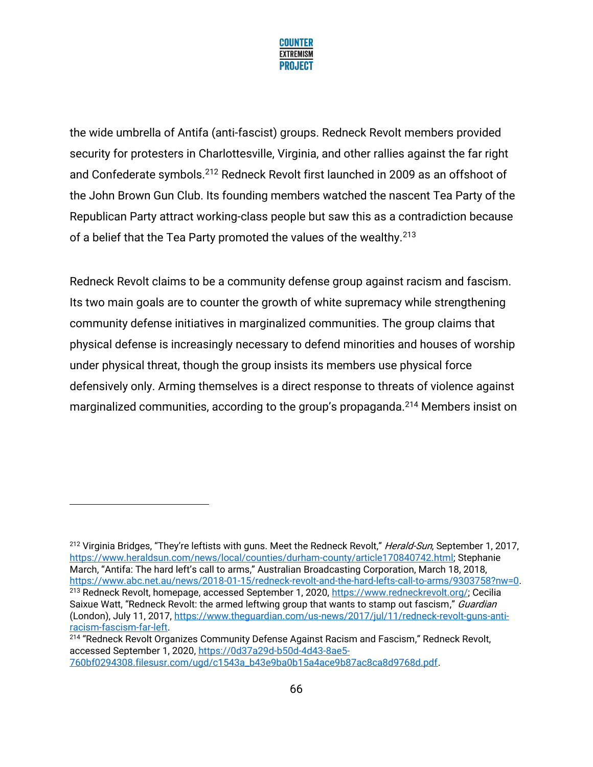the wide umbrella of Antifa (anti-fascist) groups. Redneck Revolt members provided security for protesters in Charlottesville, Virginia, and other rallies against the far right and Confederate symbols.[212] Redneck Revolt first launched in 2009 as an offshoot of the John Brown Gun Club. Its founding members watched the nascent Tea Party of the Republican Party attract working-class people but saw this as a contradiction because of a belief that the Tea Party promoted the values of the wealthy.[213]

Redneck Revolt claims to be a community defense group against racism and fascism. Its two main goals are to counter the growth of white supremacy while strengthening community defense initiatives in marginalized communities. The group claims that physical defense is increasingly necessary to defend minorities and houses of worship under physical threat, though the group insists its members use physical force defensively only. Arming themselves is a direct response to threats of violence against marginalized communities, according to the group's propaganda.[214] Members insist on

---

[212] Virginia Bridges, "They're leftists with guns. Meet the Redneck Revolt," *Herald-Sun*, September 1, 2017, https://www.heraldsun.com/news/local/counties/durham-county/article170840742.html; Stephanie March, "Antifa: The hard left's call to arms," Australian Broadcasting Corporation, March 18, 2018, https://www.abc.net.au/news/2018-01-15/redneck-revolt-and-the-hard-lefts-call-to-arms/9303758?nw=0.

[213] Redneck Revolt, homepage, accessed September 1, 2020, https://www.redneckrevolt.org/; Cecilia Saixue Watt, "Redneck Revolt: the armed leftwing group that wants to stamp out fascism," *Guardian* (London), July 11, 2017, https://www.theguardian.com/us-news/2017/jul/11/redneck-revolt-guns-anti-racism-fascism-far-left.

[214] "Redneck Revolt Organizes Community Defense Against Racism and Fascism," Redneck Revolt, accessed September 1, 2020, https://0d37a29d-b50d-4d43-8ae5-760bf0294308.filesusr.com/ugd/c1543a_b43e9ba0b15a4ace9b87ac8ca8d9768d.pdf.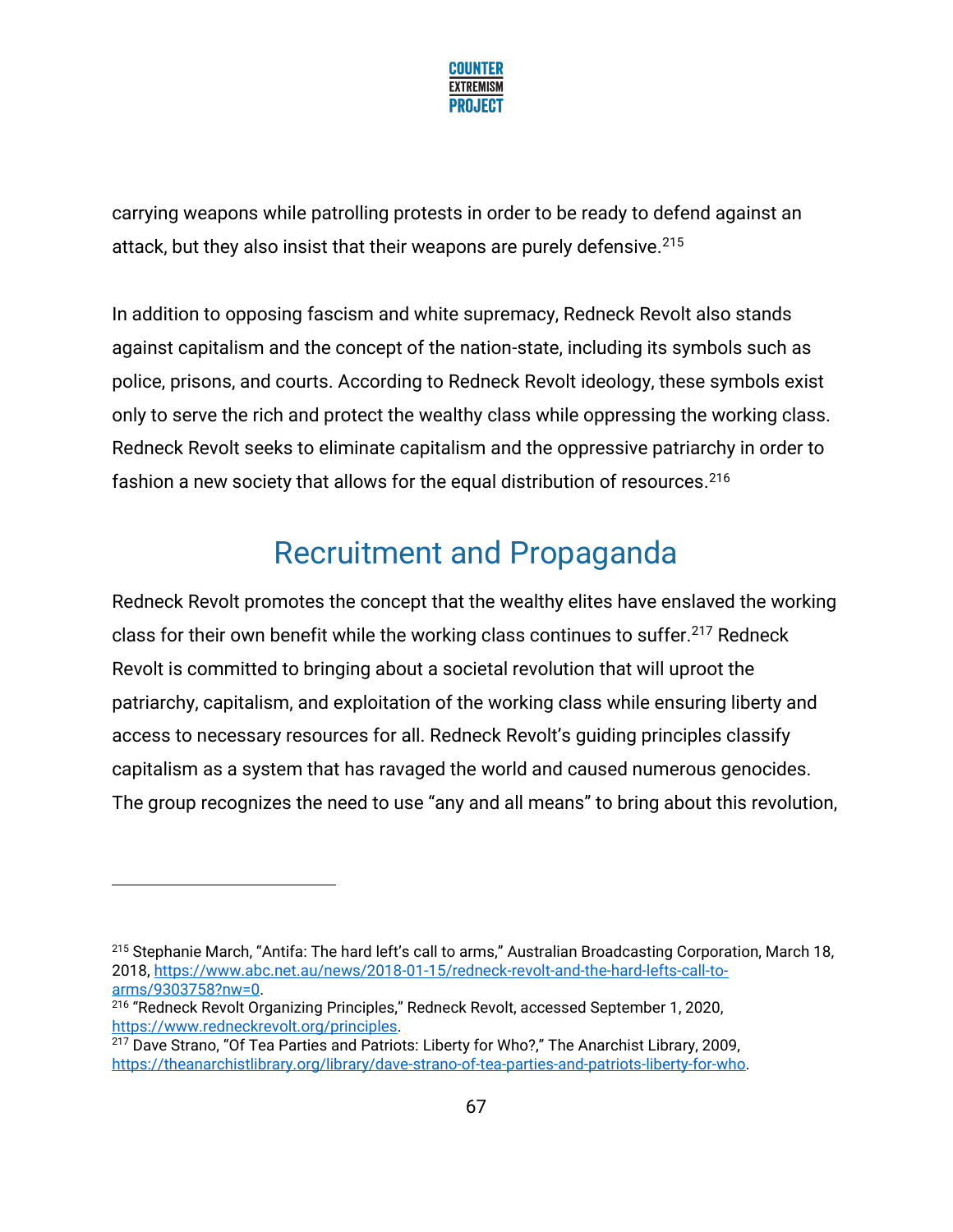carrying weapons while patrolling protests in order to be ready to defend against an attack, but they also insist that their weapons are purely defensive.[215]

In addition to opposing fascism and white supremacy, Redneck Revolt also stands against capitalism and the concept of the nation-state, including its symbols such as police, prisons, and courts. According to Redneck Revolt ideology, these symbols exist only to serve the rich and protect the wealthy class while oppressing the working class. Redneck Revolt seeks to eliminate capitalism and the oppressive patriarchy in order to fashion a new society that allows for the equal distribution of resources.[216]

## Recruitment and Propaganda

Redneck Revolt promotes the concept that the wealthy elites have enslaved the working class for their own benefit while the working class continues to suffer.[217] Redneck Revolt is committed to bringing about a societal revolution that will uproot the patriarchy, capitalism, and exploitation of the working class while ensuring liberty and access to necessary resources for all. Redneck Revolt's guiding principles classify capitalism as a system that has ravaged the world and caused numerous genocides. The group recognizes the need to use "any and all means" to bring about this revolution,

---

[215] Stephanie March, "Antifa: The hard left's call to arms," Australian Broadcasting Corporation, March 18, 2018, https://www.abc.net.au/news/2018-01-15/redneck-revolt-and-the-hard-lefts-call-to-arms/9303758?nw=0.

[216] "Redneck Revolt Organizing Principles," Redneck Revolt, accessed September 1, 2020, https://www.redneckrevolt.org/principles.

[217] Dave Strano, "Of Tea Parties and Patriots: Liberty for Who?," The Anarchist Library, 2009, https://theanarchistlibrary.org/library/dave-strano-of-tea-parties-and-patriots-liberty-for-who.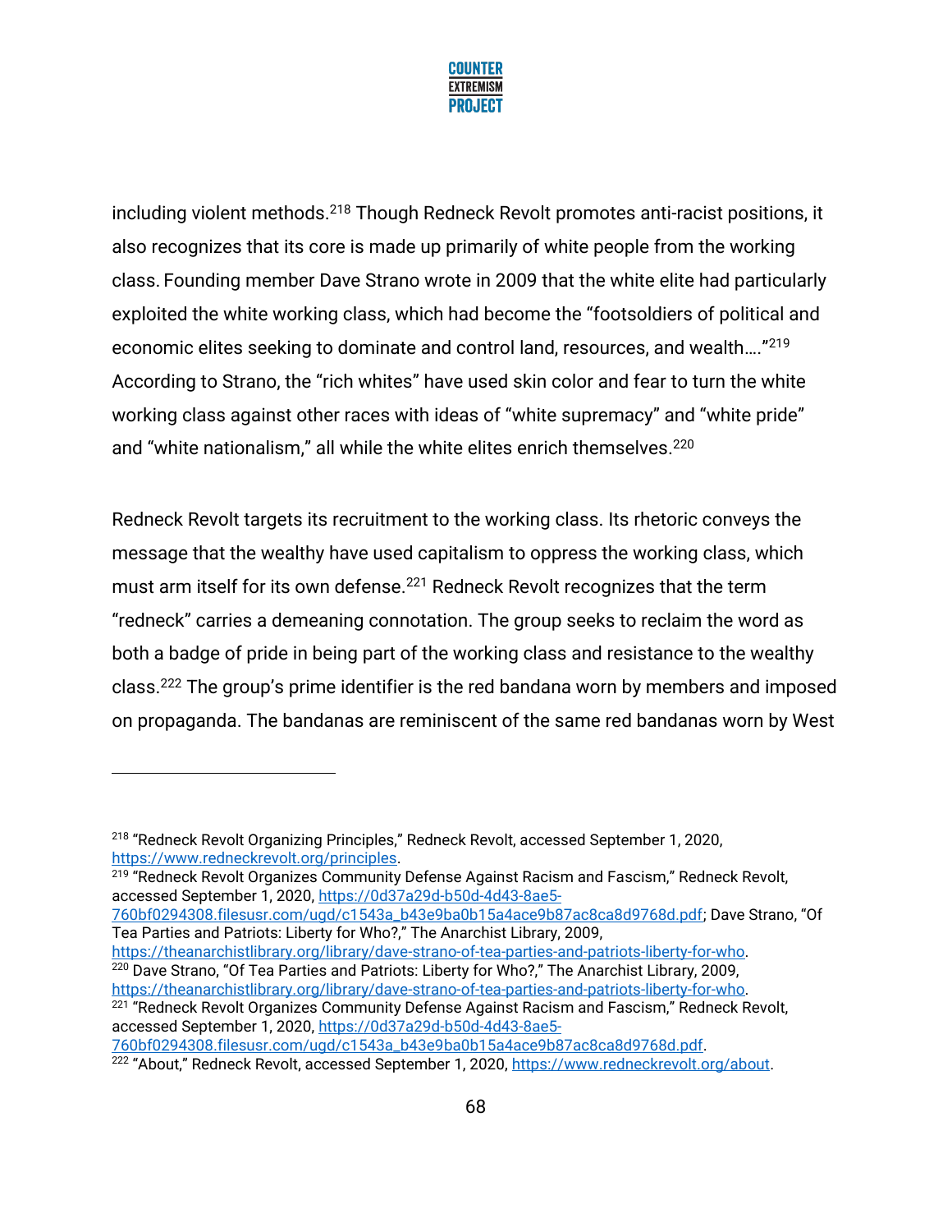including violent methods.[218] Though Redneck Revolt promotes anti-racist positions, it also recognizes that its core is made up primarily of white people from the working class. Founding member Dave Strano wrote in 2009 that the white elite had particularly exploited the white working class, which had become the "footsoldiers of political and economic elites seeking to dominate and control land, resources, and wealth…."[219] According to Strano, the "rich whites" have used skin color and fear to turn the white working class against other races with ideas of "white supremacy" and "white pride" and "white nationalism," all while the white elites enrich themselves.[220]

Redneck Revolt targets its recruitment to the working class. Its rhetoric conveys the message that the wealthy have used capitalism to oppress the working class, which must arm itself for its own defense.[221] Redneck Revolt recognizes that the term "redneck" carries a demeaning connotation. The group seeks to reclaim the word as both a badge of pride in being part of the working class and resistance to the wealthy class.[222] The group's prime identifier is the red bandana worn by members and imposed on propaganda. The bandanas are reminiscent of the same red bandanas worn by West

---

[218] "Redneck Revolt Organizing Principles," Redneck Revolt, accessed September 1, 2020, https://www.redneckrevolt.org/principles.

[219] "Redneck Revolt Organizes Community Defense Against Racism and Fascism," Redneck Revolt, accessed September 1, 2020, https://0d37a29d-b50d-4d43-8ae5-760bf0294308.filesusr.com/ugd/c1543a_b43e9ba0b15a4ace9b87ac8ca8d9768d.pdf; Dave Strano, "Of Tea Parties and Patriots: Liberty for Who?," The Anarchist Library, 2009, https://theanarchistlibrary.org/library/dave-strano-of-tea-parties-and-patriots-liberty-for-who.

[220] Dave Strano, "Of Tea Parties and Patriots: Liberty for Who?," The Anarchist Library, 2009, https://theanarchistlibrary.org/library/dave-strano-of-tea-parties-and-patriots-liberty-for-who.

[221] "Redneck Revolt Organizes Community Defense Against Racism and Fascism," Redneck Revolt, accessed September 1, 2020, https://0d37a29d-b50d-4d43-8ae5-760bf0294308.filesusr.com/ugd/c1543a_b43e9ba0b15a4ace9b87ac8ca8d9768d.pdf.

[222] "About," Redneck Revolt, accessed September 1, 2020, https://www.redneckrevolt.org/about.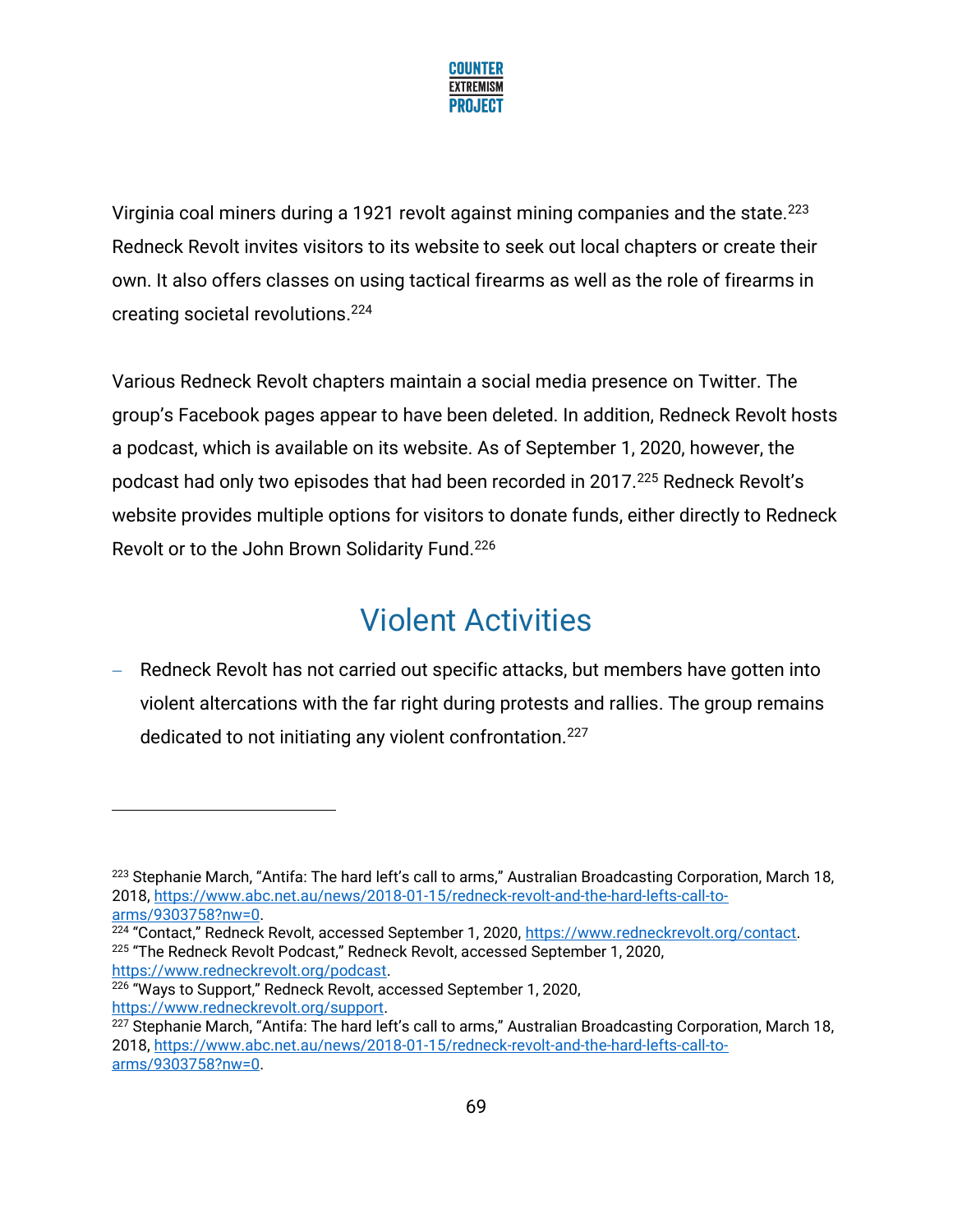Virginia coal miners during a 1921 revolt against mining companies and the state.[223] Redneck Revolt invites visitors to its website to seek out local chapters or create their own. It also offers classes on using tactical firearms as well as the role of firearms in creating societal revolutions.[224]

Various Redneck Revolt chapters maintain a social media presence on Twitter. The group's Facebook pages appear to have been deleted. In addition, Redneck Revolt hosts a podcast, which is available on its website. As of September 1, 2020, however, the podcast had only two episodes that had been recorded in 2017.[225] Redneck Revolt's website provides multiple options for visitors to donate funds, either directly to Redneck Revolt or to the John Brown Solidarity Fund.[226]

## Violent Activities

- Redneck Revolt has not carried out specific attacks, but members have gotten into violent altercations with the far right during protests and rallies. The group remains dedicated to not initiating any violent confrontation.[227]

---

[223] Stephanie March, "Antifa: The hard left's call to arms," Australian Broadcasting Corporation, March 18, 2018, https://www.abc.net.au/news/2018-01-15/redneck-revolt-and-the-hard-lefts-call-to-arms/9303758?nw=0.

[224] "Contact," Redneck Revolt, accessed September 1, 2020, https://www.redneckrevolt.org/contact.

[225] "The Redneck Revolt Podcast," Redneck Revolt, accessed September 1, 2020, https://www.redneckrevolt.org/podcast.

[226] "Ways to Support," Redneck Revolt, accessed September 1, 2020, https://www.redneckrevolt.org/support.

[227] Stephanie March, "Antifa: The hard left's call to arms," Australian Broadcasting Corporation, March 18, 2018, https://www.abc.net.au/news/2018-01-15/redneck-revolt-and-the-hard-lefts-call-to-arms/9303758?nw=0.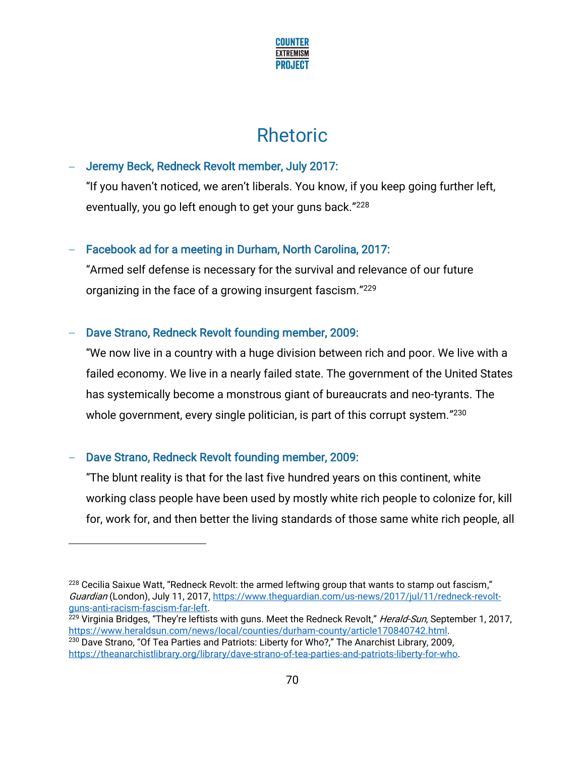# Rhetoric

- **Jeremy Beck, Redneck Revolt member, July 2017:**

  "If you haven't noticed, we aren't liberals. You know, if you keep going further left, eventually, you go left enough to get your guns back."[228]

- **Facebook ad for a meeting in Durham, North Carolina, 2017:**

  "Armed self defense is necessary for the survival and relevance of our future organizing in the face of a growing insurgent fascism."[229]

- **Dave Strano, Redneck Revolt founding member, 2009:**

  "We now live in a country with a huge division between rich and poor. We live with a failed economy. We live in a nearly failed state. The government of the United States has systemically become a monstrous giant of bureaucrats and neo-tyrants. The whole government, every single politician, is part of this corrupt system."[230]

- **Dave Strano, Redneck Revolt founding member, 2009:**

  "The blunt reality is that for the last five hundred years on this continent, white working class people have been used by mostly white rich people to colonize for, kill for, work for, and then better the living standards of those same white rich people, all

---

[228] Cecilia Saixue Watt, "Redneck Revolt: the armed leftwing group that wants to stamp out fascism," *Guardian* (London), July 11, 2017, https://www.theguardian.com/us-news/2017/jul/11/redneck-revolt-guns-anti-racism-fascism-far-left.

[229] Virginia Bridges, "They're leftists with guns. Meet the Redneck Revolt," *Herald-Sun*, September 1, 2017, https://www.heraldsun.com/news/local/counties/durham-county/article170840742.html.

[230] Dave Strano, "Of Tea Parties and Patriots: Liberty for Who?," The Anarchist Library, 2009, https://theanarchistlibrary.org/library/dave-strano-of-tea-parties-and-patriots-liberty-for-who.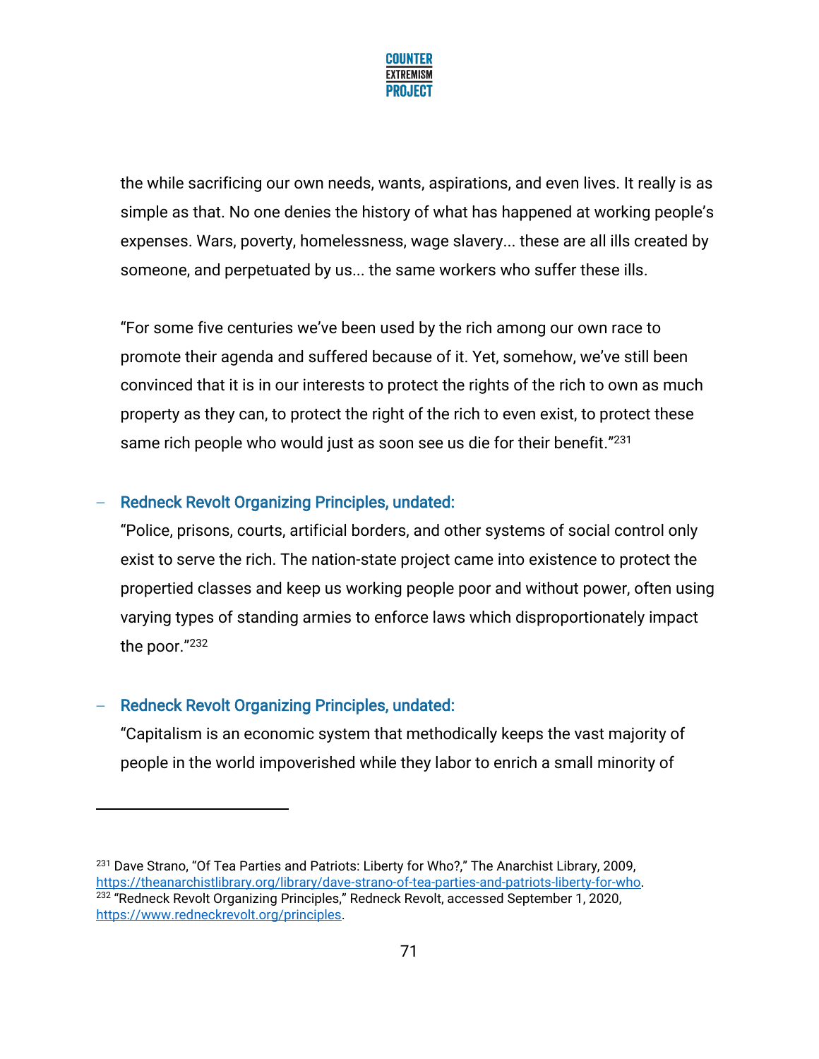the while sacrificing our own needs, wants, aspirations, and even lives. It really is as simple as that. No one denies the history of what has happened at working people's expenses. Wars, poverty, homelessness, wage slavery... these are all ills created by someone, and perpetuated by us... the same workers who suffer these ills.

"For some five centuries we've been used by the rich among our own race to promote their agenda and suffered because of it. Yet, somehow, we've still been convinced that it is in our interests to protect the rights of the rich to own as much property as they can, to protect the right of the rich to even exist, to protect these same rich people who would just as soon see us die for their benefit."[231]

- **Redneck Revolt Organizing Principles, undated:**
  "Police, prisons, courts, artificial borders, and other systems of social control only exist to serve the rich. The nation-state project came into existence to protect the propertied classes and keep us working people poor and without power, often using varying types of standing armies to enforce laws which disproportionately impact the poor."[232]

- **Redneck Revolt Organizing Principles, undated:**
  "Capitalism is an economic system that methodically keeps the vast majority of people in the world impoverished while they labor to enrich a small minority of

---

[231] Dave Strano, "Of Tea Parties and Patriots: Liberty for Who?," The Anarchist Library, 2009, https://theanarchistlibrary.org/library/dave-strano-of-tea-parties-and-patriots-liberty-for-who.
[232] "Redneck Revolt Organizing Principles," Redneck Revolt, accessed September 1, 2020, https://www.redneckrevolt.org/principles.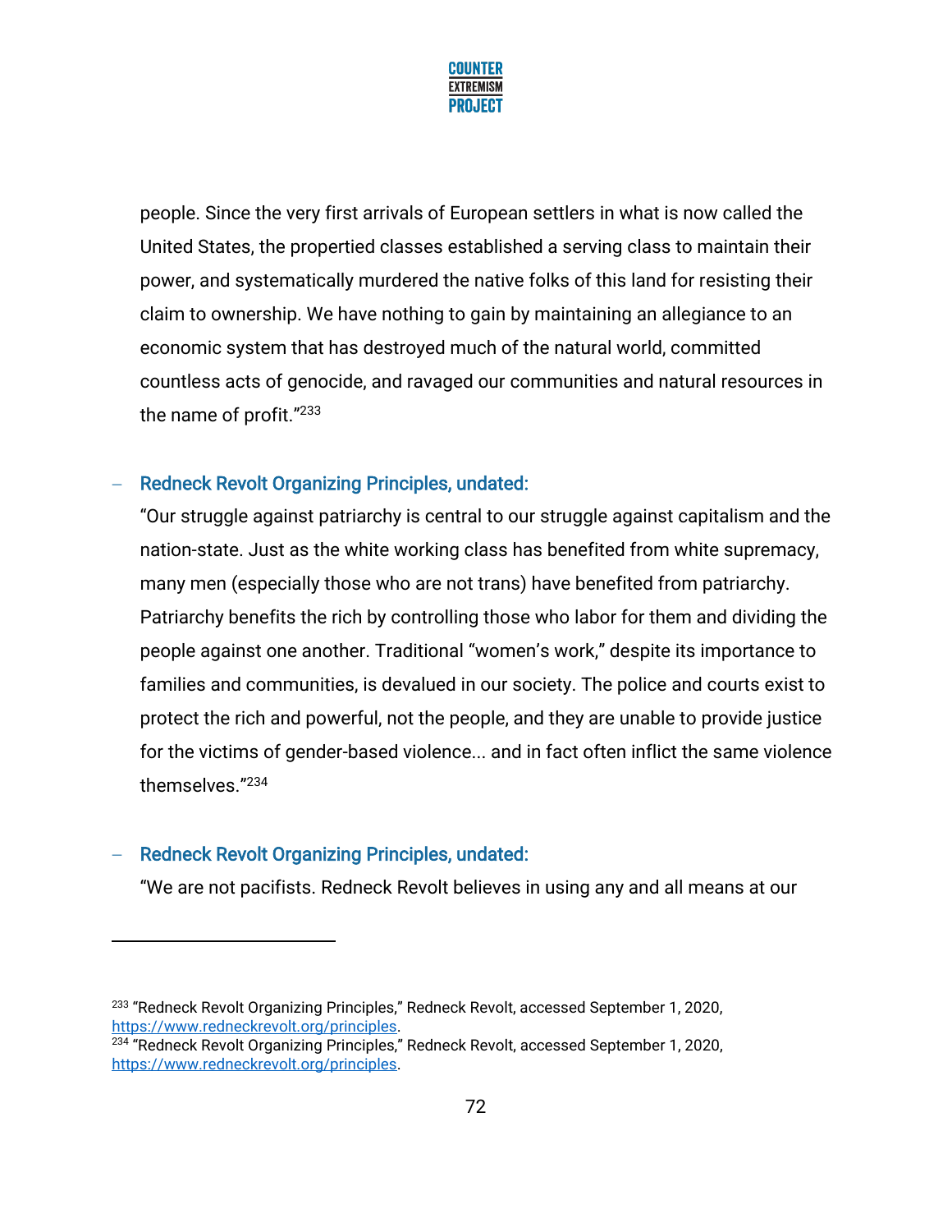people. Since the very first arrivals of European settlers in what is now called the United States, the propertied classes established a serving class to maintain their power, and systematically murdered the native folks of this land for resisting their claim to ownership. We have nothing to gain by maintaining an allegiance to an economic system that has destroyed much of the natural world, committed countless acts of genocide, and ravaged our communities and natural resources in the name of profit."[233]

- **Redneck Revolt Organizing Principles, undated:**
  "Our struggle against patriarchy is central to our struggle against capitalism and the nation-state. Just as the white working class has benefited from white supremacy, many men (especially those who are not trans) have benefited from patriarchy. Patriarchy benefits the rich by controlling those who labor for them and dividing the people against one another. Traditional "women's work," despite its importance to families and communities, is devalued in our society. The police and courts exist to protect the rich and powerful, not the people, and they are unable to provide justice for the victims of gender-based violence... and in fact often inflict the same violence themselves."[234]

- **Redneck Revolt Organizing Principles, undated:**
  "We are not pacifists. Redneck Revolt believes in using any and all means at our

---

[233] "Redneck Revolt Organizing Principles," Redneck Revolt, accessed September 1, 2020, https://www.redneckrevolt.org/principles.

[234] "Redneck Revolt Organizing Principles," Redneck Revolt, accessed September 1, 2020, https://www.redneckrevolt.org/principles.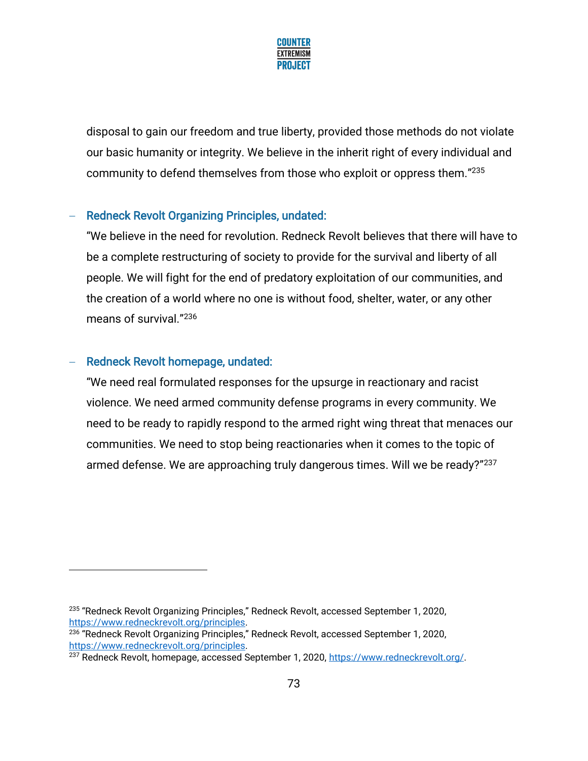disposal to gain our freedom and true liberty, provided those methods do not violate our basic humanity or integrity. We believe in the inherit right of every individual and community to defend themselves from those who exploit or oppress them."[235]

- **Redneck Revolt Organizing Principles, undated:**

  "We believe in the need for revolution. Redneck Revolt believes that there will have to be a complete restructuring of society to provide for the survival and liberty of all people. We will fight for the end of predatory exploitation of our communities, and the creation of a world where no one is without food, shelter, water, or any other means of survival."[236]

- **Redneck Revolt homepage, undated:**

  "We need real formulated responses for the upsurge in reactionary and racist violence. We need armed community defense programs in every community. We need to be ready to rapidly respond to the armed right wing threat that menaces our communities. We need to stop being reactionaries when it comes to the topic of armed defense. We are approaching truly dangerous times. Will we be ready?"[237]

---

[235] "Redneck Revolt Organizing Principles," Redneck Revolt, accessed September 1, 2020, https://www.redneckrevolt.org/principles.

[236] "Redneck Revolt Organizing Principles," Redneck Revolt, accessed September 1, 2020, https://www.redneckrevolt.org/principles.

[237] Redneck Revolt, homepage, accessed September 1, 2020, https://www.redneckrevolt.org/.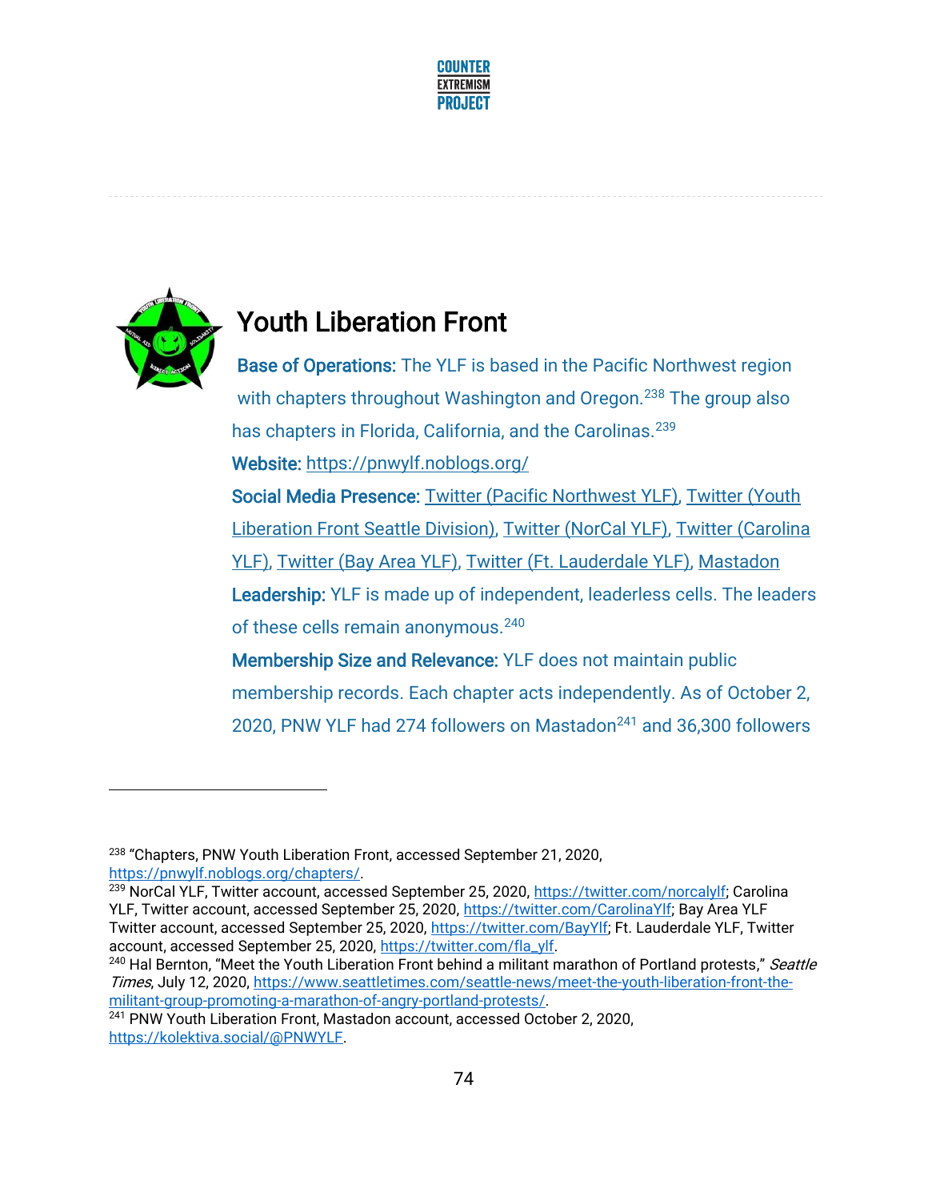# Youth Liberation Front

**Base of Operations:** The YLF is based in the Pacific Northwest region with chapters throughout Washington and Oregon.[238] The group also has chapters in Florida, California, and the Carolinas.[239]

**Website:** https://pnwylf.noblogs.org/

**Social Media Presence:** Twitter (Pacific Northwest YLF), Twitter (Youth Liberation Front Seattle Division), Twitter (NorCal YLF), Twitter (Carolina YLF), Twitter (Bay Area YLF), Twitter (Ft. Lauderdale YLF), Mastadon

**Leadership:** YLF is made up of independent, leaderless cells. The leaders of these cells remain anonymous.[240]

**Membership Size and Relevance:** YLF does not maintain public membership records. Each chapter acts independently. As of October 2, 2020, PNW YLF had 274 followers on Mastadon[241] and 36,300 followers

---

[238] "Chapters, PNW Youth Liberation Front, accessed September 21, 2020, https://pnwylf.noblogs.org/chapters/.

[239] NorCal YLF, Twitter account, accessed September 25, 2020, https://twitter.com/norcalylf; Carolina YLF, Twitter account, accessed September 25, 2020, https://twitter.com/CarolinaYlf; Bay Area YLF Twitter account, accessed September 25, 2020, https://twitter.com/BayYlf; Ft. Lauderdale YLF, Twitter account, accessed September 25, 2020, https://twitter.com/fla_ylf.

[240] Hal Bernton, "Meet the Youth Liberation Front behind a militant marathon of Portland protests," *Seattle Times*, July 12, 2020, https://www.seattletimes.com/seattle-news/meet-the-youth-liberation-front-the-militant-group-promoting-a-marathon-of-angry-portland-protests/.

[241] PNW Youth Liberation Front, Mastadon account, accessed October 2, 2020, https://kolektiva.social/@PNWYLF.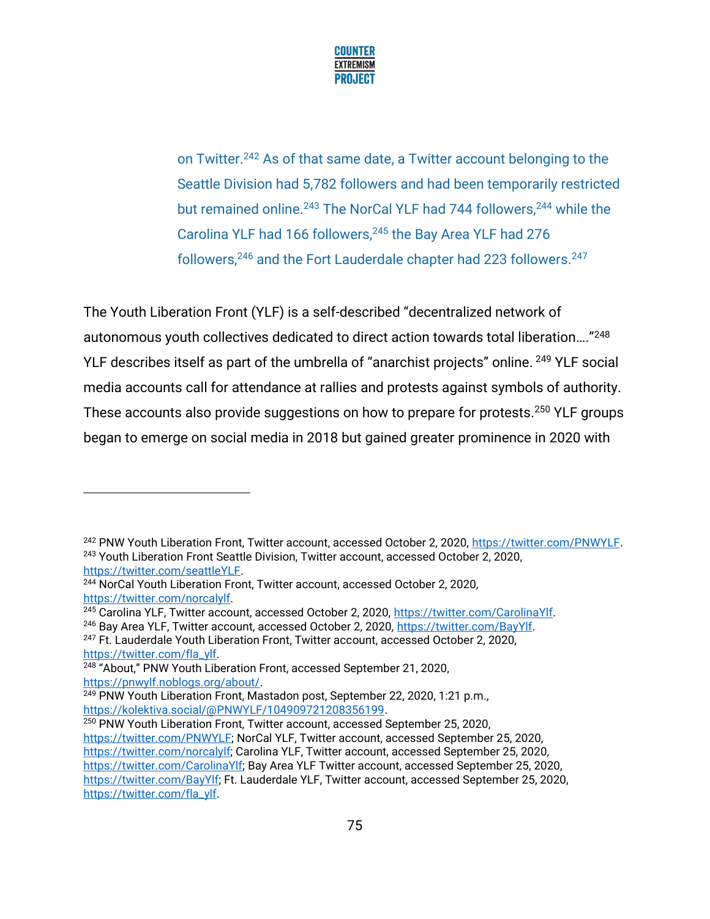on Twitter.[242] As of that same date, a Twitter account belonging to the Seattle Division had 5,782 followers and had been temporarily restricted but remained online.[243] The NorCal YLF had 744 followers,[244] while the Carolina YLF had 166 followers,[245] the Bay Area YLF had 276 followers,[246] and the Fort Lauderdale chapter had 223 followers.[247]

The Youth Liberation Front (YLF) is a self-described "decentralized network of autonomous youth collectives dedicated to direct action towards total liberation…."[248] YLF describes itself as part of the umbrella of "anarchist projects" online. [249] YLF social media accounts call for attendance at rallies and protests against symbols of authority. These accounts also provide suggestions on how to prepare for protests.[250] YLF groups began to emerge on social media in 2018 but gained greater prominence in 2020 with

---

[242] PNW Youth Liberation Front, Twitter account, accessed October 2, 2020, https://twitter.com/PNWYLF.

[243] Youth Liberation Front Seattle Division, Twitter account, accessed October 2, 2020, https://twitter.com/seattleYLF.

[244] NorCal Youth Liberation Front, Twitter account, accessed October 2, 2020, https://twitter.com/norcalylf.

[245] Carolina YLF, Twitter account, accessed October 2, 2020, https://twitter.com/CarolinaYlf.

[246] Bay Area YLF, Twitter account, accessed October 2, 2020, https://twitter.com/BayYlf.

[247] Ft. Lauderdale Youth Liberation Front, Twitter account, accessed October 2, 2020, https://twitter.com/fla_ylf.

[248] "About," PNW Youth Liberation Front, accessed September 21, 2020, https://pnwylf.noblogs.org/about/.

[249] PNW Youth Liberation Front, Mastadon post, September 22, 2020, 1:21 p.m., https://kolektiva.social/@PNWYLF/104909721208356199.

[250] PNW Youth Liberation Front, Twitter account, accessed September 25, 2020, https://twitter.com/PNWYLF; NorCal YLF, Twitter account, accessed September 25, 2020, https://twitter.com/norcalylf; Carolina YLF, Twitter account, accessed September 25, 2020, https://twitter.com/CarolinaYlf; Bay Area YLF Twitter account, accessed September 25, 2020, https://twitter.com/BayYlf; Ft. Lauderdale YLF, Twitter account, accessed September 25, 2020, https://twitter.com/fla_ylf.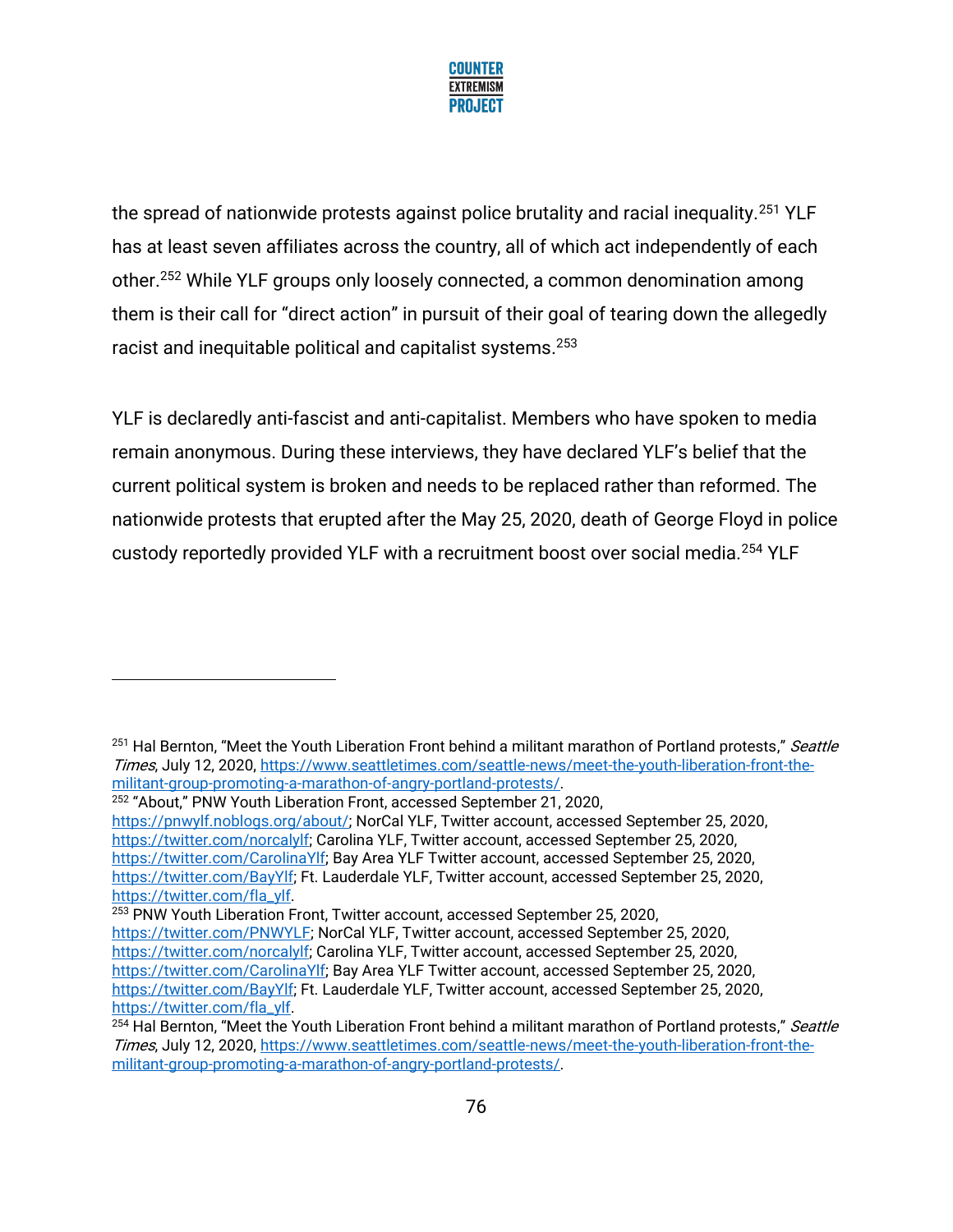the spread of nationwide protests against police brutality and racial inequality.[251] YLF has at least seven affiliates across the country, all of which act independently of each other.[252] While YLF groups only loosely connected, a common denomination among them is their call for "direct action" in pursuit of their goal of tearing down the allegedly racist and inequitable political and capitalist systems.[253]

YLF is declaredly anti-fascist and anti-capitalist. Members who have spoken to media remain anonymous. During these interviews, they have declared YLF's belief that the current political system is broken and needs to be replaced rather than reformed. The nationwide protests that erupted after the May 25, 2020, death of George Floyd in police custody reportedly provided YLF with a recruitment boost over social media.[254] YLF

---

[251] Hal Bernton, "Meet the Youth Liberation Front behind a militant marathon of Portland protests," *Seattle Times*, July 12, 2020, https://www.seattletimes.com/seattle-news/meet-the-youth-liberation-front-the-militant-group-promoting-a-marathon-of-angry-portland-protests/.

[252] "About," PNW Youth Liberation Front, accessed September 21, 2020, https://pnwylf.noblogs.org/about/; NorCal YLF, Twitter account, accessed September 25, 2020, https://twitter.com/norcalylf; Carolina YLF, Twitter account, accessed September 25, 2020, https://twitter.com/CarolinaYlf; Bay Area YLF Twitter account, accessed September 25, 2020, https://twitter.com/BayYlf; Ft. Lauderdale YLF, Twitter account, accessed September 25, 2020, https://twitter.com/fla_ylf.

[253] PNW Youth Liberation Front, Twitter account, accessed September 25, 2020, https://twitter.com/PNWYLF; NorCal YLF, Twitter account, accessed September 25, 2020, https://twitter.com/norcalylf; Carolina YLF, Twitter account, accessed September 25, 2020, https://twitter.com/CarolinaYlf; Bay Area YLF Twitter account, accessed September 25, 2020, https://twitter.com/BayYlf; Ft. Lauderdale YLF, Twitter account, accessed September 25, 2020, https://twitter.com/fla_ylf.

[254] Hal Bernton, "Meet the Youth Liberation Front behind a militant marathon of Portland protests," *Seattle Times*, July 12, 2020, https://www.seattletimes.com/seattle-news/meet-the-youth-liberation-front-the-militant-group-promoting-a-marathon-of-angry-portland-protests/.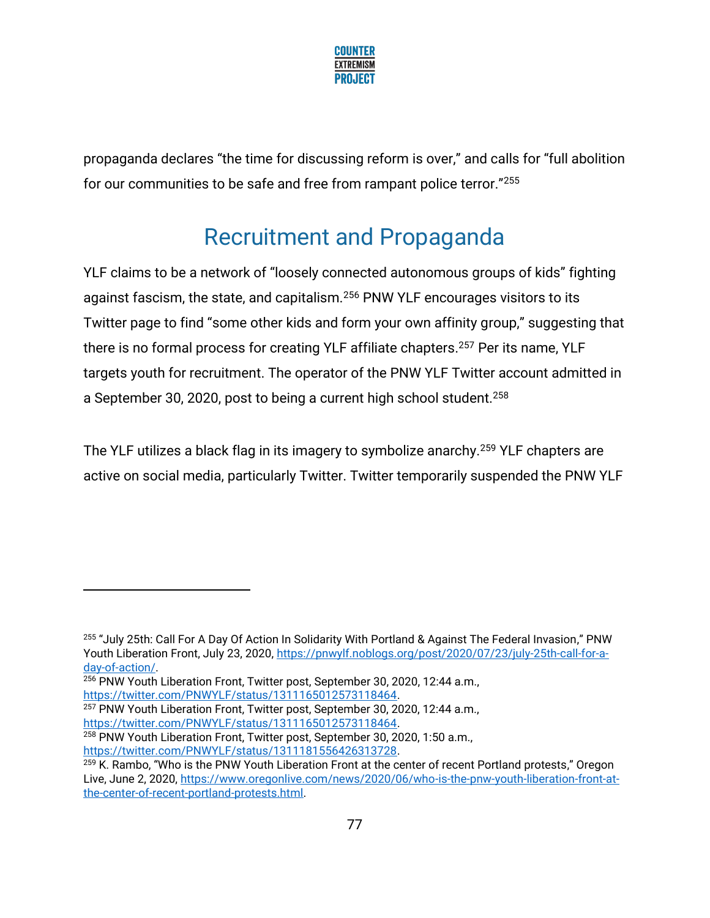propaganda declares "the time for discussing reform is over," and calls for "full abolition for our communities to be safe and free from rampant police terror."[255]

## Recruitment and Propaganda

YLF claims to be a network of "loosely connected autonomous groups of kids" fighting against fascism, the state, and capitalism.[256] PNW YLF encourages visitors to its Twitter page to find "some other kids and form your own affinity group," suggesting that there is no formal process for creating YLF affiliate chapters.[257] Per its name, YLF targets youth for recruitment. The operator of the PNW YLF Twitter account admitted in a September 30, 2020, post to being a current high school student.[258]

The YLF utilizes a black flag in its imagery to symbolize anarchy.[259] YLF chapters are active on social media, particularly Twitter. Twitter temporarily suspended the PNW YLF

---

[255] "July 25th: Call For A Day Of Action In Solidarity With Portland & Against The Federal Invasion," PNW Youth Liberation Front, July 23, 2020, https://pnwylf.noblogs.org/post/2020/07/23/july-25th-call-for-a-day-of-action/.

[256] PNW Youth Liberation Front, Twitter post, September 30, 2020, 12:44 a.m., https://twitter.com/PNWYLF/status/1311165012573118464.

[257] PNW Youth Liberation Front, Twitter post, September 30, 2020, 12:44 a.m., https://twitter.com/PNWYLF/status/1311165012573118464.

[258] PNW Youth Liberation Front, Twitter post, September 30, 2020, 1:50 a.m., https://twitter.com/PNWYLF/status/1311181556426313728.

[259] K. Rambo, "Who is the PNW Youth Liberation Front at the center of recent Portland protests," Oregon Live, June 2, 2020, https://www.oregonlive.com/news/2020/06/who-is-the-pnw-youth-liberation-front-at-the-center-of-recent-portland-protests.html.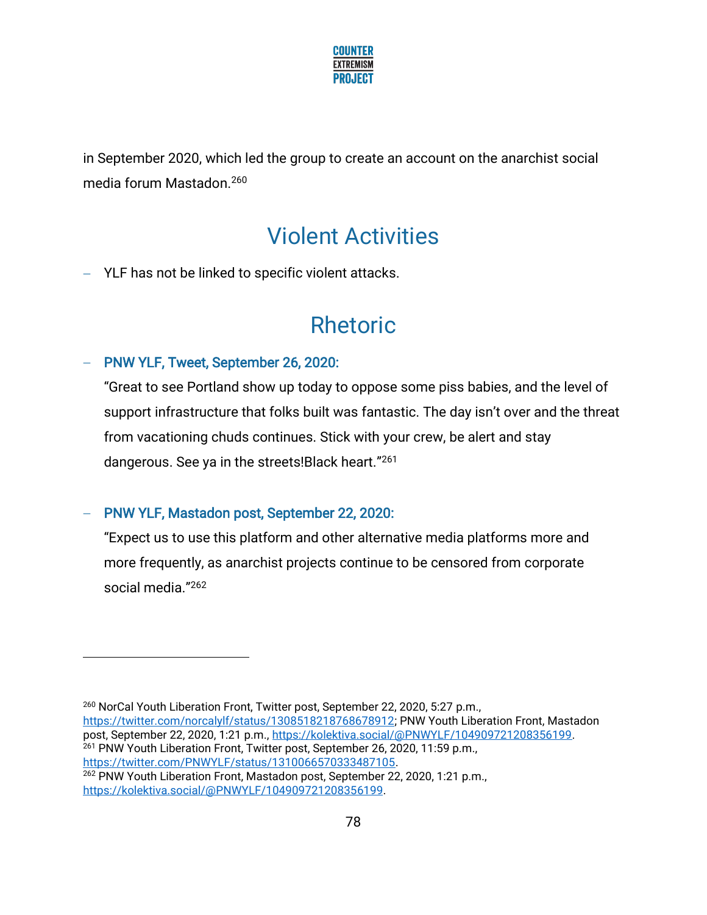in September 2020, which led the group to create an account on the anarchist social media forum Mastadon.[260]

## Violent Activities

- YLF has not be linked to specific violent attacks.

## Rhetoric

- **PNW YLF, Tweet, September 26, 2020:**

  "Great to see Portland show up today to oppose some piss babies, and the level of support infrastructure that folks built was fantastic. The day isn't over and the threat from vacationing chuds continues. Stick with your crew, be alert and stay dangerous. See ya in the streets!Black heart."[261]

- **PNW YLF, Mastadon post, September 22, 2020:**

  "Expect us to use this platform and other alternative media platforms more and more frequently, as anarchist projects continue to be censored from corporate social media."[262]

---

[260] NorCal Youth Liberation Front, Twitter post, September 22, 2020, 5:27 p.m., https://twitter.com/norcalylf/status/1308518218768678912; PNW Youth Liberation Front, Mastadon post, September 22, 2020, 1:21 p.m., https://kolektiva.social/@PNWYLF/104909721208356199.

[261] PNW Youth Liberation Front, Twitter post, September 26, 2020, 11:59 p.m., https://twitter.com/PNWYLF/status/1310066570333487105.

[262] PNW Youth Liberation Front, Mastadon post, September 22, 2020, 1:21 p.m., https://kolektiva.social/@PNWYLF/104909721208356199.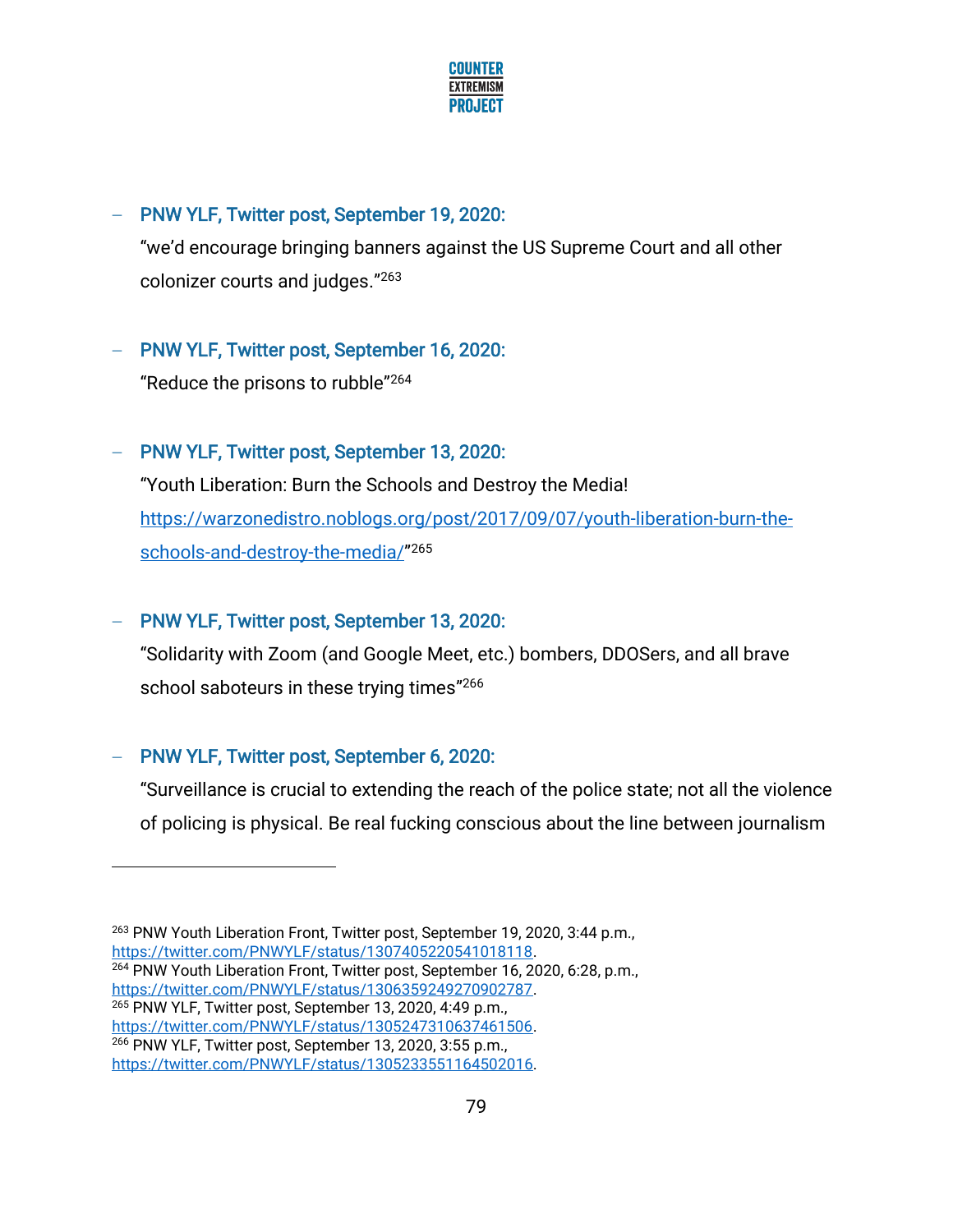- **PNW YLF, Twitter post, September 19, 2020:**

  "we'd encourage bringing banners against the US Supreme Court and all other colonizer courts and judges."[263]

- **PNW YLF, Twitter post, September 16, 2020:**

  "Reduce the prisons to rubble"[264]

- **PNW YLF, Twitter post, September 13, 2020:**

  "Youth Liberation: Burn the Schools and Destroy the Media! https://warzonedistro.noblogs.org/post/2017/09/07/youth-liberation-burn-the-schools-and-destroy-the-media/"[265]

- **PNW YLF, Twitter post, September 13, 2020:**

  "Solidarity with Zoom (and Google Meet, etc.) bombers, DDOSers, and all brave school saboteurs in these trying times"[266]

- **PNW YLF, Twitter post, September 6, 2020:**

  "Surveillance is crucial to extending the reach of the police state; not all the violence of policing is physical. Be real fucking conscious about the line between journalism

---

[263] PNW Youth Liberation Front, Twitter post, September 19, 2020, 3:44 p.m., https://twitter.com/PNWYLF/status/1307405220541018118.

[264] PNW Youth Liberation Front, Twitter post, September 16, 2020, 6:28, p.m., https://twitter.com/PNWYLF/status/1306359249270902787.

[265] PNW YLF, Twitter post, September 13, 2020, 4:49 p.m., https://twitter.com/PNWYLF/status/1305247310637461506.

[266] PNW YLF, Twitter post, September 13, 2020, 3:55 p.m., https://twitter.com/PNWYLF/status/1305233551164502016.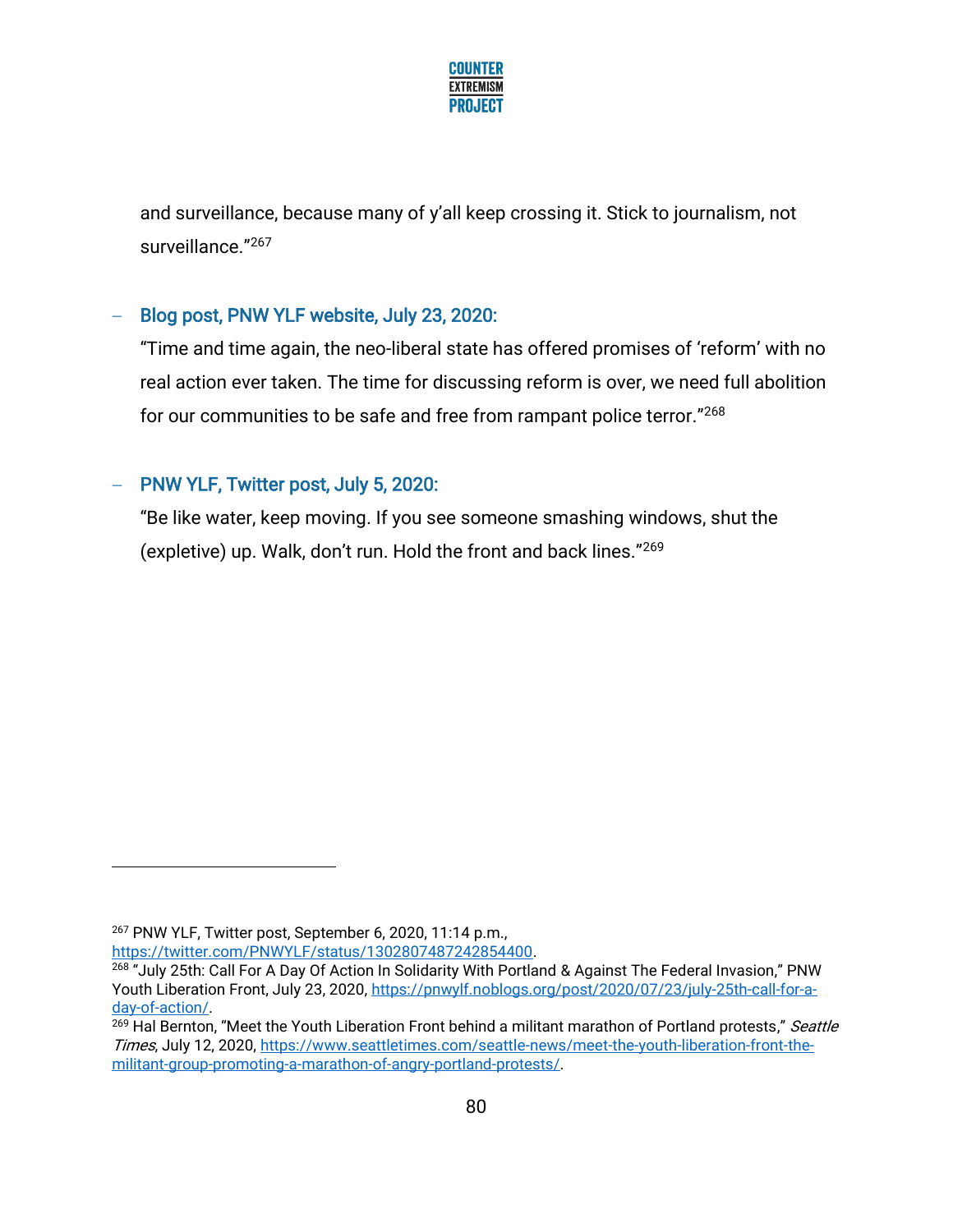and surveillance, because many of y'all keep crossing it. Stick to journalism, not surveillance."[267]

- Blog post, PNW YLF website, July 23, 2020:

  "Time and time again, the neo-liberal state has offered promises of 'reform' with no real action ever taken. The time for discussing reform is over, we need full abolition for our communities to be safe and free from rampant police terror."[268]

- PNW YLF, Twitter post, July 5, 2020:

  "Be like water, keep moving. If you see someone smashing windows, shut the (expletive) up. Walk, don't run. Hold the front and back lines."[269]

---

[267] PNW YLF, Twitter post, September 6, 2020, 11:14 p.m., https://twitter.com/PNWYLF/status/1302807487242854400.

[268] "July 25th: Call For A Day Of Action In Solidarity With Portland & Against The Federal Invasion," PNW Youth Liberation Front, July 23, 2020, https://pnwylf.noblogs.org/post/2020/07/23/july-25th-call-for-a-day-of-action/.

[269] Hal Bernton, "Meet the Youth Liberation Front behind a militant marathon of Portland protests," *Seattle Times*, July 12, 2020, https://www.seattletimes.com/seattle-news/meet-the-youth-liberation-front-the-militant-group-promoting-a-marathon-of-angry-portland-protests/.